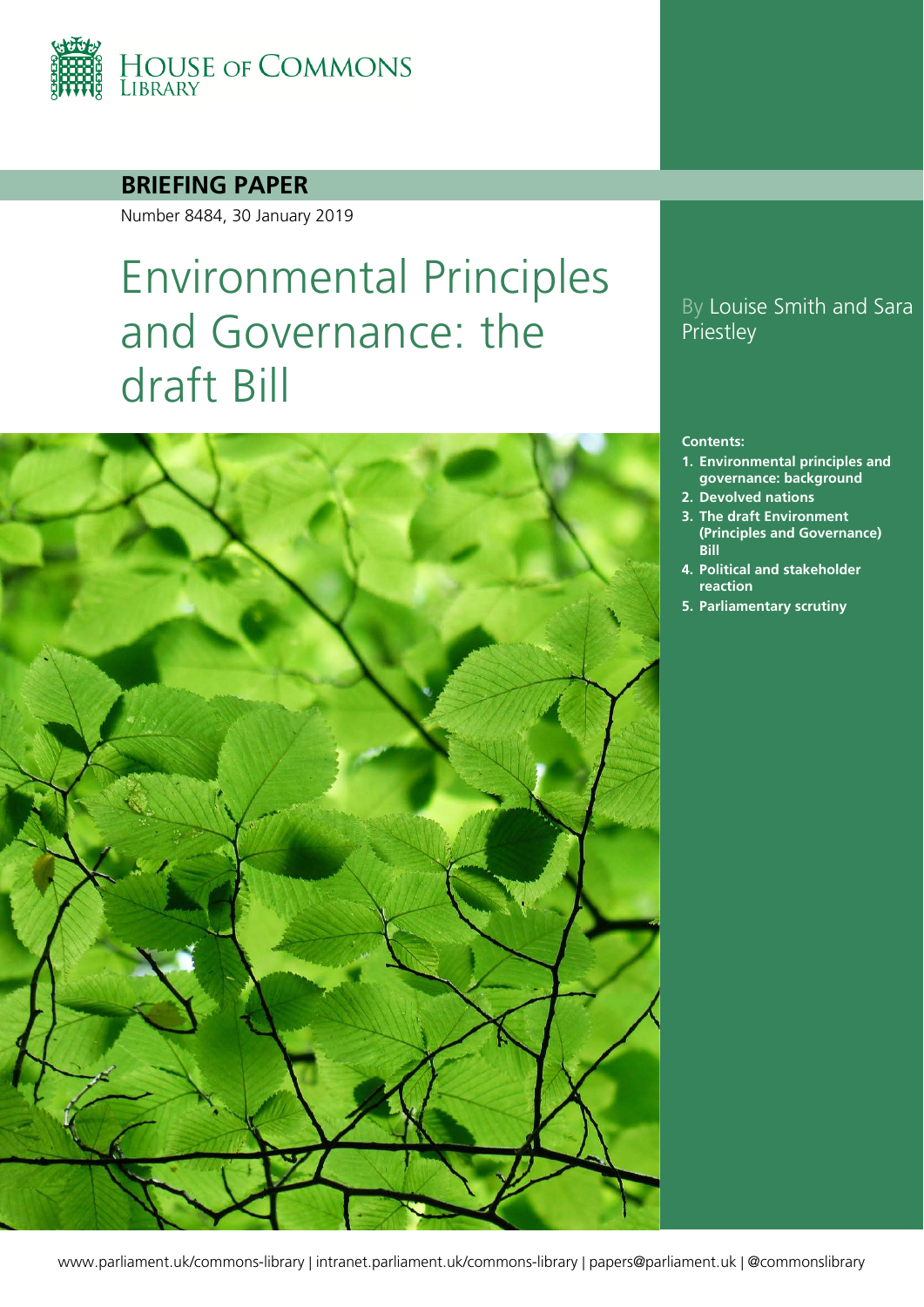House of Commons Library

**BRIEFING PAPER**

Number 8484, 30 January 2019

# Environmental Principles and Governance: the draft Bill

By Louise Smith and Sara Priestley

**Contents:**

1. **Environmental principles and governance: background**
2. **Devolved nations**
3. **The draft Environment (Principles and Governance) Bill**
4. **Political and stakeholder reaction**
5. **Parliamentary scrutiny**

www.parliament.uk/commons-library | intranet.parliament.uk/commons-library | papers@parliament.uk | @commonslibrary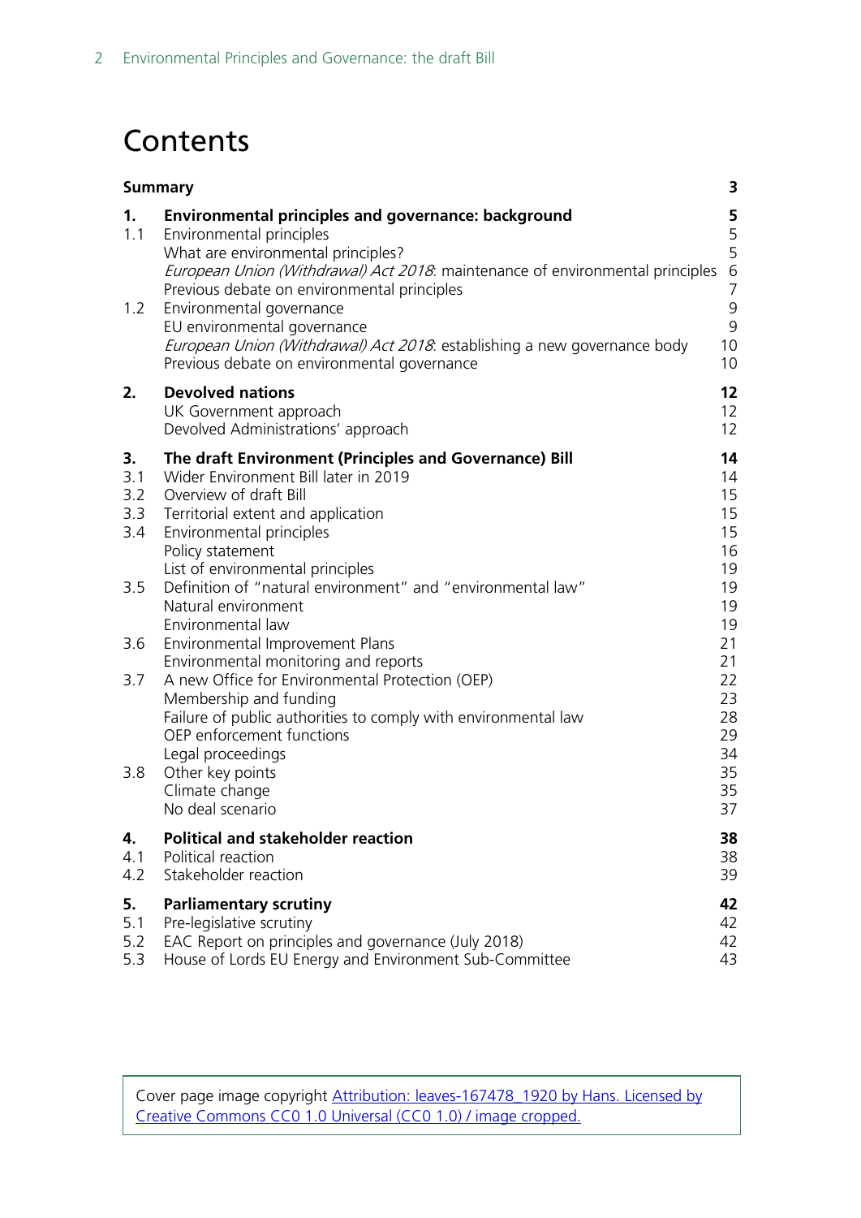# Contents

| | | |
|---|---|---|
| **Summary** | | **3** |
| **1.** | **Environmental principles and governance: background** | **5** |
| 1.1 | Environmental principles | 5 |
| | What are environmental principles? | 5 |
| | *European Union (Withdrawal) Act 2018*: maintenance of environmental principles | 6 |
| | Previous debate on environmental principles | 7 |
| 1.2 | Environmental governance | 9 |
| | EU environmental governance | 9 |
| | *European Union (Withdrawal) Act 2018*: establishing a new governance body | 10 |
| | Previous debate on environmental governance | 10 |
| **2.** | **Devolved nations** | **12** |
| | UK Government approach | 12 |
| | Devolved Administrations' approach | 12 |
| **3.** | **The draft Environment (Principles and Governance) Bill** | **14** |
| 3.1 | Wider Environment Bill later in 2019 | 14 |
| 3.2 | Overview of draft Bill | 15 |
| 3.3 | Territorial extent and application | 15 |
| 3.4 | Environmental principles | 15 |
| | Policy statement | 16 |
| | List of environmental principles | 19 |
| 3.5 | Definition of "natural environment" and "environmental law" | 19 |
| | Natural environment | 19 |
| | Environmental law | 19 |
| 3.6 | Environmental Improvement Plans | 21 |
| | Environmental monitoring and reports | 21 |
| 3.7 | A new Office for Environmental Protection (OEP) | 22 |
| | Membership and funding | 23 |
| | Failure of public authorities to comply with environmental law | 28 |
| | OEP enforcement functions | 29 |
| | Legal proceedings | 34 |
| 3.8 | Other key points | 35 |
| | Climate change | 35 |
| | No deal scenario | 37 |
| **4.** | **Political and stakeholder reaction** | **38** |
| 4.1 | Political reaction | 38 |
| 4.2 | Stakeholder reaction | 39 |
| **5.** | **Parliamentary scrutiny** | **42** |
| 5.1 | Pre-legislative scrutiny | 42 |
| 5.2 | EAC Report on principles and governance (July 2018) | 42 |
| 5.3 | House of Lords EU Energy and Environment Sub-Committee | 43 |

Cover page image copyright Attribution: leaves-167478_1920 by Hans. Licensed by Creative Commons CC0 1.0 Universal (CC0 1.0) / image cropped.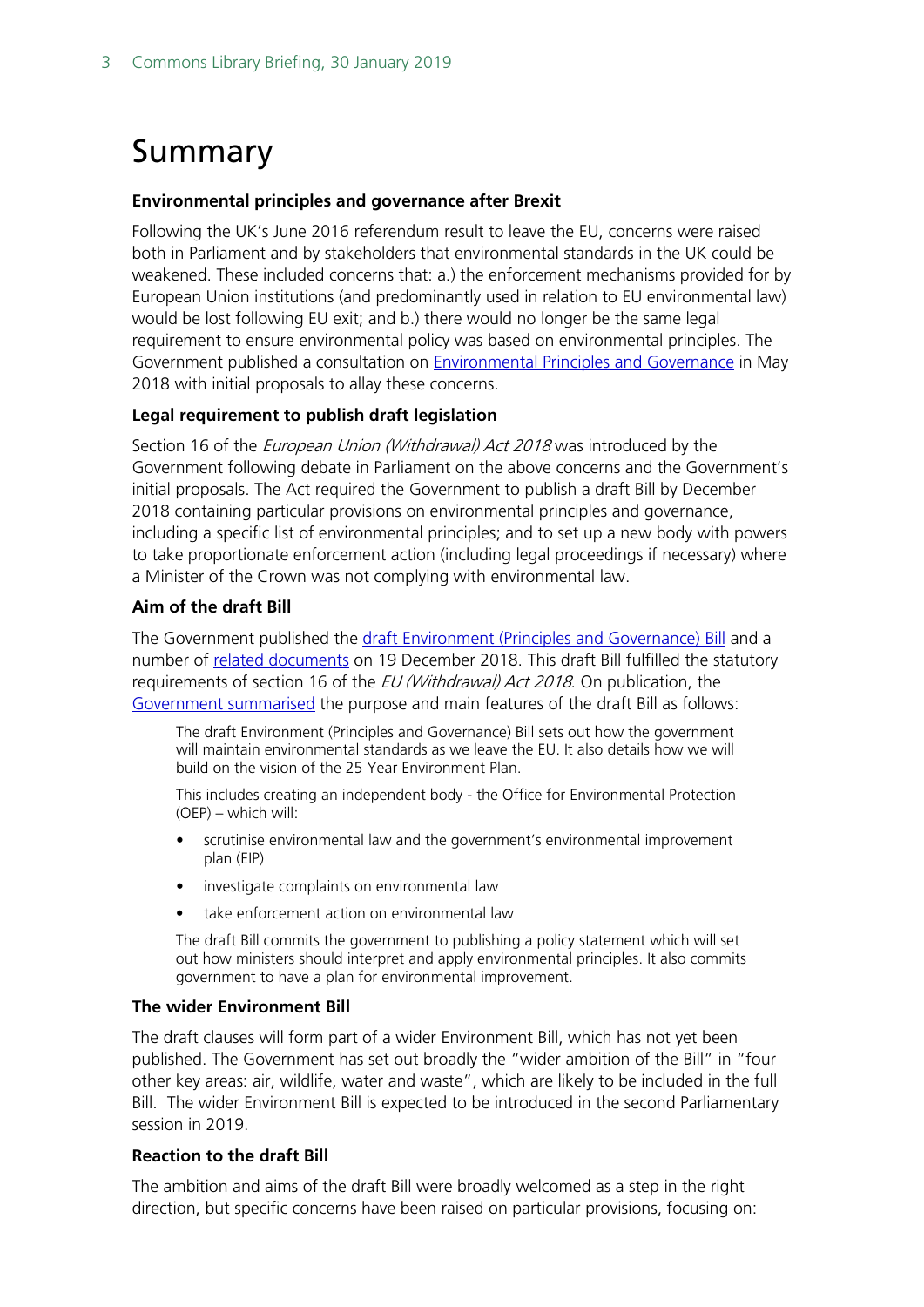# Summary

**Environmental principles and governance after Brexit**

Following the UK's June 2016 referendum result to leave the EU, concerns were raised both in Parliament and by stakeholders that environmental standards in the UK could be weakened. These included concerns that: a.) the enforcement mechanisms provided for by European Union institutions (and predominantly used in relation to EU environmental law) would be lost following EU exit; and b.) there would no longer be the same legal requirement to ensure environmental policy was based on environmental principles. The Government published a consultation on Environmental Principles and Governance in May 2018 with initial proposals to allay these concerns.

**Legal requirement to publish draft legislation**

Section 16 of the *European Union (Withdrawal) Act 2018* was introduced by the Government following debate in Parliament on the above concerns and the Government's initial proposals. The Act required the Government to publish a draft Bill by December 2018 containing particular provisions on environmental principles and governance, including a specific list of environmental principles; and to set up a new body with powers to take proportionate enforcement action (including legal proceedings if necessary) where a Minister of the Crown was not complying with environmental law.

**Aim of the draft Bill**

The Government published the draft Environment (Principles and Governance) Bill and a number of related documents on 19 December 2018. This draft Bill fulfilled the statutory requirements of section 16 of the *EU (Withdrawal) Act 2018*. On publication, the Government summarised the purpose and main features of the draft Bill as follows:

> The draft Environment (Principles and Governance) Bill sets out how the government will maintain environmental standards as we leave the EU. It also details how we will build on the vision of the 25 Year Environment Plan.
>
> This includes creating an independent body - the Office for Environmental Protection (OEP) – which will:
>
> - scrutinise environmental law and the government's environmental improvement plan (EIP)
> - investigate complaints on environmental law
> - take enforcement action on environmental law
>
> The draft Bill commits the government to publishing a policy statement which will set out how ministers should interpret and apply environmental principles. It also commits government to have a plan for environmental improvement.

**The wider Environment Bill**

The draft clauses will form part of a wider Environment Bill, which has not yet been published. The Government has set out broadly the "wider ambition of the Bill" in "four other key areas: air, wildlife, water and waste", which are likely to be included in the full Bill. The wider Environment Bill is expected to be introduced in the second Parliamentary session in 2019.

**Reaction to the draft Bill**

The ambition and aims of the draft Bill were broadly welcomed as a step in the right direction, but specific concerns have been raised on particular provisions, focusing on: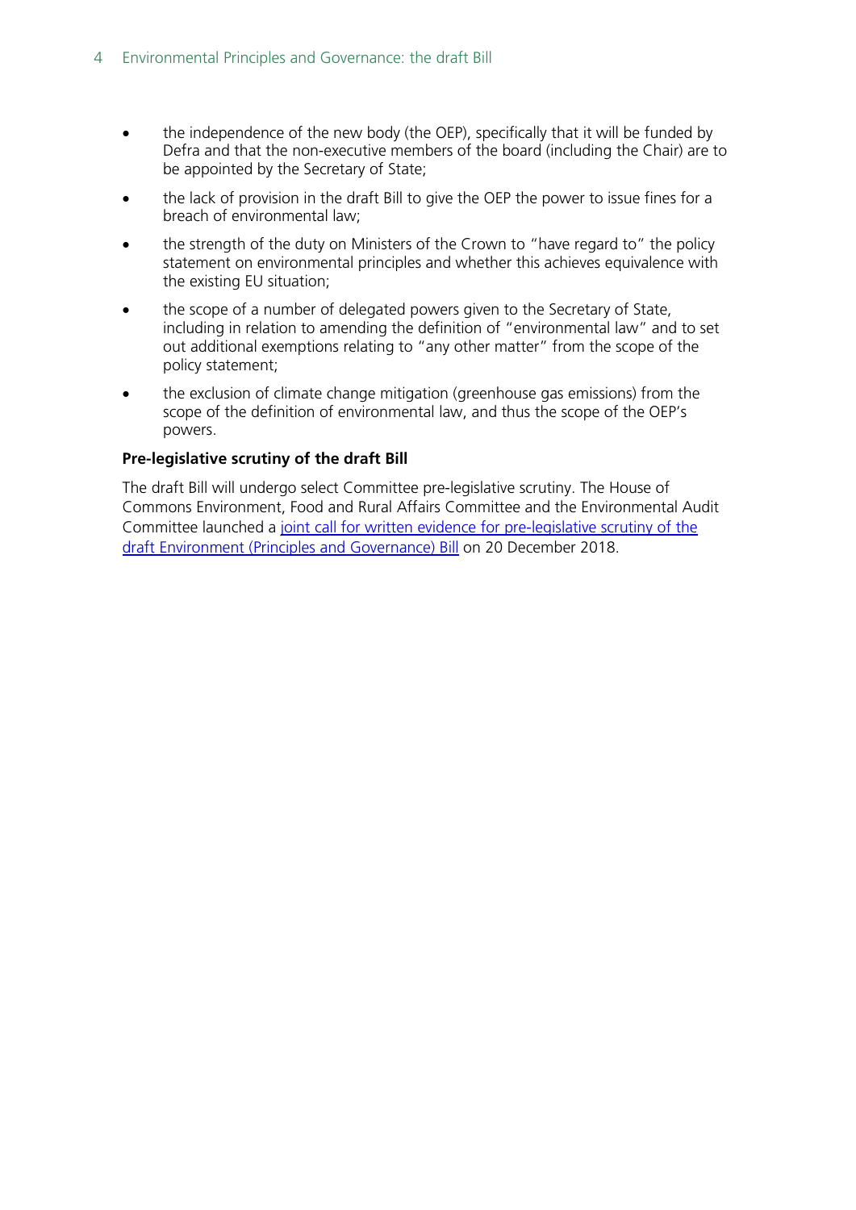- the independence of the new body (the OEP), specifically that it will be funded by Defra and that the non-executive members of the board (including the Chair) are to be appointed by the Secretary of State;
- the lack of provision in the draft Bill to give the OEP the power to issue fines for a breach of environmental law;
- the strength of the duty on Ministers of the Crown to "have regard to" the policy statement on environmental principles and whether this achieves equivalence with the existing EU situation;
- the scope of a number of delegated powers given to the Secretary of State, including in relation to amending the definition of "environmental law" and to set out additional exemptions relating to "any other matter" from the scope of the policy statement;
- the exclusion of climate change mitigation (greenhouse gas emissions) from the scope of the definition of environmental law, and thus the scope of the OEP's powers.

**Pre-legislative scrutiny of the draft Bill**

The draft Bill will undergo select Committee pre-legislative scrutiny. The House of Commons Environment, Food and Rural Affairs Committee and the Environmental Audit Committee launched a joint call for written evidence for pre-legislative scrutiny of the draft Environment (Principles and Governance) Bill on 20 December 2018.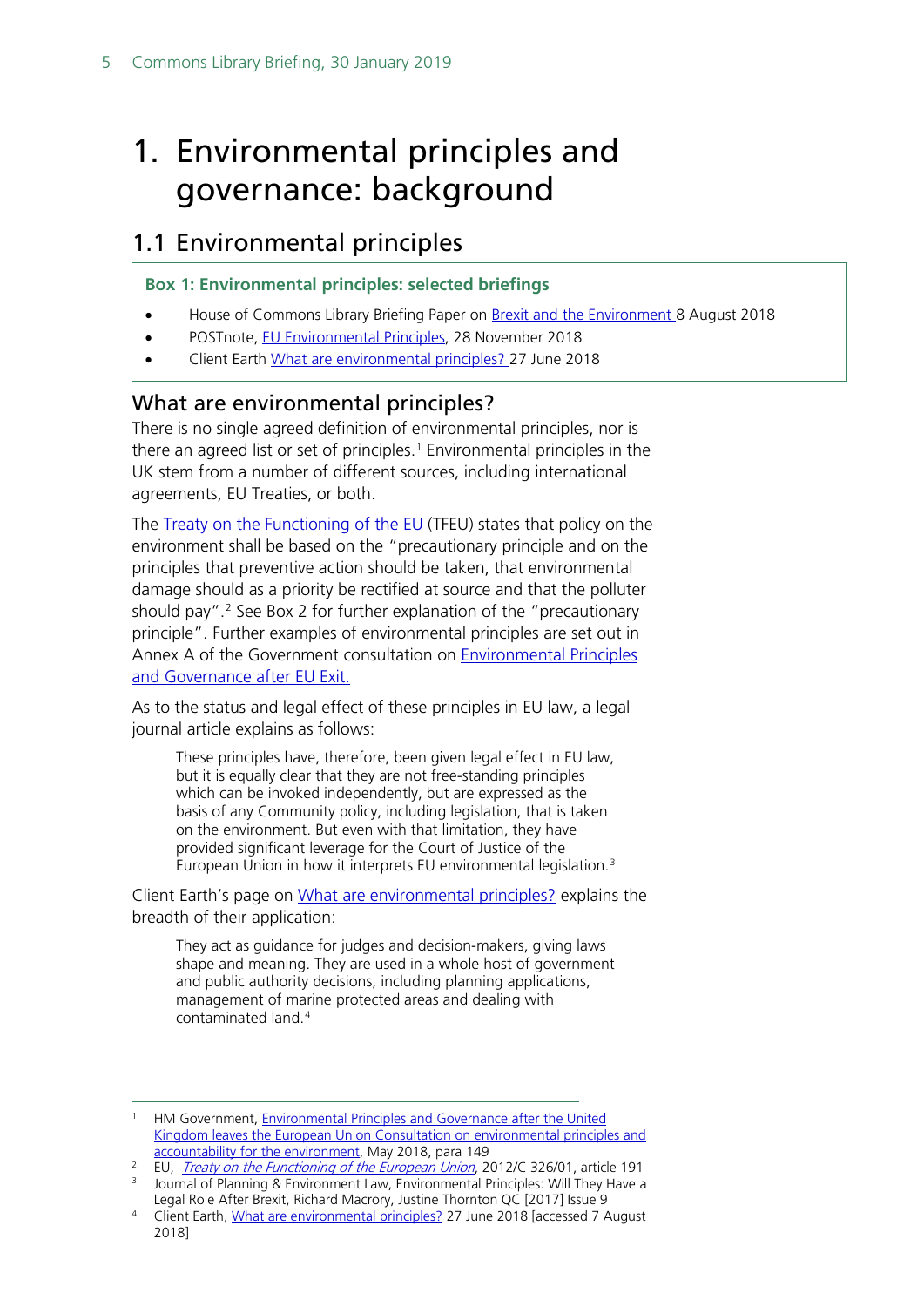# 1. Environmental principles and governance: background

## 1.1 Environmental principles

**Box 1: Environmental principles: selected briefings**

- House of Commons Library Briefing Paper on Brexit and the Environment 8 August 2018
- POSTnote, EU Environmental Principles, 28 November 2018
- Client Earth What are environmental principles? 27 June 2018

### What are environmental principles?

There is no single agreed definition of environmental principles, nor is there an agreed list or set of principles.[1] Environmental principles in the UK stem from a number of different sources, including international agreements, EU Treaties, or both.

The Treaty on the Functioning of the EU (TFEU) states that policy on the environment shall be based on the "precautionary principle and on the principles that preventive action should be taken, that environmental damage should as a priority be rectified at source and that the polluter should pay".[2] See Box 2 for further explanation of the "precautionary principle". Further examples of environmental principles are set out in Annex A of the Government consultation on Environmental Principles and Governance after EU Exit.

As to the status and legal effect of these principles in EU law, a legal journal article explains as follows:

> These principles have, therefore, been given legal effect in EU law, but it is equally clear that they are not free-standing principles which can be invoked independently, but are expressed as the basis of any Community policy, including legislation, that is taken on the environment. But even with that limitation, they have provided significant leverage for the Court of Justice of the European Union in how it interprets EU environmental legislation.[3]

Client Earth's page on What are environmental principles? explains the breadth of their application:

> They act as guidance for judges and decision-makers, giving laws shape and meaning. They are used in a whole host of government and public authority decisions, including planning applications, management of marine protected areas and dealing with contaminated land.[4]

---

[1] HM Government, Environmental Principles and Governance after the United Kingdom leaves the European Union Consultation on environmental principles and accountability for the environment, May 2018, para 149

[2] EU, *Treaty on the Functioning of the European Union*, 2012/C 326/01, article 191

[3] Journal of Planning & Environment Law, Environmental Principles: Will They Have a Legal Role After Brexit, Richard Macrory, Justine Thornton QC [2017] Issue 9

[4] Client Earth, What are environmental principles? 27 June 2018 [accessed 7 August 2018]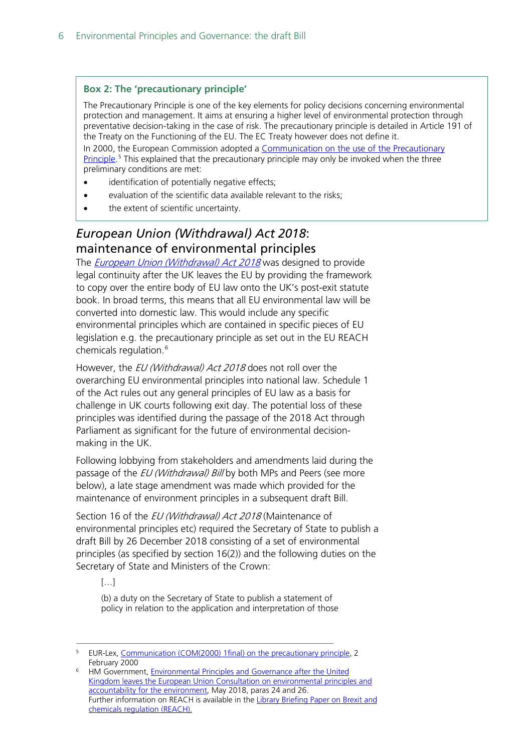**Box 2: The 'precautionary principle'**

The Precautionary Principle is one of the key elements for policy decisions concerning environmental protection and management. It aims at ensuring a higher level of environmental protection through preventative decision-taking in the case of risk. The precautionary principle is detailed in Article 191 of the Treaty on the Functioning of the EU. The EC Treaty however does not define it.

In 2000, the European Commission adopted a Communication on the use of the Precautionary Principle.[5] This explained that the precautionary principle may only be invoked when the three preliminary conditions are met:

- identification of potentially negative effects;
- evaluation of the scientific data available relevant to the risks;
- the extent of scientific uncertainty.

## *European Union (Withdrawal) Act 2018*: maintenance of environmental principles

The *European Union (Withdrawal) Act 2018* was designed to provide legal continuity after the UK leaves the EU by providing the framework to copy over the entire body of EU law onto the UK's post-exit statute book. In broad terms, this means that all EU environmental law will be converted into domestic law. This would include any specific environmental principles which are contained in specific pieces of EU legislation e.g. the precautionary principle as set out in the EU REACH chemicals regulation.[6]

However, the *EU (Withdrawal) Act 2018* does not roll over the overarching EU environmental principles into national law. Schedule 1 of the Act rules out any general principles of EU law as a basis for challenge in UK courts following exit day. The potential loss of these principles was identified during the passage of the 2018 Act through Parliament as significant for the future of environmental decision-making in the UK.

Following lobbying from stakeholders and amendments laid during the passage of the *EU (Withdrawal) Bill* by both MPs and Peers (see more below), a late stage amendment was made which provided for the maintenance of environment principles in a subsequent draft Bill.

Section 16 of the *EU (Withdrawal) Act 2018* (Maintenance of environmental principles etc) required the Secretary of State to publish a draft Bill by 26 December 2018 consisting of a set of environmental principles (as specified by section 16(2)) and the following duties on the Secretary of State and Ministers of the Crown:

> […]
>
> (b) a duty on the Secretary of State to publish a statement of policy in relation to the application and interpretation of those

---

[5] EUR-Lex, Communication (COM(2000) 1final) on the precautionary principle, 2 February 2000

[6] HM Government, Environmental Principles and Governance after the United Kingdom leaves the European Union Consultation on environmental principles and accountability for the environment, May 2018, paras 24 and 26. Further information on REACH is available in the Library Briefing Paper on Brexit and chemicals regulation (REACH).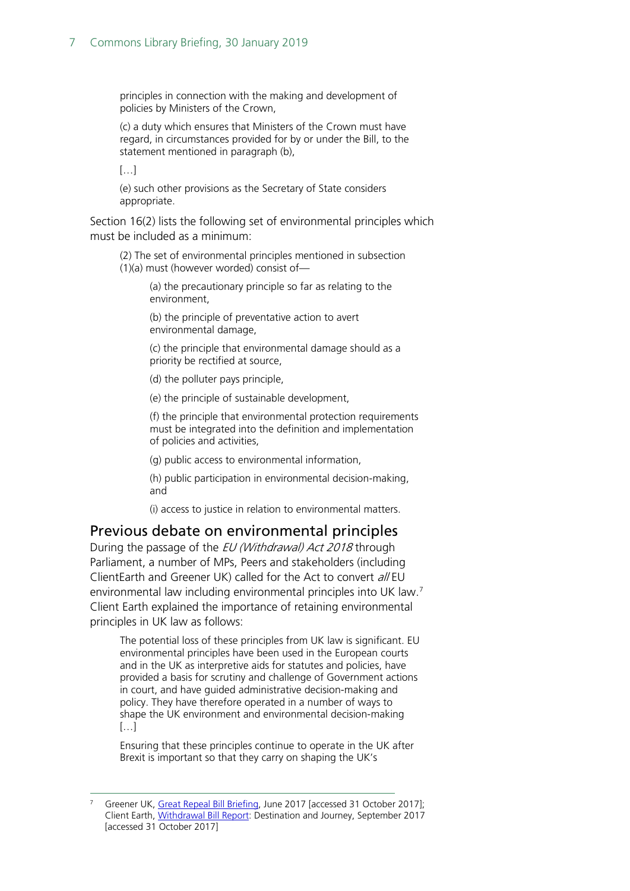> principles in connection with the making and development of policies by Ministers of the Crown,
>
> (c) a duty which ensures that Ministers of the Crown must have regard, in circumstances provided for by or under the Bill, to the statement mentioned in paragraph (b),
>
> […]
>
> (e) such other provisions as the Secretary of State considers appropriate.

Section 16(2) lists the following set of environmental principles which must be included as a minimum:

> (2) The set of environmental principles mentioned in subsection (1)(a) must (however worded) consist of—
>
> > (a) the precautionary principle so far as relating to the environment,
> >
> > (b) the principle of preventative action to avert environmental damage,
> >
> > (c) the principle that environmental damage should as a priority be rectified at source,
> >
> > (d) the polluter pays principle,
> >
> > (e) the principle of sustainable development,
> >
> > (f) the principle that environmental protection requirements must be integrated into the definition and implementation of policies and activities,
> >
> > (g) public access to environmental information,
> >
> > (h) public participation in environmental decision-making, and
> >
> > (i) access to justice in relation to environmental matters.

## Previous debate on environmental principles

During the passage of the *EU (Withdrawal) Act 2018* through Parliament, a number of MPs, Peers and stakeholders (including ClientEarth and Greener UK) called for the Act to convert *all* EU environmental law including environmental principles into UK law.[7] Client Earth explained the importance of retaining environmental principles in UK law as follows:

> The potential loss of these principles from UK law is significant. EU environmental principles have been used in the European courts and in the UK as interpretive aids for statutes and policies, have provided a basis for scrutiny and challenge of Government actions in court, and have guided administrative decision-making and policy. They have therefore operated in a number of ways to shape the UK environment and environmental decision-making […]
>
> Ensuring that these principles continue to operate in the UK after Brexit is important so that they carry on shaping the UK's

---

[7] Greener UK, Great Repeal Bill Briefing, June 2017 [accessed 31 October 2017]; Client Earth, Withdrawal Bill Report: Destination and Journey, September 2017 [accessed 31 October 2017]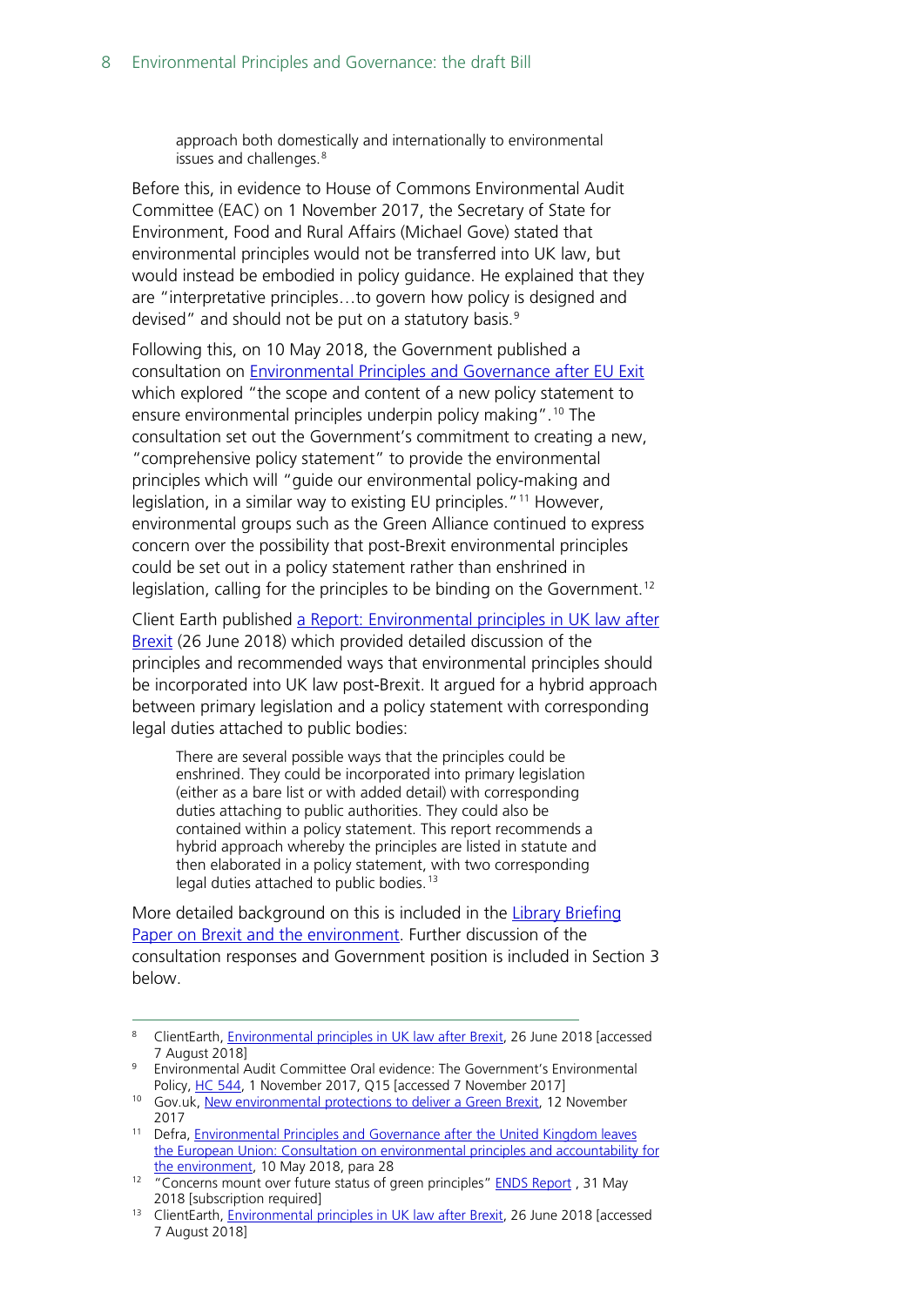> approach both domestically and internationally to environmental issues and challenges.[8]

Before this, in evidence to House of Commons Environmental Audit Committee (EAC) on 1 November 2017, the Secretary of State for Environment, Food and Rural Affairs (Michael Gove) stated that environmental principles would not be transferred into UK law, but would instead be embodied in policy guidance. He explained that they are "interpretative principles…to govern how policy is designed and devised" and should not be put on a statutory basis.[9]

Following this, on 10 May 2018, the Government published a consultation on Environmental Principles and Governance after EU Exit which explored "the scope and content of a new policy statement to ensure environmental principles underpin policy making".[10] The consultation set out the Government's commitment to creating a new, "comprehensive policy statement" to provide the environmental principles which will "guide our environmental policy-making and legislation, in a similar way to existing EU principles."[11] However, environmental groups such as the Green Alliance continued to express concern over the possibility that post-Brexit environmental principles could be set out in a policy statement rather than enshrined in legislation, calling for the principles to be binding on the Government.[12]

Client Earth published a Report: Environmental principles in UK law after Brexit (26 June 2018) which provided detailed discussion of the principles and recommended ways that environmental principles should be incorporated into UK law post-Brexit. It argued for a hybrid approach between primary legislation and a policy statement with corresponding legal duties attached to public bodies:

> There are several possible ways that the principles could be enshrined. They could be incorporated into primary legislation (either as a bare list or with added detail) with corresponding duties attaching to public authorities. They could also be contained within a policy statement. This report recommends a hybrid approach whereby the principles are listed in statute and then elaborated in a policy statement, with two corresponding legal duties attached to public bodies.[13]

More detailed background on this is included in the Library Briefing Paper on Brexit and the environment. Further discussion of the consultation responses and Government position is included in Section 3 below.

---

[8] ClientEarth, Environmental principles in UK law after Brexit, 26 June 2018 [accessed 7 August 2018]

[9] Environmental Audit Committee Oral evidence: The Government's Environmental Policy, HC 544, 1 November 2017, Q15 [accessed 7 November 2017]

[10] Gov.uk, New environmental protections to deliver a Green Brexit, 12 November 2017

[11] Defra, Environmental Principles and Governance after the United Kingdom leaves the European Union: Consultation on environmental principles and accountability for the environment, 10 May 2018, para 28

[12] "Concerns mount over future status of green principles" ENDS Report , 31 May 2018 [subscription required]

[13] ClientEarth, Environmental principles in UK law after Brexit, 26 June 2018 [accessed 7 August 2018]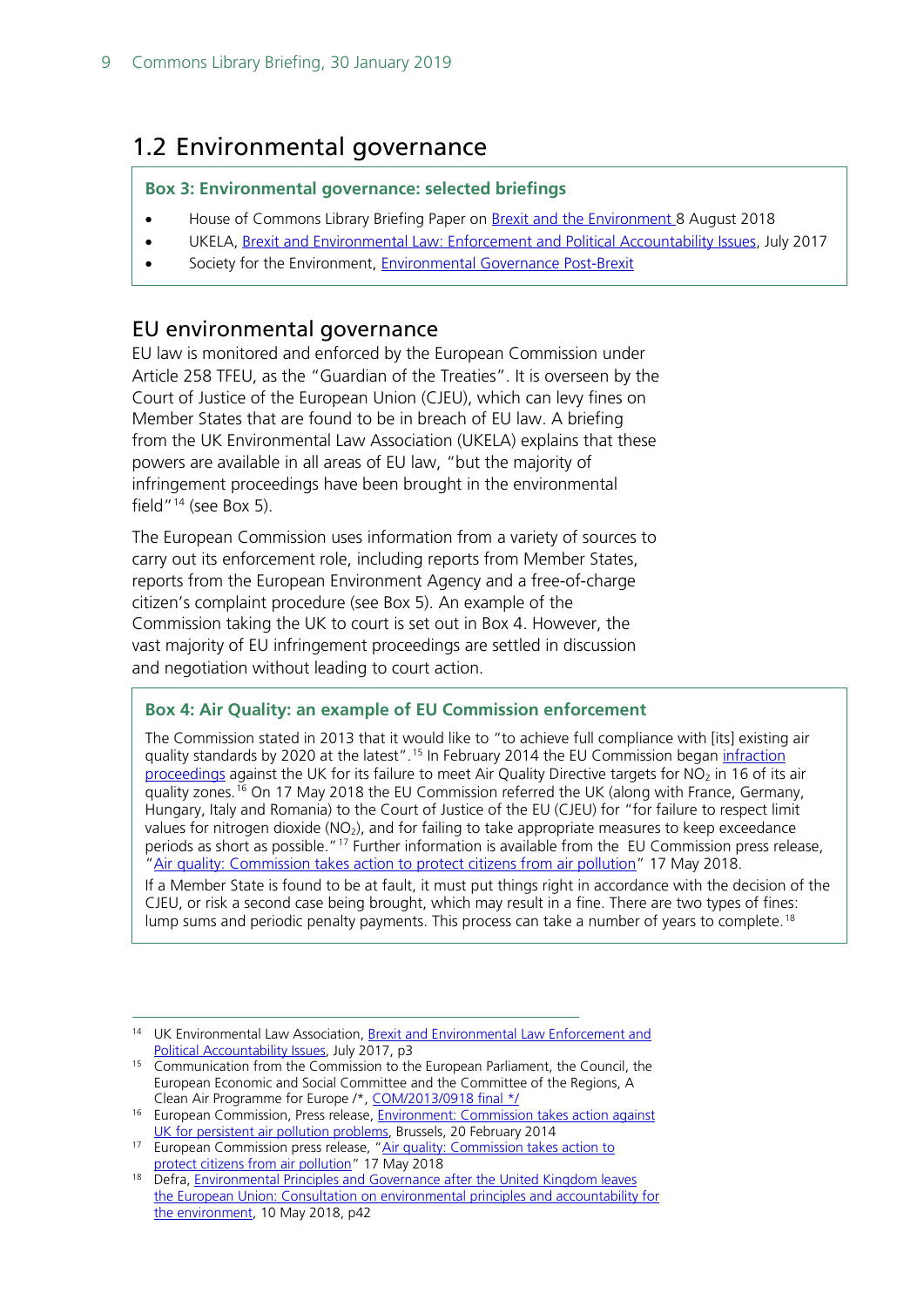## 1.2 Environmental governance

**Box 3: Environmental governance: selected briefings**

- House of Commons Library Briefing Paper on Brexit and the Environment 8 August 2018
- UKELA, Brexit and Environmental Law: Enforcement and Political Accountability Issues, July 2017
- Society for the Environment, Environmental Governance Post-Brexit

### EU environmental governance

EU law is monitored and enforced by the European Commission under Article 258 TFEU, as the "Guardian of the Treaties". It is overseen by the Court of Justice of the European Union (CJEU), which can levy fines on Member States that are found to be in breach of EU law. A briefing from the UK Environmental Law Association (UKELA) explains that these powers are available in all areas of EU law, "but the majority of infringement proceedings have been brought in the environmental field"[14] (see Box 5).

The European Commission uses information from a variety of sources to carry out its enforcement role, including reports from Member States, reports from the European Environment Agency and a free-of-charge citizen's complaint procedure (see Box 5). An example of the Commission taking the UK to court is set out in Box 4. However, the vast majority of EU infringement proceedings are settled in discussion and negotiation without leading to court action.

**Box 4: Air Quality: an example of EU Commission enforcement**

The Commission stated in 2013 that it would like to "to achieve full compliance with [its] existing air quality standards by 2020 at the latest".[15] In February 2014 the EU Commission began infraction proceedings against the UK for its failure to meet Air Quality Directive targets for $NO_2$ in 16 of its air quality zones.[16] On 17 May 2018 the EU Commission referred the UK (along with France, Germany, Hungary, Italy and Romania) to the Court of Justice of the EU (CJEU) for "for failure to respect limit values for nitrogen dioxide ($NO_2$), and for failing to take appropriate measures to keep exceedance periods as short as possible."[17] Further information is available from the EU Commission press release, "Air quality: Commission takes action to protect citizens from air pollution" 17 May 2018.

If a Member State is found to be at fault, it must put things right in accordance with the decision of the CJEU, or risk a second case being brought, which may result in a fine. There are two types of fines: lump sums and periodic penalty payments. This process can take a number of years to complete.[18]

---

[14] UK Environmental Law Association, Brexit and Environmental Law Enforcement and Political Accountability Issues, July 2017, p3

[15] Communication from the Commission to the European Parliament, the Council, the European Economic and Social Committee and the Committee of the Regions, A Clean Air Programme for Europe /*, COM/2013/0918 final */

[16] European Commission, Press release, Environment: Commission takes action against UK for persistent air pollution problems, Brussels, 20 February 2014

[17] European Commission press release, "Air quality: Commission takes action to protect citizens from air pollution" 17 May 2018

[18] Defra, Environmental Principles and Governance after the United Kingdom leaves the European Union: Consultation on environmental principles and accountability for the environment, 10 May 2018, p42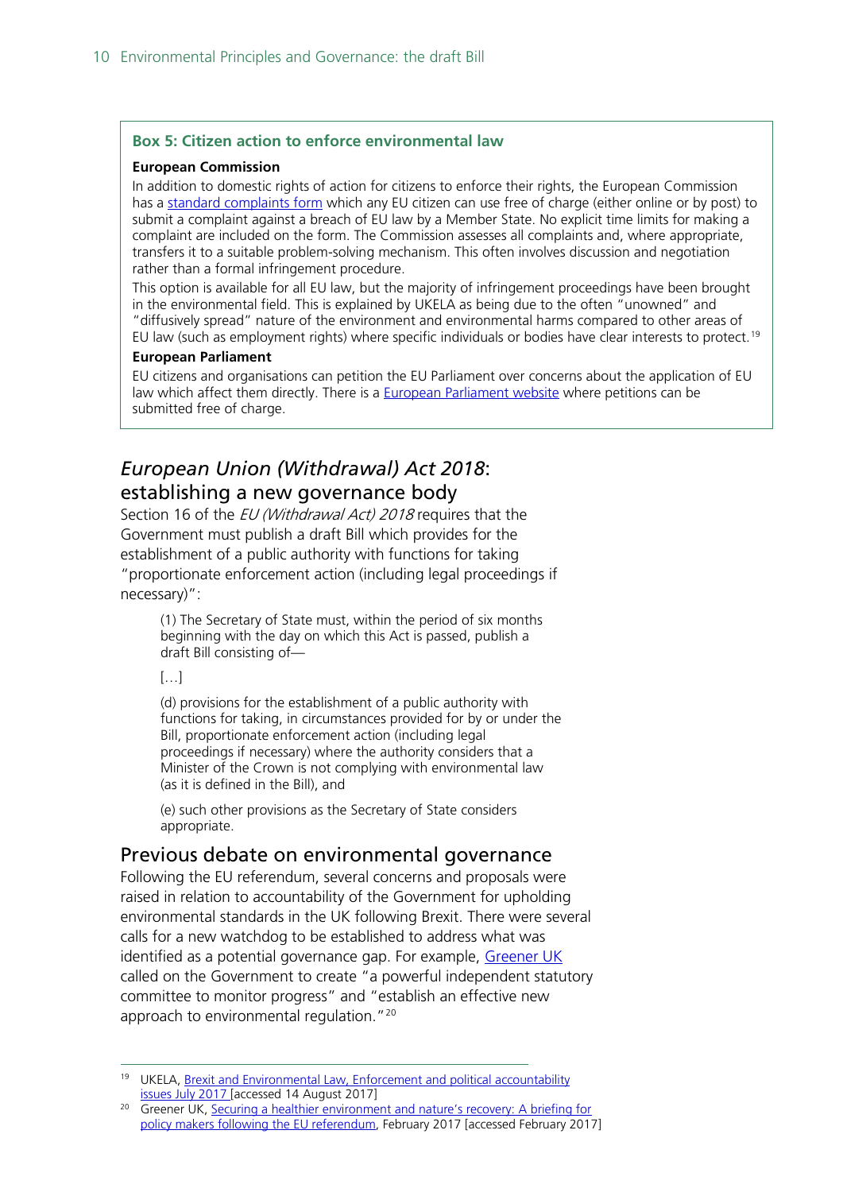**Box 5: Citizen action to enforce environmental law**

**European Commission**

In addition to domestic rights of action for citizens to enforce their rights, the European Commission has a standard complaints form which any EU citizen can use free of charge (either online or by post) to submit a complaint against a breach of EU law by a Member State. No explicit time limits for making a complaint are included on the form. The Commission assesses all complaints and, where appropriate, transfers it to a suitable problem-solving mechanism. This often involves discussion and negotiation rather than a formal infringement procedure.

This option is available for all EU law, but the majority of infringement proceedings have been brought in the environmental field. This is explained by UKELA as being due to the often "unowned" and "diffusively spread" nature of the environment and environmental harms compared to other areas of EU law (such as employment rights) where specific individuals or bodies have clear interests to protect.[19]

**European Parliament**

EU citizens and organisations can petition the EU Parliament over concerns about the application of EU law which affect them directly. There is a European Parliament website where petitions can be submitted free of charge.

## *European Union (Withdrawal) Act 2018*: establishing a new governance body

Section 16 of the *EU (Withdrawal Act) 2018* requires that the Government must publish a draft Bill which provides for the establishment of a public authority with functions for taking "proportionate enforcement action (including legal proceedings if necessary)":

> (1) The Secretary of State must, within the period of six months beginning with the day on which this Act is passed, publish a draft Bill consisting of—
>
> […]
>
> (d) provisions for the establishment of a public authority with functions for taking, in circumstances provided for by or under the Bill, proportionate enforcement action (including legal proceedings if necessary) where the authority considers that a Minister of the Crown is not complying with environmental law (as it is defined in the Bill), and
>
> (e) such other provisions as the Secretary of State considers appropriate.

## Previous debate on environmental governance

Following the EU referendum, several concerns and proposals were raised in relation to accountability of the Government for upholding environmental standards in the UK following Brexit. There were several calls for a new watchdog to be established to address what was identified as a potential governance gap. For example, Greener UK called on the Government to create "a powerful independent statutory committee to monitor progress" and "establish an effective new approach to environmental regulation."[20]

---

[19] UKELA, Brexit and Environmental Law, Enforcement and political accountability issues July 2017 [accessed 14 August 2017]

[20] Greener UK, Securing a healthier environment and nature's recovery: A briefing for policy makers following the EU referendum, February 2017 [accessed February 2017]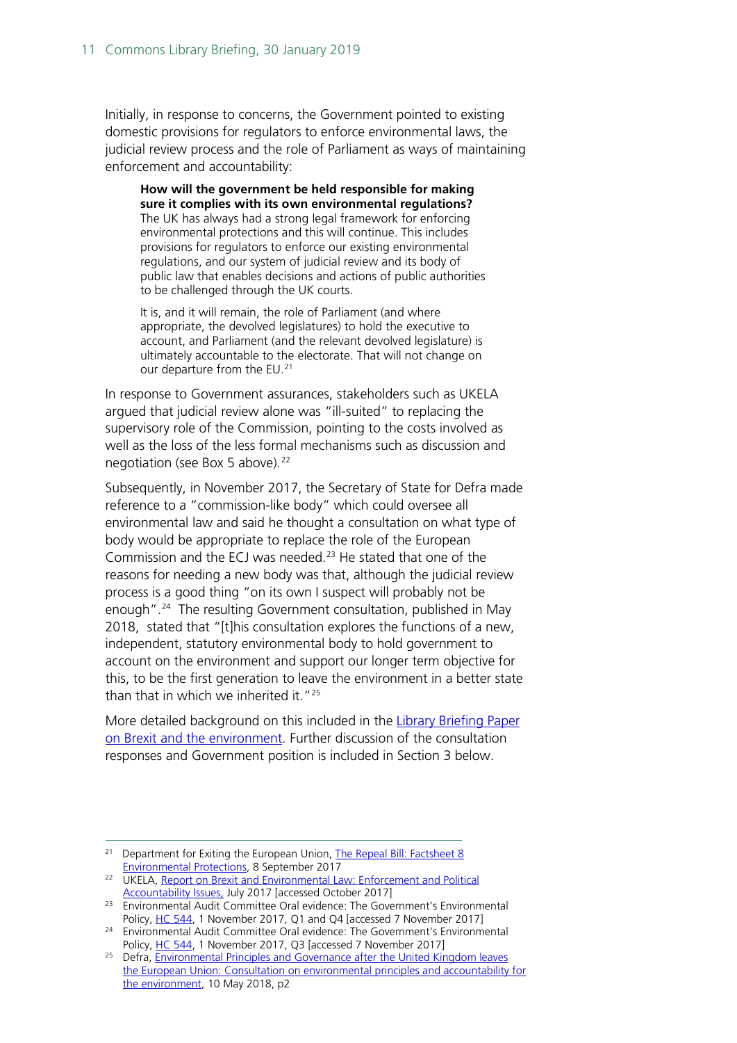Initially, in response to concerns, the Government pointed to existing domestic provisions for regulators to enforce environmental laws, the judicial review process and the role of Parliament as ways of maintaining enforcement and accountability:

> **How will the government be held responsible for making sure it complies with its own environmental regulations?** The UK has always had a strong legal framework for enforcing environmental protections and this will continue. This includes provisions for regulators to enforce our existing environmental regulations, and our system of judicial review and its body of public law that enables decisions and actions of public authorities to be challenged through the UK courts.
>
> It is, and it will remain, the role of Parliament (and where appropriate, the devolved legislatures) to hold the executive to account, and Parliament (and the relevant devolved legislature) is ultimately accountable to the electorate. That will not change on our departure from the EU.[21]

In response to Government assurances, stakeholders such as UKELA argued that judicial review alone was "ill-suited" to replacing the supervisory role of the Commission, pointing to the costs involved as well as the loss of the less formal mechanisms such as discussion and negotiation (see Box 5 above).[22]

Subsequently, in November 2017, the Secretary of State for Defra made reference to a "commission-like body" which could oversee all environmental law and said he thought a consultation on what type of body would be appropriate to replace the role of the European Commission and the ECJ was needed.[23] He stated that one of the reasons for needing a new body was that, although the judicial review process is a good thing "on its own I suspect will probably not be enough".[24] The resulting Government consultation, published in May 2018, stated that "[t]his consultation explores the functions of a new, independent, statutory environmental body to hold government to account on the environment and support our longer term objective for this, to be the first generation to leave the environment in a better state than that in which we inherited it."[25]

More detailed background on this included in the Library Briefing Paper on Brexit and the environment. Further discussion of the consultation responses and Government position is included in Section 3 below.

---

[21] Department for Exiting the European Union, The Repeal Bill: Factsheet 8 Environmental Protections, 8 September 2017

[22] UKELA, Report on Brexit and Environmental Law: Enforcement and Political Accountability Issues, July 2017 [accessed October 2017]

[23] Environmental Audit Committee Oral evidence: The Government's Environmental Policy, HC 544, 1 November 2017, Q1 and Q4 [accessed 7 November 2017]

[24] Environmental Audit Committee Oral evidence: The Government's Environmental Policy, HC 544, 1 November 2017, Q3 [accessed 7 November 2017]

[25] Defra, Environmental Principles and Governance after the United Kingdom leaves the European Union: Consultation on environmental principles and accountability for the environment, 10 May 2018, p2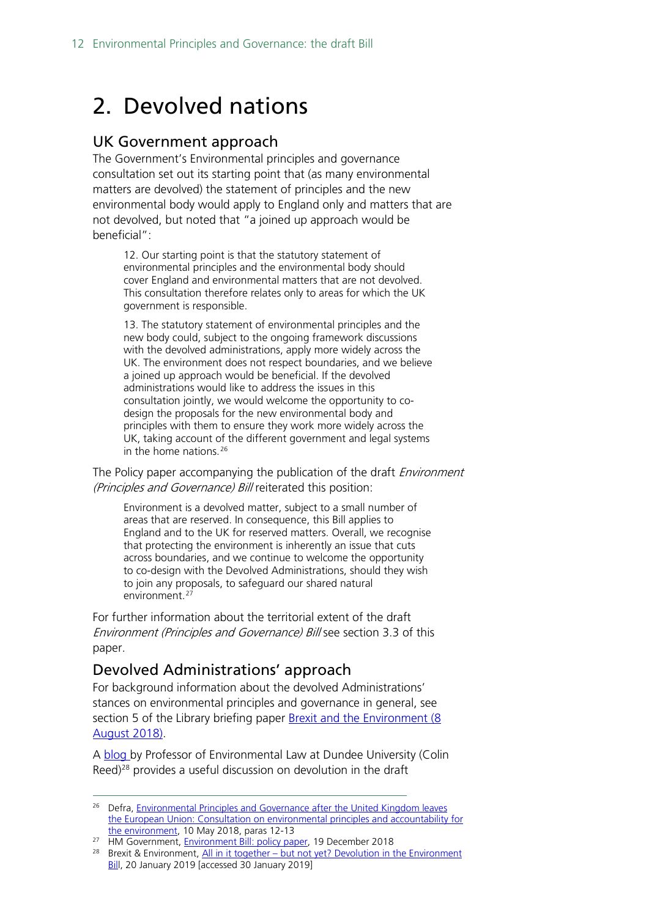# 2. Devolved nations

## UK Government approach

The Government's Environmental principles and governance consultation set out its starting point that (as many environmental matters are devolved) the statement of principles and the new environmental body would apply to England only and matters that are not devolved, but noted that "a joined up approach would be beneficial":

> 12. Our starting point is that the statutory statement of environmental principles and the environmental body should cover England and environmental matters that are not devolved. This consultation therefore relates only to areas for which the UK government is responsible.
>
> 13. The statutory statement of environmental principles and the new body could, subject to the ongoing framework discussions with the devolved administrations, apply more widely across the UK. The environment does not respect boundaries, and we believe a joined up approach would be beneficial. If the devolved administrations would like to address the issues in this consultation jointly, we would welcome the opportunity to co-design the proposals for the new environmental body and principles with them to ensure they work more widely across the UK, taking account of the different government and legal systems in the home nations.[26]

The Policy paper accompanying the publication of the draft *Environment (Principles and Governance) Bill* reiterated this position:

> Environment is a devolved matter, subject to a small number of areas that are reserved. In consequence, this Bill applies to England and to the UK for reserved matters. Overall, we recognise that protecting the environment is inherently an issue that cuts across boundaries, and we continue to welcome the opportunity to co-design with the Devolved Administrations, should they wish to join any proposals, to safeguard our shared natural environment.[27]

For further information about the territorial extent of the draft *Environment (Principles and Governance) Bill* see section 3.3 of this paper.

## Devolved Administrations' approach

For background information about the devolved Administrations' stances on environmental principles and governance in general, see section 5 of the Library briefing paper Brexit and the Environment (8 August 2018).

A blog by Professor of Environmental Law at Dundee University (Colin Reed)[28] provides a useful discussion on devolution in the draft

---

[26] Defra, Environmental Principles and Governance after the United Kingdom leaves the European Union: Consultation on environmental principles and accountability for the environment, 10 May 2018, paras 12-13

[27] HM Government, Environment Bill: policy paper, 19 December 2018

[28] Brexit & Environment, All in it together – but not yet? Devolution in the Environment Bill, 20 January 2019 [accessed 30 January 2019]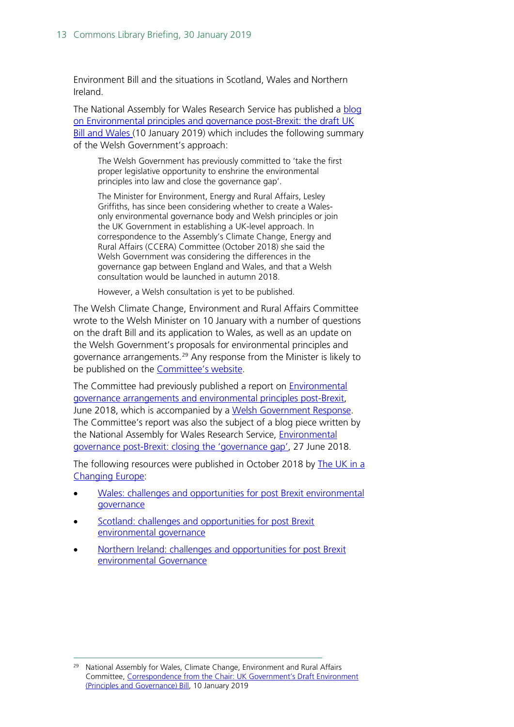Environment Bill and the situations in Scotland, Wales and Northern Ireland.

The National Assembly for Wales Research Service has published a blog on Environmental principles and governance post-Brexit: the draft UK Bill and Wales (10 January 2019) which includes the following summary of the Welsh Government's approach:

> The Welsh Government has previously committed to 'take the first proper legislative opportunity to enshrine the environmental principles into law and close the governance gap'.
>
> The Minister for Environment, Energy and Rural Affairs, Lesley Griffiths, has since been considering whether to create a Wales-only environmental governance body and Welsh principles or join the UK Government in establishing a UK-level approach. In correspondence to the Assembly's Climate Change, Energy and Rural Affairs (CCERA) Committee (October 2018) she said the Welsh Government was considering the differences in the governance gap between England and Wales, and that a Welsh consultation would be launched in autumn 2018.
>
> However, a Welsh consultation is yet to be published.

The Welsh Climate Change, Environment and Rural Affairs Committee wrote to the Welsh Minister on 10 January with a number of questions on the draft Bill and its application to Wales, as well as an update on the Welsh Government's proposals for environmental principles and governance arrangements.[29] Any response from the Minister is likely to be published on the Committee's website.

The Committee had previously published a report on Environmental governance arrangements and environmental principles post-Brexit, June 2018, which is accompanied by a Welsh Government Response. The Committee's report was also the subject of a blog piece written by the National Assembly for Wales Research Service, Environmental governance post-Brexit: closing the 'governance gap', 27 June 2018.

The following resources were published in October 2018 by The UK in a Changing Europe:

- Wales: challenges and opportunities for post Brexit environmental governance
- Scotland: challenges and opportunities for post Brexit environmental governance
- Northern Ireland: challenges and opportunities for post Brexit environmental Governance

---

[29] National Assembly for Wales, Climate Change, Environment and Rural Affairs Committee, Correspondence from the Chair: UK Government's Draft Environment (Principles and Governance) Bill, 10 January 2019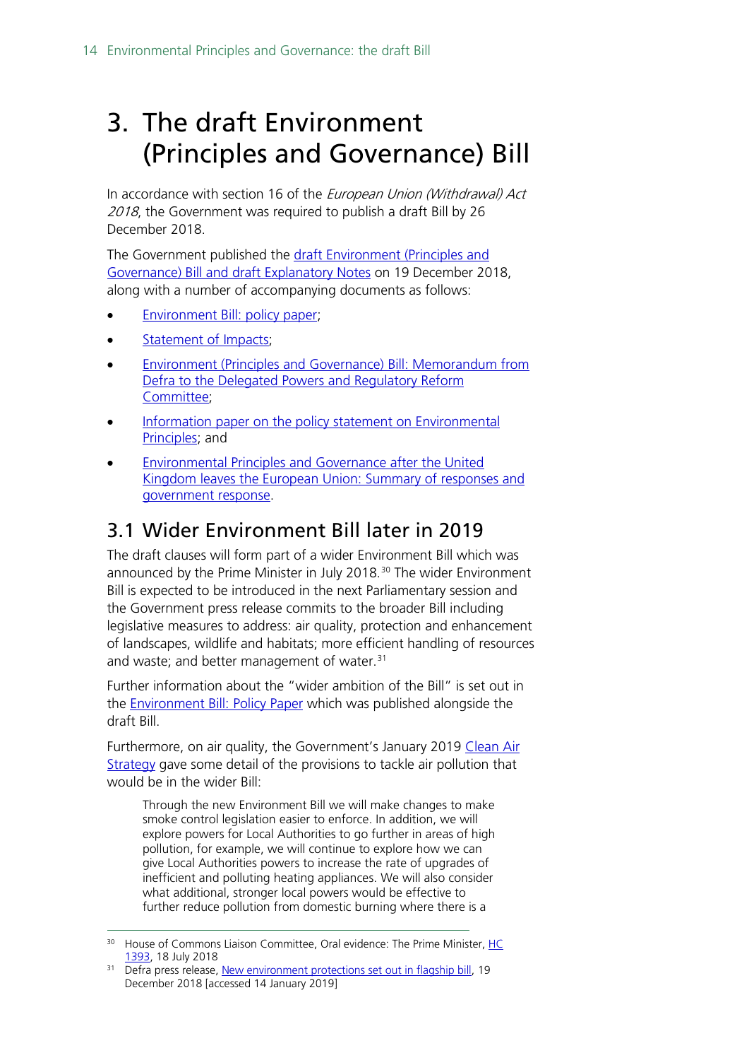# 3. The draft Environment (Principles and Governance) Bill

In accordance with section 16 of the *European Union (Withdrawal) Act 2018*, the Government was required to publish a draft Bill by 26 December 2018.

The Government published the draft Environment (Principles and Governance) Bill and draft Explanatory Notes on 19 December 2018, along with a number of accompanying documents as follows:

- Environment Bill: policy paper;
- Statement of Impacts;
- Environment (Principles and Governance) Bill: Memorandum from Defra to the Delegated Powers and Regulatory Reform Committee;
- Information paper on the policy statement on Environmental Principles; and
- Environmental Principles and Governance after the United Kingdom leaves the European Union: Summary of responses and government response.

## 3.1 Wider Environment Bill later in 2019

The draft clauses will form part of a wider Environment Bill which was announced by the Prime Minister in July 2018.[30] The wider Environment Bill is expected to be introduced in the next Parliamentary session and the Government press release commits to the broader Bill including legislative measures to address: air quality, protection and enhancement of landscapes, wildlife and habitats; more efficient handling of resources and waste; and better management of water.[31]

Further information about the "wider ambition of the Bill" is set out in the Environment Bill: Policy Paper which was published alongside the draft Bill.

Furthermore, on air quality, the Government's January 2019 Clean Air Strategy gave some detail of the provisions to tackle air pollution that would be in the wider Bill:

> Through the new Environment Bill we will make changes to make smoke control legislation easier to enforce. In addition, we will explore powers for Local Authorities to go further in areas of high pollution, for example, we will continue to explore how we can give Local Authorities powers to increase the rate of upgrades of inefficient and polluting heating appliances. We will also consider what additional, stronger local powers would be effective to further reduce pollution from domestic burning where there is a

---

[30] House of Commons Liaison Committee, Oral evidence: The Prime Minister, HC 1393, 18 July 2018

[31] Defra press release, New environment protections set out in flagship bill, 19 December 2018 [accessed 14 January 2019]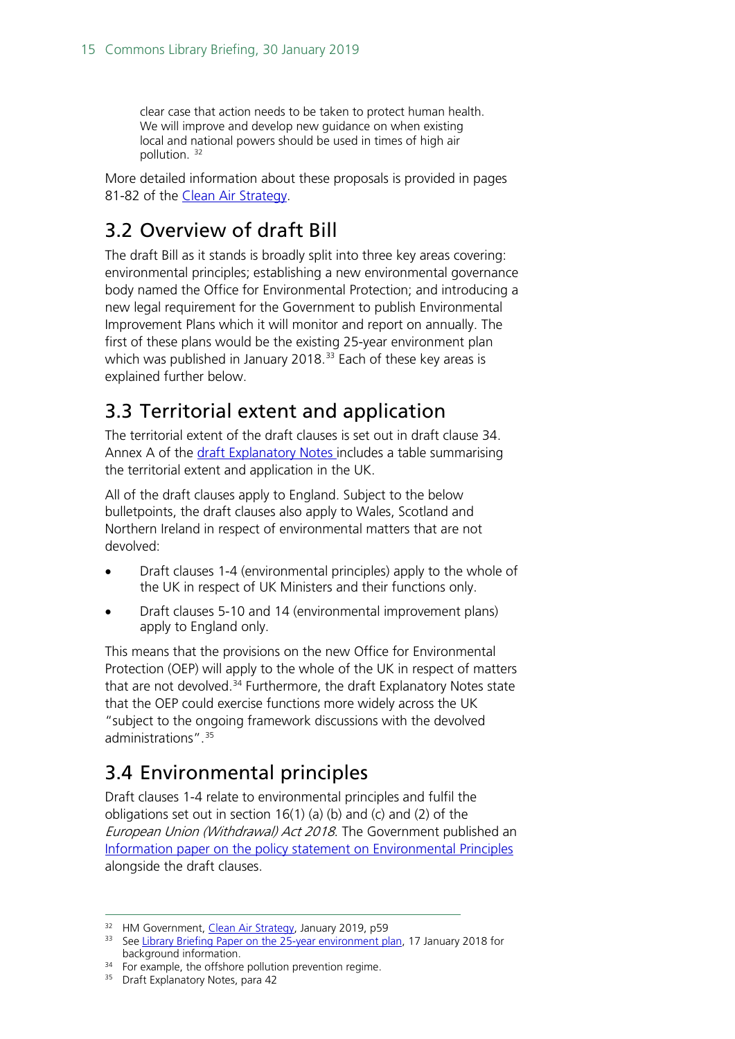> clear case that action needs to be taken to protect human health. We will improve and develop new guidance on when existing local and national powers should be used in times of high air pollution. [32]

More detailed information about these proposals is provided in pages 81-82 of the Clean Air Strategy.

## 3.2 Overview of draft Bill

The draft Bill as it stands is broadly split into three key areas covering: environmental principles; establishing a new environmental governance body named the Office for Environmental Protection; and introducing a new legal requirement for the Government to publish Environmental Improvement Plans which it will monitor and report on annually. The first of these plans would be the existing 25-year environment plan which was published in January 2018.[33] Each of these key areas is explained further below.

## 3.3 Territorial extent and application

The territorial extent of the draft clauses is set out in draft clause 34. Annex A of the draft Explanatory Notes includes a table summarising the territorial extent and application in the UK.

All of the draft clauses apply to England. Subject to the below bulletpoints, the draft clauses also apply to Wales, Scotland and Northern Ireland in respect of environmental matters that are not devolved:

- Draft clauses 1-4 (environmental principles) apply to the whole of the UK in respect of UK Ministers and their functions only.
- Draft clauses 5-10 and 14 (environmental improvement plans) apply to England only.

This means that the provisions on the new Office for Environmental Protection (OEP) will apply to the whole of the UK in respect of matters that are not devolved.[34] Furthermore, the draft Explanatory Notes state that the OEP could exercise functions more widely across the UK "subject to the ongoing framework discussions with the devolved administrations".[35]

## 3.4 Environmental principles

Draft clauses 1-4 relate to environmental principles and fulfil the obligations set out in section 16(1) (a) (b) and (c) and (2) of the *European Union (Withdrawal) Act 2018*. The Government published an Information paper on the policy statement on Environmental Principles alongside the draft clauses.

---

[32] HM Government, Clean Air Strategy, January 2019, p59

[33] See Library Briefing Paper on the 25-year environment plan, 17 January 2018 for background information.

[34] For example, the offshore pollution prevention regime.

[35] Draft Explanatory Notes, para 42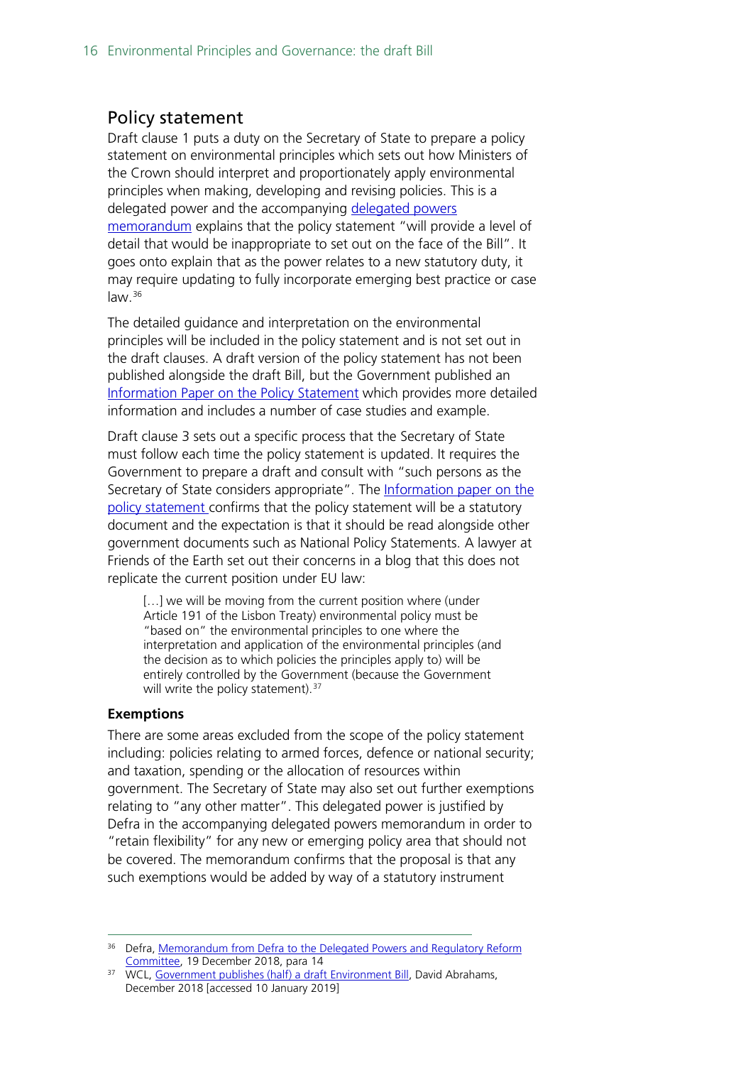## Policy statement

Draft clause 1 puts a duty on the Secretary of State to prepare a policy statement on environmental principles which sets out how Ministers of the Crown should interpret and proportionately apply environmental principles when making, developing and revising policies. This is a delegated power and the accompanying delegated powers memorandum explains that the policy statement "will provide a level of detail that would be inappropriate to set out on the face of the Bill". It goes onto explain that as the power relates to a new statutory duty, it may require updating to fully incorporate emerging best practice or case law.[36]

The detailed guidance and interpretation on the environmental principles will be included in the policy statement and is not set out in the draft clauses. A draft version of the policy statement has not been published alongside the draft Bill, but the Government published an Information Paper on the Policy Statement which provides more detailed information and includes a number of case studies and example.

Draft clause 3 sets out a specific process that the Secretary of State must follow each time the policy statement is updated. It requires the Government to prepare a draft and consult with "such persons as the Secretary of State considers appropriate". The Information paper on the policy statement confirms that the policy statement will be a statutory document and the expectation is that it should be read alongside other government documents such as National Policy Statements. A lawyer at Friends of the Earth set out their concerns in a blog that this does not replicate the current position under EU law:

> […] we will be moving from the current position where (under Article 191 of the Lisbon Treaty) environmental policy must be "based on" the environmental principles to one where the interpretation and application of the environmental principles (and the decision as to which policies the principles apply to) will be entirely controlled by the Government (because the Government will write the policy statement).[37]

**Exemptions**

There are some areas excluded from the scope of the policy statement including: policies relating to armed forces, defence or national security; and taxation, spending or the allocation of resources within government. The Secretary of State may also set out further exemptions relating to "any other matter". This delegated power is justified by Defra in the accompanying delegated powers memorandum in order to "retain flexibility" for any new or emerging policy area that should not be covered. The memorandum confirms that the proposal is that any such exemptions would be added by way of a statutory instrument

---

[36] Defra, Memorandum from Defra to the Delegated Powers and Regulatory Reform Committee, 19 December 2018, para 14

[37] WCL, Government publishes (half) a draft Environment Bill, David Abrahams, December 2018 [accessed 10 January 2019]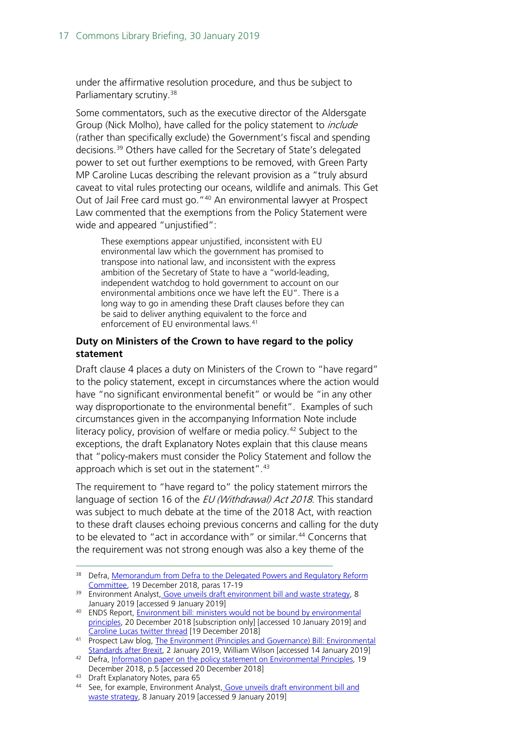under the affirmative resolution procedure, and thus be subject to Parliamentary scrutiny.[38]

Some commentators, such as the executive director of the Aldersgate Group (Nick Molho), have called for the policy statement to *include* (rather than specifically exclude) the Government's fiscal and spending decisions.[39] Others have called for the Secretary of State's delegated power to set out further exemptions to be removed, with Green Party MP Caroline Lucas describing the relevant provision as a "truly absurd caveat to vital rules protecting our oceans, wildlife and animals. This Get Out of Jail Free card must go."[40] An environmental lawyer at Prospect Law commented that the exemptions from the Policy Statement were wide and appeared "unjustified":

> These exemptions appear unjustified, inconsistent with EU environmental law which the government has promised to transpose into national law, and inconsistent with the express ambition of the Secretary of State to have a "world-leading, independent watchdog to hold government to account on our environmental ambitions once we have left the EU". There is a long way to go in amending these Draft clauses before they can be said to deliver anything equivalent to the force and enforcement of EU environmental laws.[41]

**Duty on Ministers of the Crown to have regard to the policy statement**

Draft clause 4 places a duty on Ministers of the Crown to "have regard" to the policy statement, except in circumstances where the action would have "no significant environmental benefit" or would be "in any other way disproportionate to the environmental benefit". Examples of such circumstances given in the accompanying Information Note include literacy policy, provision of welfare or media policy.[42] Subject to the exceptions, the draft Explanatory Notes explain that this clause means that "policy-makers must consider the Policy Statement and follow the approach which is set out in the statement".[43]

The requirement to "have regard to" the policy statement mirrors the language of section 16 of the *EU (Withdrawal) Act 2018*. This standard was subject to much debate at the time of the 2018 Act, with reaction to these draft clauses echoing previous concerns and calling for the duty to be elevated to "act in accordance with" or similar.[44] Concerns that the requirement was not strong enough was also a key theme of the

---

[38] Defra, Memorandum from Defra to the Delegated Powers and Regulatory Reform Committee, 19 December 2018, paras 17-19

[39] Environment Analyst, Gove unveils draft environment bill and waste strategy, 8 January 2019 [accessed 9 January 2019]

[40] ENDS Report, Environment bill: ministers would not be bound by environmental principles, 20 December 2018 [subscription only] [accessed 10 January 2019] and Caroline Lucas twitter thread [19 December 2018]

[41] Prospect Law blog, The Environment (Principles and Governance) Bill: Environmental Standards after Brexit, 2 January 2019, William Wilson [accessed 14 January 2019]

[42] Defra, Information paper on the policy statement on Environmental Principles, 19 December 2018, p.5 [accessed 20 December 2018]

[43] Draft Explanatory Notes, para 65

[44] See, for example, Environment Analyst, Gove unveils draft environment bill and waste strategy, 8 January 2019 [accessed 9 January 2019]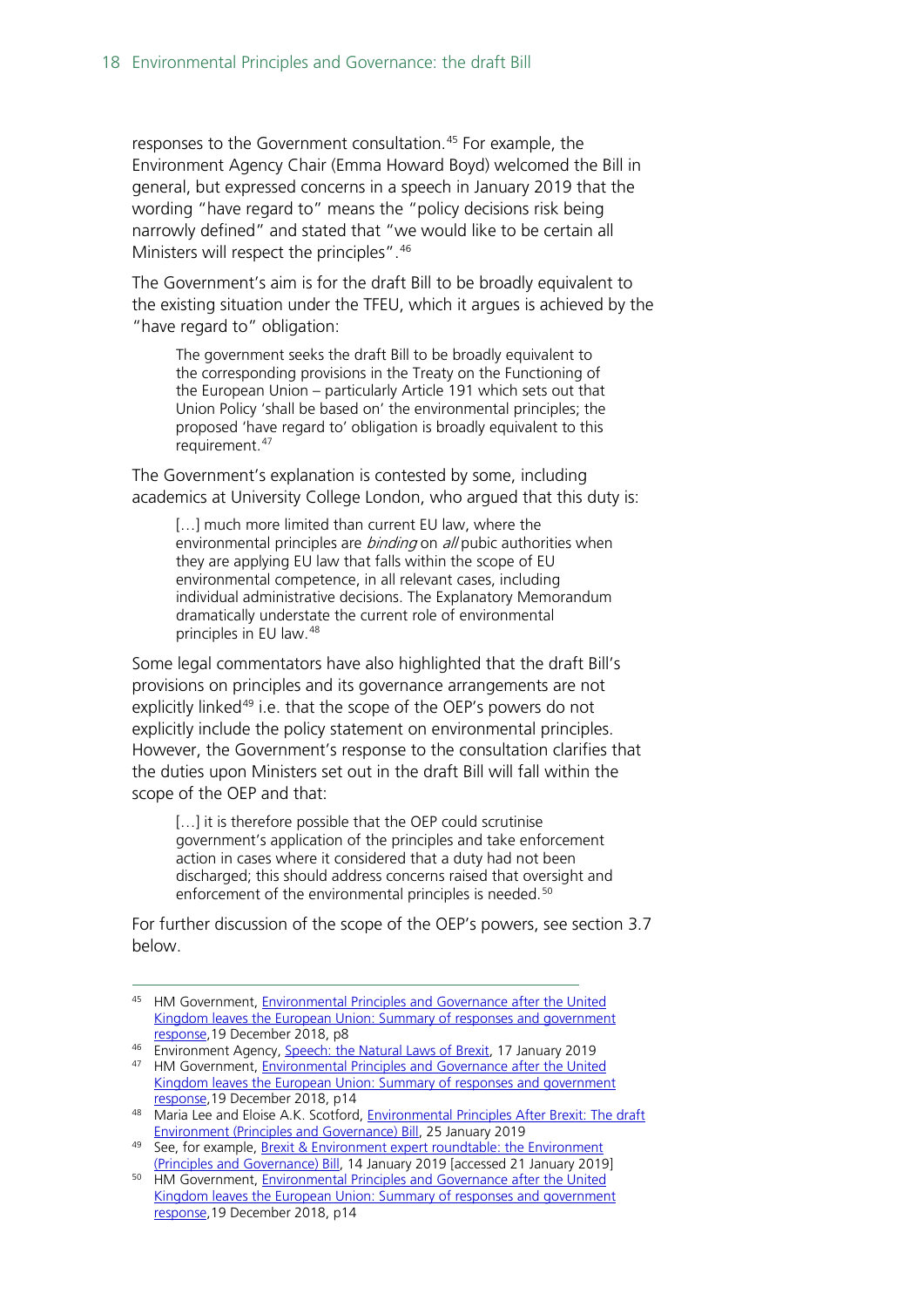responses to the Government consultation.[45] For example, the Environment Agency Chair (Emma Howard Boyd) welcomed the Bill in general, but expressed concerns in a speech in January 2019 that the wording "have regard to" means the "policy decisions risk being narrowly defined" and stated that "we would like to be certain all Ministers will respect the principles".[46]

The Government's aim is for the draft Bill to be broadly equivalent to the existing situation under the TFEU, which it argues is achieved by the "have regard to" obligation:

> The government seeks the draft Bill to be broadly equivalent to the corresponding provisions in the Treaty on the Functioning of the European Union – particularly Article 191 which sets out that Union Policy 'shall be based on' the environmental principles; the proposed 'have regard to' obligation is broadly equivalent to this requirement.[47]

The Government's explanation is contested by some, including academics at University College London, who argued that this duty is:

> […] much more limited than current EU law, where the environmental principles are *binding* on *all* pubic authorities when they are applying EU law that falls within the scope of EU environmental competence, in all relevant cases, including individual administrative decisions. The Explanatory Memorandum dramatically understate the current role of environmental principles in EU law.[48]

Some legal commentators have also highlighted that the draft Bill's provisions on principles and its governance arrangements are not explicitly linked[49] i.e. that the scope of the OEP's powers do not explicitly include the policy statement on environmental principles. However, the Government's response to the consultation clarifies that the duties upon Ministers set out in the draft Bill will fall within the scope of the OEP and that:

> […] it is therefore possible that the OEP could scrutinise government's application of the principles and take enforcement action in cases where it considered that a duty had not been discharged; this should address concerns raised that oversight and enforcement of the environmental principles is needed.[50]

For further discussion of the scope of the OEP's powers, see section 3.7 below.

---

[45] HM Government, Environmental Principles and Governance after the United Kingdom leaves the European Union: Summary of responses and government response,19 December 2018, p8

[46] Environment Agency, Speech: the Natural Laws of Brexit, 17 January 2019

[47] HM Government, Environmental Principles and Governance after the United Kingdom leaves the European Union: Summary of responses and government response,19 December 2018, p14

[48] Maria Lee and Eloise A.K. Scotford, Environmental Principles After Brexit: The draft Environment (Principles and Governance) Bill, 25 January 2019

[49] See, for example, Brexit & Environment expert roundtable: the Environment (Principles and Governance) Bill, 14 January 2019 [accessed 21 January 2019]

[50] HM Government, Environmental Principles and Governance after the United Kingdom leaves the European Union: Summary of responses and government response,19 December 2018, p14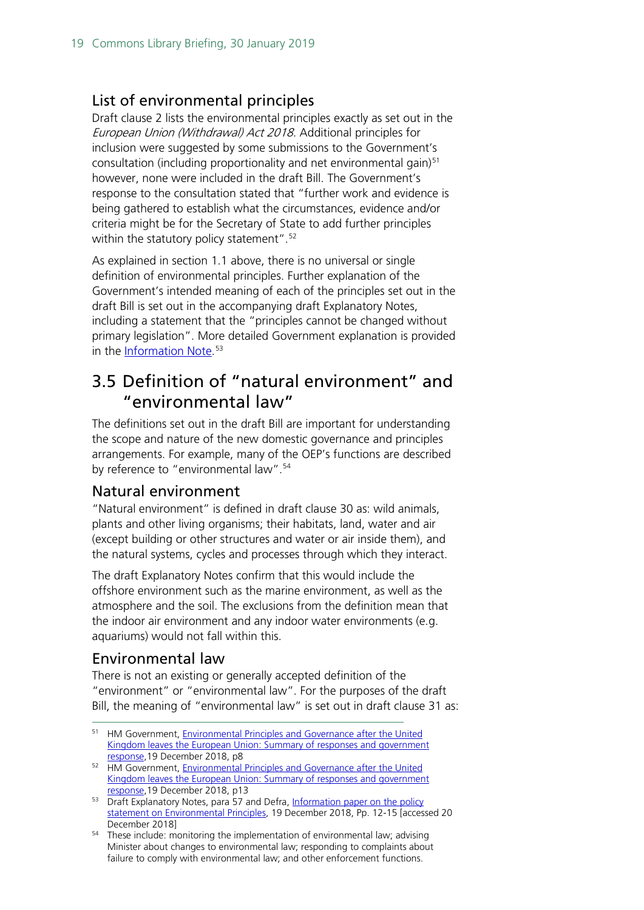### List of environmental principles

Draft clause 2 lists the environmental principles exactly as set out in the *European Union (Withdrawal) Act 2018*. Additional principles for inclusion were suggested by some submissions to the Government's consultation (including proportionality and net environmental gain)[51] however, none were included in the draft Bill. The Government's response to the consultation stated that "further work and evidence is being gathered to establish what the circumstances, evidence and/or criteria might be for the Secretary of State to add further principles within the statutory policy statement".[52]

As explained in section 1.1 above, there is no universal or single definition of environmental principles. Further explanation of the Government's intended meaning of each of the principles set out in the draft Bill is set out in the accompanying draft Explanatory Notes, including a statement that the "principles cannot be changed without primary legislation". More detailed Government explanation is provided in the Information Note.[53]

## 3.5 Definition of "natural environment" and "environmental law"

The definitions set out in the draft Bill are important for understanding the scope and nature of the new domestic governance and principles arrangements. For example, many of the OEP's functions are described by reference to "environmental law".[54]

### Natural environment

"Natural environment" is defined in draft clause 30 as: wild animals, plants and other living organisms; their habitats, land, water and air (except building or other structures and water or air inside them), and the natural systems, cycles and processes through which they interact.

The draft Explanatory Notes confirm that this would include the offshore environment such as the marine environment, as well as the atmosphere and the soil. The exclusions from the definition mean that the indoor air environment and any indoor water environments (e.g. aquariums) would not fall within this.

### Environmental law

There is not an existing or generally accepted definition of the "environment" or "environmental law". For the purposes of the draft Bill, the meaning of "environmental law" is set out in draft clause 31 as:

---

[51] HM Government, Environmental Principles and Governance after the United Kingdom leaves the European Union: Summary of responses and government response, 19 December 2018, p8

[52] HM Government, Environmental Principles and Governance after the United Kingdom leaves the European Union: Summary of responses and government response, 19 December 2018, p13

[53] Draft Explanatory Notes, para 57 and Defra, Information paper on the policy statement on Environmental Principles, 19 December 2018, Pp. 12-15 [accessed 20 December 2018]

[54] These include: monitoring the implementation of environmental law; advising Minister about changes to environmental law; responding to complaints about failure to comply with environmental law; and other enforcement functions.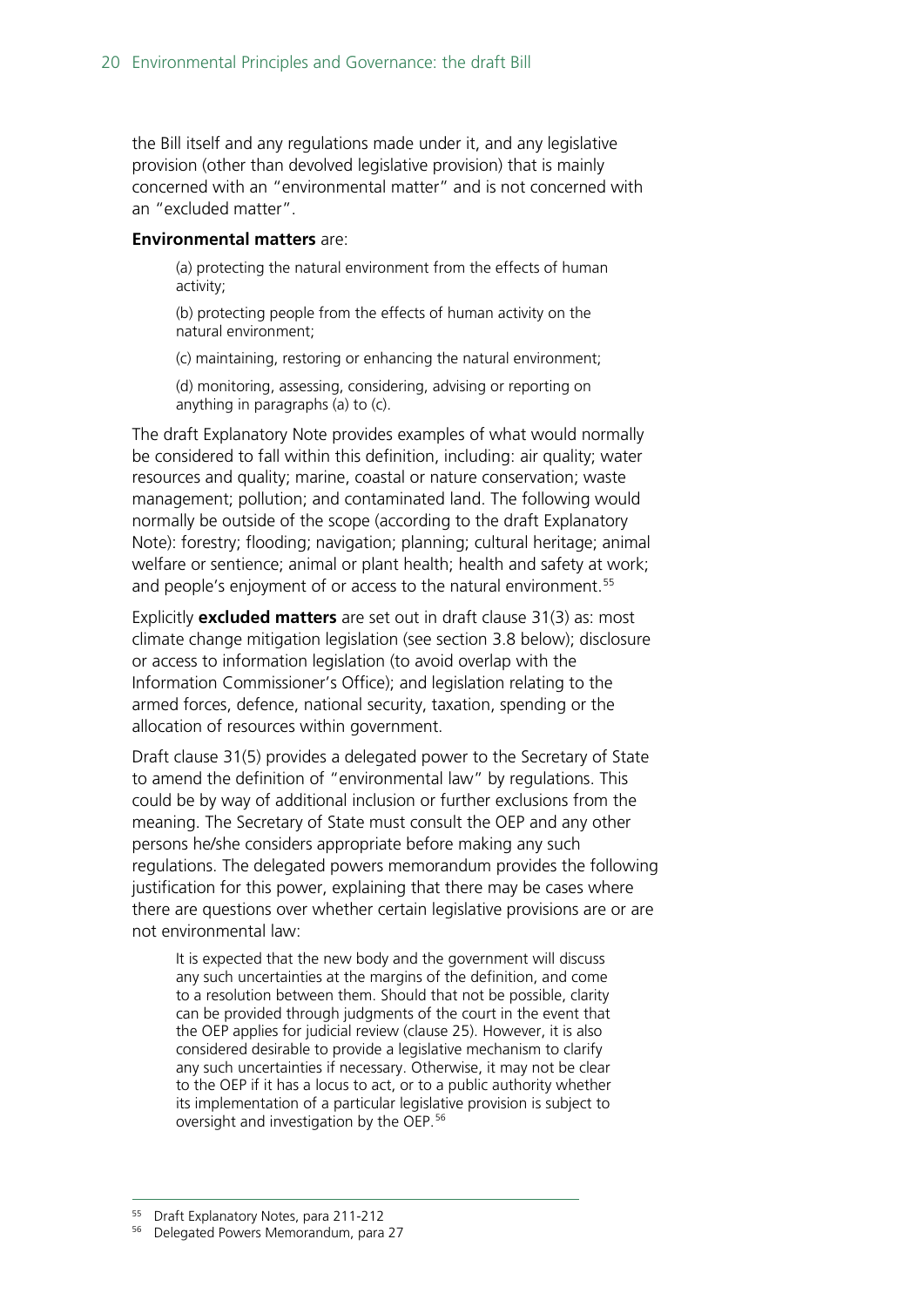the Bill itself and any regulations made under it, and any legislative provision (other than devolved legislative provision) that is mainly concerned with an "environmental matter" and is not concerned with an "excluded matter".

**Environmental matters** are:

> (a) protecting the natural environment from the effects of human activity;
>
> (b) protecting people from the effects of human activity on the natural environment;
>
> (c) maintaining, restoring or enhancing the natural environment;
>
> (d) monitoring, assessing, considering, advising or reporting on anything in paragraphs (a) to (c).

The draft Explanatory Note provides examples of what would normally be considered to fall within this definition, including: air quality; water resources and quality; marine, coastal or nature conservation; waste management; pollution; and contaminated land. The following would normally be outside of the scope (according to the draft Explanatory Note): forestry; flooding; navigation; planning; cultural heritage; animal welfare or sentience; animal or plant health; health and safety at work; and people's enjoyment of or access to the natural environment.[55]

Explicitly **excluded matters** are set out in draft clause 31(3) as: most climate change mitigation legislation (see section 3.8 below); disclosure or access to information legislation (to avoid overlap with the Information Commissioner's Office); and legislation relating to the armed forces, defence, national security, taxation, spending or the allocation of resources within government.

Draft clause 31(5) provides a delegated power to the Secretary of State to amend the definition of "environmental law" by regulations. This could be by way of additional inclusion or further exclusions from the meaning. The Secretary of State must consult the OEP and any other persons he/she considers appropriate before making any such regulations. The delegated powers memorandum provides the following justification for this power, explaining that there may be cases where there are questions over whether certain legislative provisions are or are not environmental law:

> It is expected that the new body and the government will discuss any such uncertainties at the margins of the definition, and come to a resolution between them. Should that not be possible, clarity can be provided through judgments of the court in the event that the OEP applies for judicial review (clause 25). However, it is also considered desirable to provide a legislative mechanism to clarify any such uncertainties if necessary. Otherwise, it may not be clear to the OEP if it has a locus to act, or to a public authority whether its implementation of a particular legislative provision is subject to oversight and investigation by the OEP.[56]

---

[55] Draft Explanatory Notes, para 211-212

[56] Delegated Powers Memorandum, para 27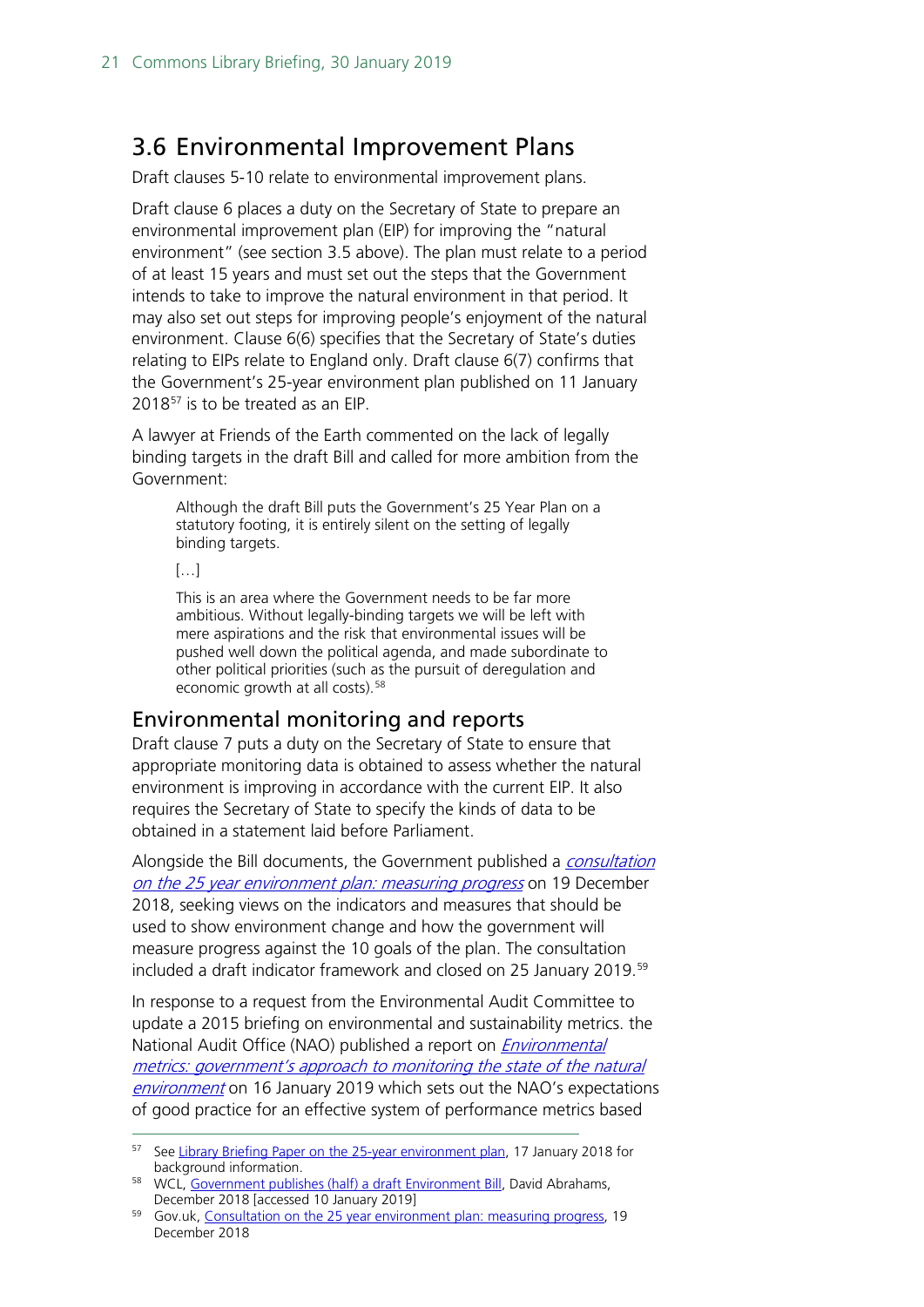## 3.6 Environmental Improvement Plans

Draft clauses 5-10 relate to environmental improvement plans.

Draft clause 6 places a duty on the Secretary of State to prepare an environmental improvement plan (EIP) for improving the "natural environment" (see section 3.5 above). The plan must relate to a period of at least 15 years and must set out the steps that the Government intends to take to improve the natural environment in that period. It may also set out steps for improving people's enjoyment of the natural environment. Clause 6(6) specifies that the Secretary of State's duties relating to EIPs relate to England only. Draft clause 6(7) confirms that the Government's 25-year environment plan published on 11 January 2018[57] is to be treated as an EIP.

A lawyer at Friends of the Earth commented on the lack of legally binding targets in the draft Bill and called for more ambition from the Government:

> Although the draft Bill puts the Government's 25 Year Plan on a statutory footing, it is entirely silent on the setting of legally binding targets.
>
> […]
>
> This is an area where the Government needs to be far more ambitious. Without legally-binding targets we will be left with mere aspirations and the risk that environmental issues will be pushed well down the political agenda, and made subordinate to other political priorities (such as the pursuit of deregulation and economic growth at all costs).[58]

### Environmental monitoring and reports

Draft clause 7 puts a duty on the Secretary of State to ensure that appropriate monitoring data is obtained to assess whether the natural environment is improving in accordance with the current EIP. It also requires the Secretary of State to specify the kinds of data to be obtained in a statement laid before Parliament.

Alongside the Bill documents, the Government published a *consultation on the 25 year environment plan: measuring progress* on 19 December 2018, seeking views on the indicators and measures that should be used to show environment change and how the government will measure progress against the 10 goals of the plan. The consultation included a draft indicator framework and closed on 25 January 2019.[59]

In response to a request from the Environmental Audit Committee to update a 2015 briefing on environmental and sustainability metrics. the National Audit Office (NAO) published a report on *Environmental metrics: government's approach to monitoring the state of the natural environment* on 16 January 2019 which sets out the NAO's expectations of good practice for an effective system of performance metrics based

---

[57] See Library Briefing Paper on the 25-year environment plan, 17 January 2018 for background information.

[58] WCL, Government publishes (half) a draft Environment Bill, David Abrahams, December 2018 [accessed 10 January 2019]

[59] Gov.uk, Consultation on the 25 year environment plan: measuring progress, 19 December 2018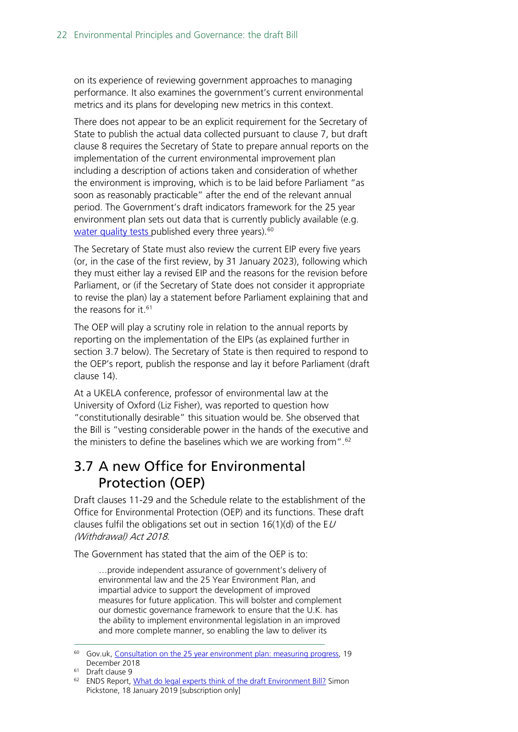on its experience of reviewing government approaches to managing performance. It also examines the government's current environmental metrics and its plans for developing new metrics in this context.

There does not appear to be an explicit requirement for the Secretary of State to publish the actual data collected pursuant to clause 7, but draft clause 8 requires the Secretary of State to prepare annual reports on the implementation of the current environmental improvement plan including a description of actions taken and consideration of whether the environment is improving, which is to be laid before Parliament "as soon as reasonably practicable" after the end of the relevant annual period. The Government's draft indicators framework for the 25 year environment plan sets out data that is currently publicly available (e.g. water quality tests published every three years).[60]

The Secretary of State must also review the current EIP every five years (or, in the case of the first review, by 31 January 2023), following which they must either lay a revised EIP and the reasons for the revision before Parliament, or (if the Secretary of State does not consider it appropriate to revise the plan) lay a statement before Parliament explaining that and the reasons for it.[61]

The OEP will play a scrutiny role in relation to the annual reports by reporting on the implementation of the EIPs (as explained further in section 3.7 below). The Secretary of State is then required to respond to the OEP's report, publish the response and lay it before Parliament (draft clause 14).

At a UKELA conference, professor of environmental law at the University of Oxford (Liz Fisher), was reported to question how "constitutionally desirable" this situation would be. She observed that the Bill is "vesting considerable power in the hands of the executive and the ministers to define the baselines which we are working from".[62]

## 3.7 A new Office for Environmental Protection (OEP)

Draft clauses 11-29 and the Schedule relate to the establishment of the Office for Environmental Protection (OEP) and its functions. These draft clauses fulfil the obligations set out in section 16(1)(d) of the E*U (Withdrawal) Act 2018*.

The Government has stated that the aim of the OEP is to:

> …provide independent assurance of government's delivery of environmental law and the 25 Year Environment Plan, and impartial advice to support the development of improved measures for future application. This will bolster and complement our domestic governance framework to ensure that the U.K. has the ability to implement environmental legislation in an improved and more complete manner, so enabling the law to deliver its

---

60 Gov.uk, Consultation on the 25 year environment plan: measuring progress, 19 December 2018

61 Draft clause 9

62 ENDS Report, What do legal experts think of the draft Environment Bill? Simon Pickstone, 18 January 2019 [subscription only]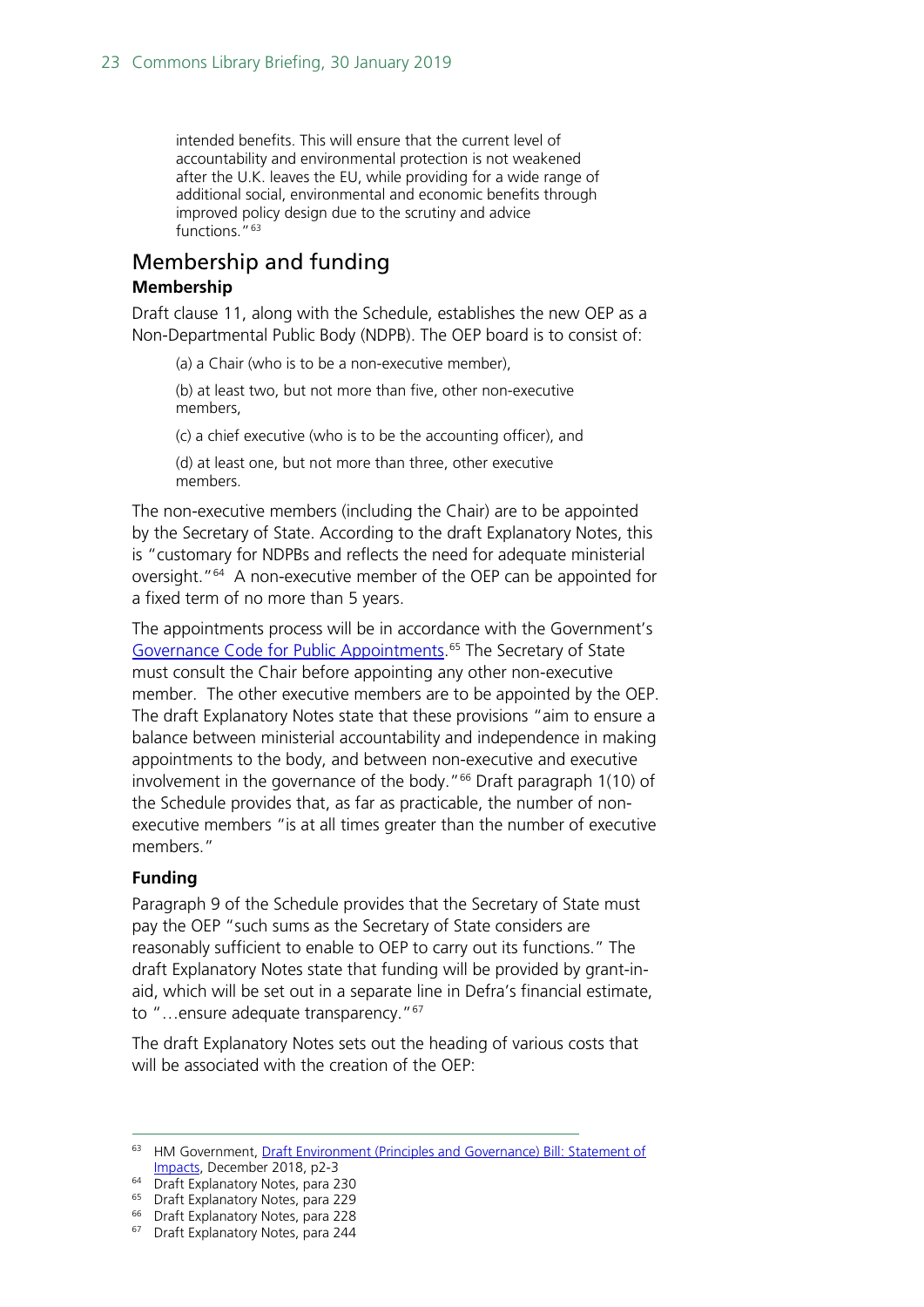intended benefits. This will ensure that the current level of accountability and environmental protection is not weakened after the U.K. leaves the EU, while providing for a wide range of additional social, environmental and economic benefits through improved policy design due to the scrutiny and advice functions."[63]

## Membership and funding

### Membership

Draft clause 11, along with the Schedule, establishes the new OEP as a Non-Departmental Public Body (NDPB). The OEP board is to consist of:

(a) a Chair (who is to be a non-executive member),

(b) at least two, but not more than five, other non-executive members,

(c) a chief executive (who is to be the accounting officer), and

(d) at least one, but not more than three, other executive members.

The non-executive members (including the Chair) are to be appointed by the Secretary of State. According to the draft Explanatory Notes, this is "customary for NDPBs and reflects the need for adequate ministerial oversight."[64] A non-executive member of the OEP can be appointed for a fixed term of no more than 5 years.

The appointments process will be in accordance with the Government's Governance Code for Public Appointments.[65] The Secretary of State must consult the Chair before appointing any other non-executive member. The other executive members are to be appointed by the OEP. The draft Explanatory Notes state that these provisions "aim to ensure a balance between ministerial accountability and independence in making appointments to the body, and between non-executive and executive involvement in the governance of the body."[66] Draft paragraph 1(10) of the Schedule provides that, as far as practicable, the number of non-executive members "is at all times greater than the number of executive members."

### Funding

Paragraph 9 of the Schedule provides that the Secretary of State must pay the OEP "such sums as the Secretary of State considers are reasonably sufficient to enable to OEP to carry out its functions." The draft Explanatory Notes state that funding will be provided by grant-in-aid, which will be set out in a separate line in Defra's financial estimate, to "…ensure adequate transparency."[67]

The draft Explanatory Notes sets out the heading of various costs that will be associated with the creation of the OEP:

---

[63] HM Government, Draft Environment (Principles and Governance) Bill: Statement of Impacts, December 2018, p2-3

[64] Draft Explanatory Notes, para 230

[65] Draft Explanatory Notes, para 229

[66] Draft Explanatory Notes, para 228

[67] Draft Explanatory Notes, para 244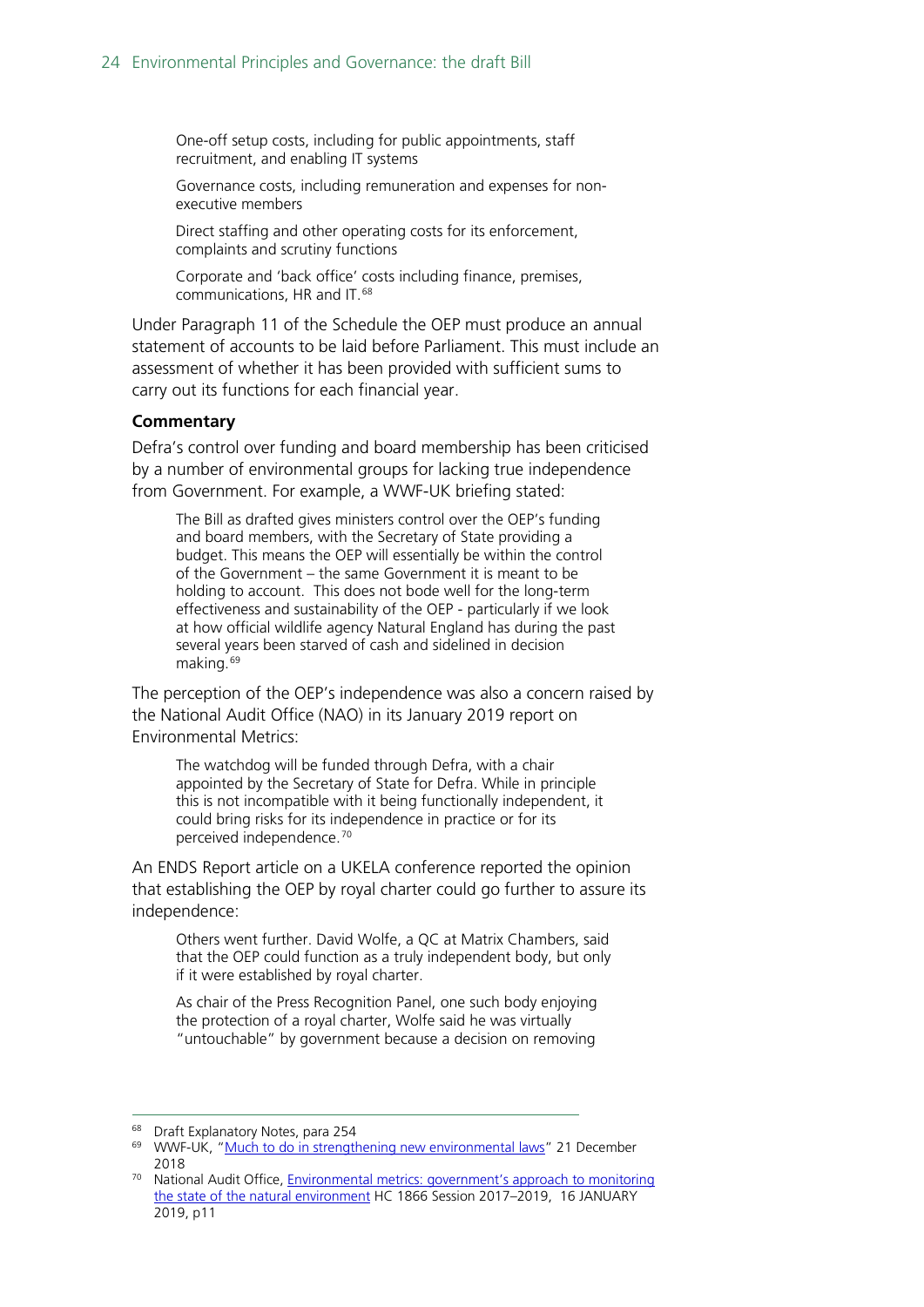One-off setup costs, including for public appointments, staff recruitment, and enabling IT systems

Governance costs, including remuneration and expenses for non-executive members

Direct staffing and other operating costs for its enforcement, complaints and scrutiny functions

Corporate and 'back office' costs including finance, premises, communications, HR and IT.[68]

Under Paragraph 11 of the Schedule the OEP must produce an annual statement of accounts to be laid before Parliament. This must include an assessment of whether it has been provided with sufficient sums to carry out its functions for each financial year.

**Commentary**

Defra's control over funding and board membership has been criticised by a number of environmental groups for lacking true independence from Government. For example, a WWF-UK briefing stated:

> The Bill as drafted gives ministers control over the OEP's funding and board members, with the Secretary of State providing a budget. This means the OEP will essentially be within the control of the Government – the same Government it is meant to be holding to account. This does not bode well for the long-term effectiveness and sustainability of the OEP - particularly if we look at how official wildlife agency Natural England has during the past several years been starved of cash and sidelined in decision making.[69]

The perception of the OEP's independence was also a concern raised by the National Audit Office (NAO) in its January 2019 report on Environmental Metrics:

> The watchdog will be funded through Defra, with a chair appointed by the Secretary of State for Defra. While in principle this is not incompatible with it being functionally independent, it could bring risks for its independence in practice or for its perceived independence.[70]

An ENDS Report article on a UKELA conference reported the opinion that establishing the OEP by royal charter could go further to assure its independence:

> Others went further. David Wolfe, a QC at Matrix Chambers, said that the OEP could function as a truly independent body, but only if it were established by royal charter.
>
> As chair of the Press Recognition Panel, one such body enjoying the protection of a royal charter, Wolfe said he was virtually "untouchable" by government because a decision on removing

---

[68] Draft Explanatory Notes, para 254

[69] WWF-UK, "Much to do in strengthening new environmental laws" 21 December 2018

[70] National Audit Office, Environmental metrics: government's approach to monitoring the state of the natural environment HC 1866 Session 2017–2019, 16 JANUARY 2019, p11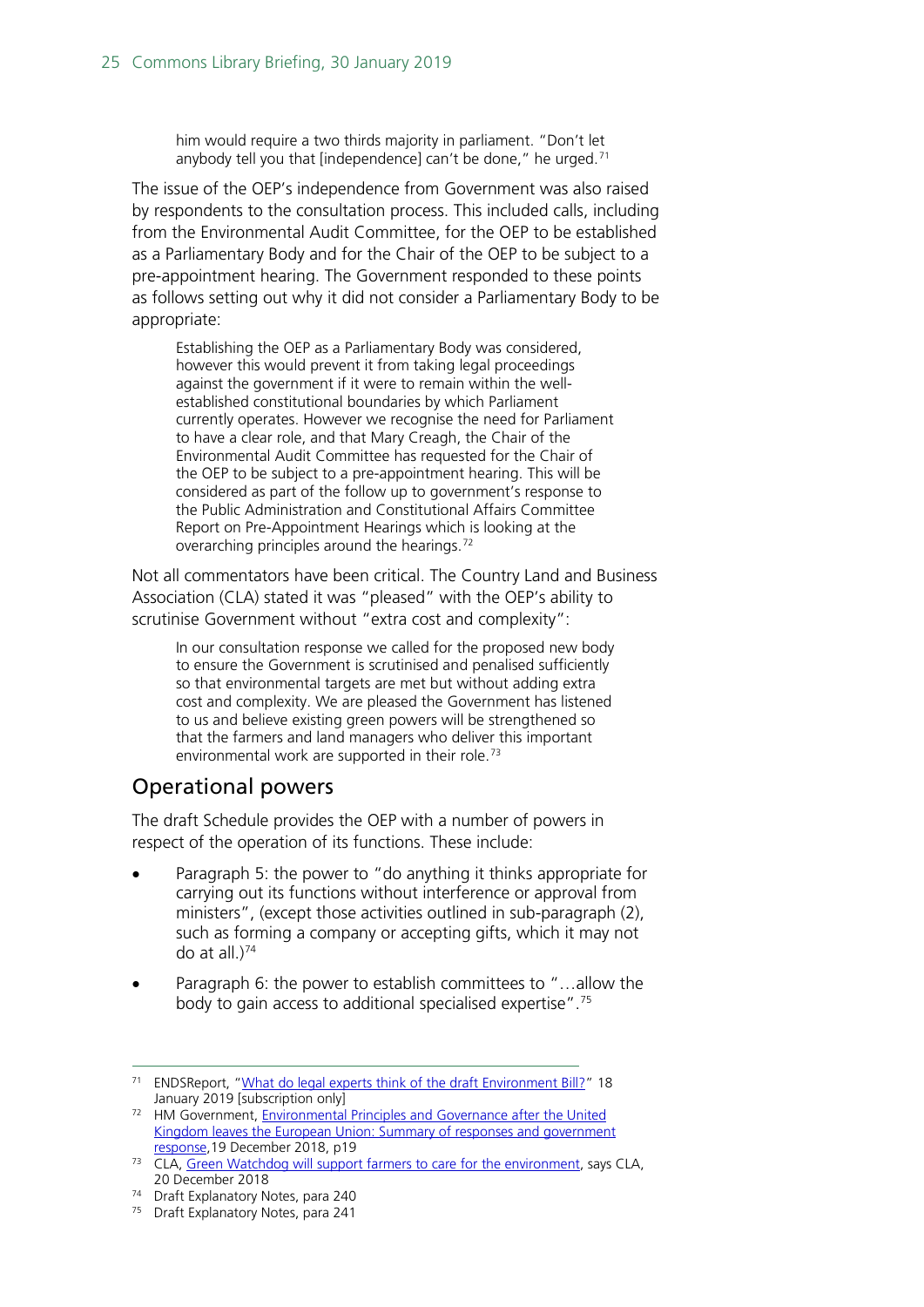> him would require a two thirds majority in parliament. "Don't let anybody tell you that [independence] can't be done," he urged.[71]

The issue of the OEP's independence from Government was also raised by respondents to the consultation process. This included calls, including from the Environmental Audit Committee, for the OEP to be established as a Parliamentary Body and for the Chair of the OEP to be subject to a pre-appointment hearing. The Government responded to these points as follows setting out why it did not consider a Parliamentary Body to be appropriate:

> Establishing the OEP as a Parliamentary Body was considered, however this would prevent it from taking legal proceedings against the government if it were to remain within the well-established constitutional boundaries by which Parliament currently operates. However we recognise the need for Parliament to have a clear role, and that Mary Creagh, the Chair of the Environmental Audit Committee has requested for the Chair of the OEP to be subject to a pre-appointment hearing. This will be considered as part of the follow up to government's response to the Public Administration and Constitutional Affairs Committee Report on Pre-Appointment Hearings which is looking at the overarching principles around the hearings.[72]

Not all commentators have been critical. The Country Land and Business Association (CLA) stated it was "pleased" with the OEP's ability to scrutinise Government without "extra cost and complexity":

> In our consultation response we called for the proposed new body to ensure the Government is scrutinised and penalised sufficiently so that environmental targets are met but without adding extra cost and complexity. We are pleased the Government has listened to us and believe existing green powers will be strengthened so that the farmers and land managers who deliver this important environmental work are supported in their role.[73]

## Operational powers

The draft Schedule provides the OEP with a number of powers in respect of the operation of its functions. These include:

- Paragraph 5: the power to "do anything it thinks appropriate for carrying out its functions without interference or approval from ministers", (except those activities outlined in sub-paragraph (2), such as forming a company or accepting gifts, which it may not do at all.)[74]
- Paragraph 6: the power to establish committees to "…allow the body to gain access to additional specialised expertise".[75]

---

[71] ENDSReport, "What do legal experts think of the draft Environment Bill?" 18 January 2019 [subscription only]

[72] HM Government, Environmental Principles and Governance after the United Kingdom leaves the European Union: Summary of responses and government response,19 December 2018, p19

[73] CLA, Green Watchdog will support farmers to care for the environment, says CLA, 20 December 2018

[74] Draft Explanatory Notes, para 240

[75] Draft Explanatory Notes, para 241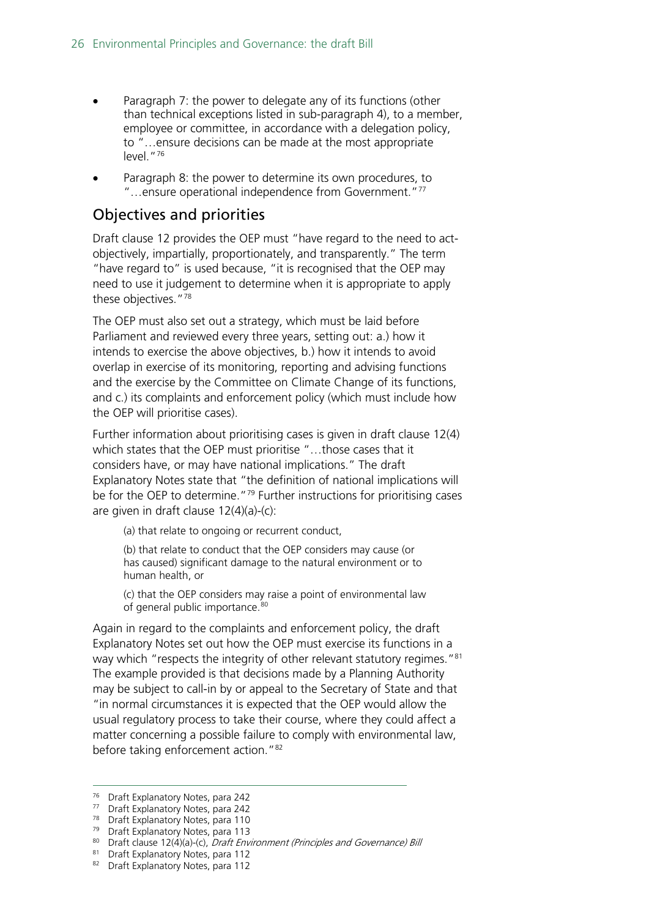- Paragraph 7: the power to delegate any of its functions (other than technical exceptions listed in sub-paragraph 4), to a member, employee or committee, in accordance with a delegation policy, to "…ensure decisions can be made at the most appropriate level."[76]
- Paragraph 8: the power to determine its own procedures, to "…ensure operational independence from Government."[77]

## Objectives and priorities

Draft clause 12 provides the OEP must "have regard to the need to act-objectively, impartially, proportionately, and transparently." The term "have regard to" is used because, "it is recognised that the OEP may need to use it judgement to determine when it is appropriate to apply these objectives."[78]

The OEP must also set out a strategy, which must be laid before Parliament and reviewed every three years, setting out: a.) how it intends to exercise the above objectives, b.) how it intends to avoid overlap in exercise of its monitoring, reporting and advising functions and the exercise by the Committee on Climate Change of its functions, and c.) its complaints and enforcement policy (which must include how the OEP will prioritise cases).

Further information about prioritising cases is given in draft clause 12(4) which states that the OEP must prioritise "…those cases that it considers have, or may have national implications." The draft Explanatory Notes state that "the definition of national implications will be for the OEP to determine."[79] Further instructions for prioritising cases are given in draft clause 12(4)(a)-(c):

> (a) that relate to ongoing or recurrent conduct,
>
> (b) that relate to conduct that the OEP considers may cause (or has caused) significant damage to the natural environment or to human health, or
>
> (c) that the OEP considers may raise a point of environmental law of general public importance.[80]

Again in regard to the complaints and enforcement policy, the draft Explanatory Notes set out how the OEP must exercise its functions in a way which "respects the integrity of other relevant statutory regimes."[81] The example provided is that decisions made by a Planning Authority may be subject to call-in by or appeal to the Secretary of State and that "in normal circumstances it is expected that the OEP would allow the usual regulatory process to take their course, where they could affect a matter concerning a possible failure to comply with environmental law, before taking enforcement action."[82]

---

[76] Draft Explanatory Notes, para 242
[77] Draft Explanatory Notes, para 242
[78] Draft Explanatory Notes, para 110
[79] Draft Explanatory Notes, para 113
[80] Draft clause 12(4)(a)-(c), *Draft Environment (Principles and Governance) Bill*
[81] Draft Explanatory Notes, para 112
[82] Draft Explanatory Notes, para 112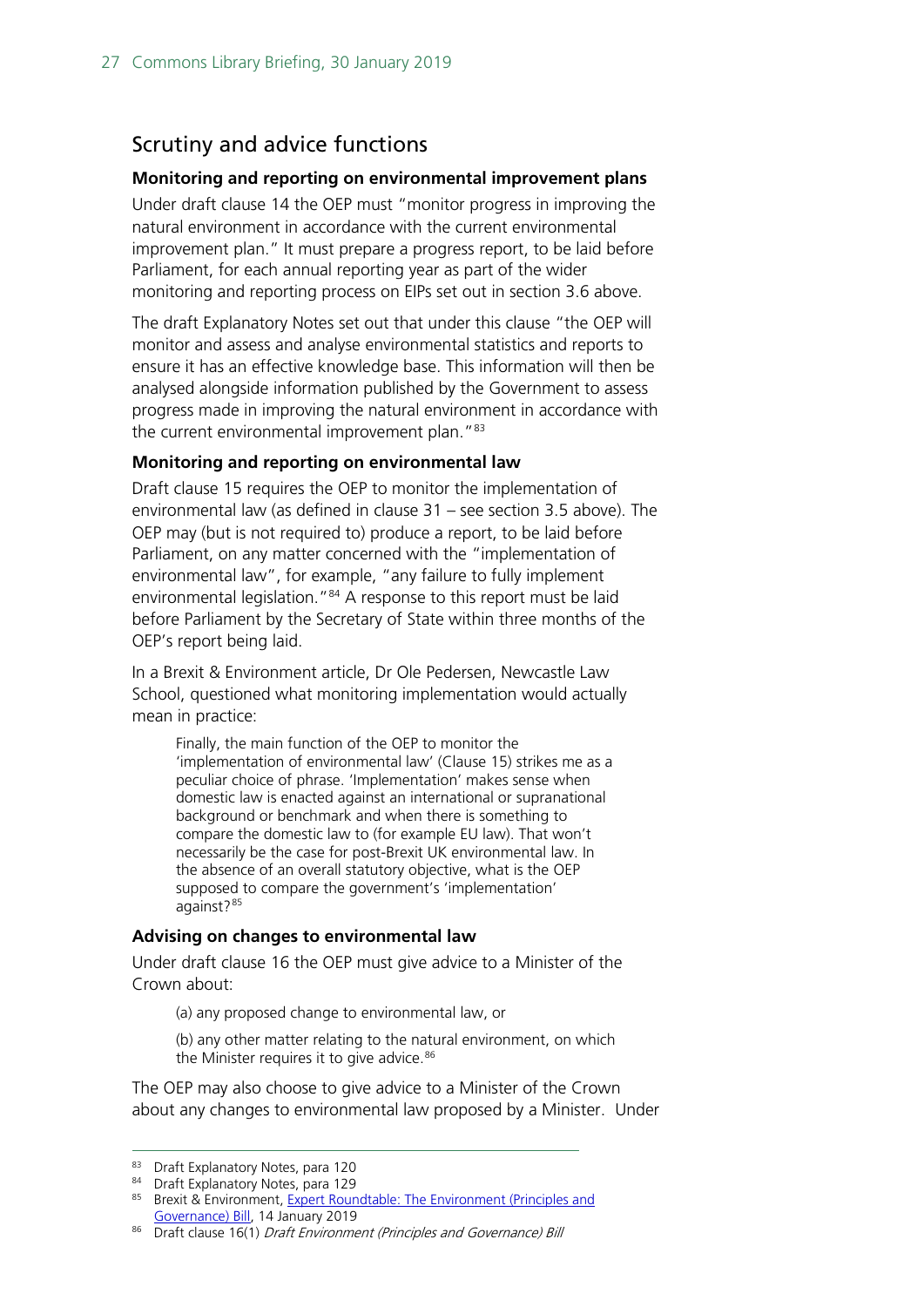## Scrutiny and advice functions

**Monitoring and reporting on environmental improvement plans**

Under draft clause 14 the OEP must "monitor progress in improving the natural environment in accordance with the current environmental improvement plan." It must prepare a progress report, to be laid before Parliament, for each annual reporting year as part of the wider monitoring and reporting process on EIPs set out in section 3.6 above.

The draft Explanatory Notes set out that under this clause "the OEP will monitor and assess and analyse environmental statistics and reports to ensure it has an effective knowledge base. This information will then be analysed alongside information published by the Government to assess progress made in improving the natural environment in accordance with the current environmental improvement plan."[83]

**Monitoring and reporting on environmental law**

Draft clause 15 requires the OEP to monitor the implementation of environmental law (as defined in clause 31 – see section 3.5 above). The OEP may (but is not required to) produce a report, to be laid before Parliament, on any matter concerned with the "implementation of environmental law", for example, "any failure to fully implement environmental legislation."[84] A response to this report must be laid before Parliament by the Secretary of State within three months of the OEP's report being laid.

In a Brexit & Environment article, Dr Ole Pedersen, Newcastle Law School, questioned what monitoring implementation would actually mean in practice:

> Finally, the main function of the OEP to monitor the 'implementation of environmental law' (Clause 15) strikes me as a peculiar choice of phrase. 'Implementation' makes sense when domestic law is enacted against an international or supranational background or benchmark and when there is something to compare the domestic law to (for example EU law). That won't necessarily be the case for post-Brexit UK environmental law. In the absence of an overall statutory objective, what is the OEP supposed to compare the government's 'implementation' against?[85]

**Advising on changes to environmental law**

Under draft clause 16 the OEP must give advice to a Minister of the Crown about:

> (a) any proposed change to environmental law, or
>
> (b) any other matter relating to the natural environment, on which the Minister requires it to give advice.[86]

The OEP may also choose to give advice to a Minister of the Crown about any changes to environmental law proposed by a Minister. Under

---

[83] Draft Explanatory Notes, para 120

[84] Draft Explanatory Notes, para 129

[85] Brexit & Environment, Expert Roundtable: The Environment (Principles and Governance) Bill, 14 January 2019

[86] Draft clause 16(1) *Draft Environment (Principles and Governance) Bill*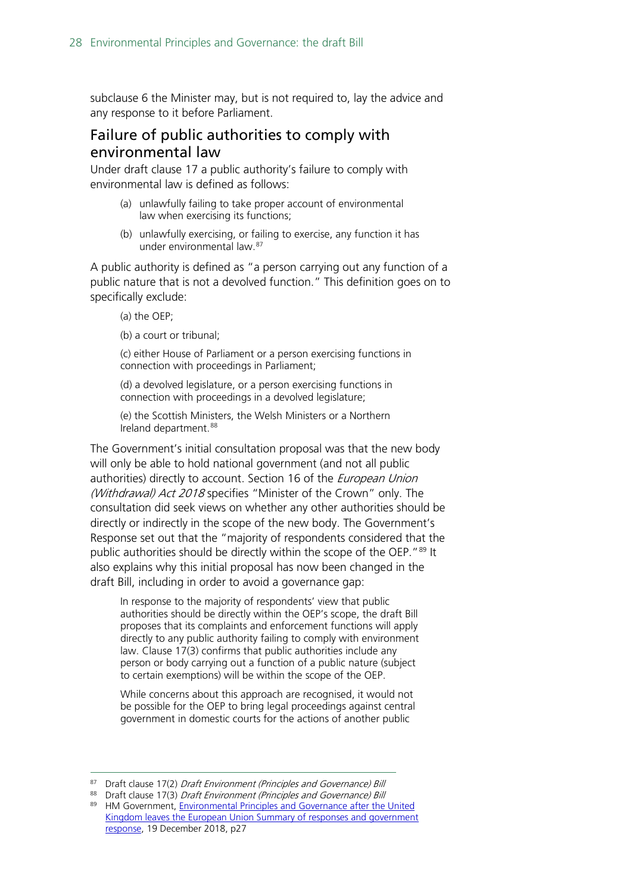subclause 6 the Minister may, but is not required to, lay the advice and any response to it before Parliament.

## Failure of public authorities to comply with environmental law

Under draft clause 17 a public authority's failure to comply with environmental law is defined as follows:

> (a) unlawfully failing to take proper account of environmental law when exercising its functions;
>
> (b) unlawfully exercising, or failing to exercise, any function it has under environmental law.[87]

A public authority is defined as "a person carrying out any function of a public nature that is not a devolved function." This definition goes on to specifically exclude:

> (a) the OEP;
>
> (b) a court or tribunal;
>
> (c) either House of Parliament or a person exercising functions in connection with proceedings in Parliament;
>
> (d) a devolved legislature, or a person exercising functions in connection with proceedings in a devolved legislature;
>
> (e) the Scottish Ministers, the Welsh Ministers or a Northern Ireland department.[88]

The Government's initial consultation proposal was that the new body will only be able to hold national government (and not all public authorities) directly to account. Section 16 of the *European Union (Withdrawal) Act 2018* specifies "Minister of the Crown" only. The consultation did seek views on whether any other authorities should be directly or indirectly in the scope of the new body. The Government's Response set out that the "majority of respondents considered that the public authorities should be directly within the scope of the OEP."[89] It also explains why this initial proposal has now been changed in the draft Bill, including in order to avoid a governance gap:

> In response to the majority of respondents' view that public authorities should be directly within the OEP's scope, the draft Bill proposes that its complaints and enforcement functions will apply directly to any public authority failing to comply with environment law. Clause 17(3) confirms that public authorities include any person or body carrying out a function of a public nature (subject to certain exemptions) will be within the scope of the OEP.
>
> While concerns about this approach are recognised, it would not be possible for the OEP to bring legal proceedings against central government in domestic courts for the actions of another public

---

[87] Draft clause 17(2) *Draft Environment (Principles and Governance) Bill*

[88] Draft clause 17(3) *Draft Environment (Principles and Governance) Bill*

[89] HM Government, Environmental Principles and Governance after the United Kingdom leaves the European Union Summary of responses and government response, 19 December 2018, p27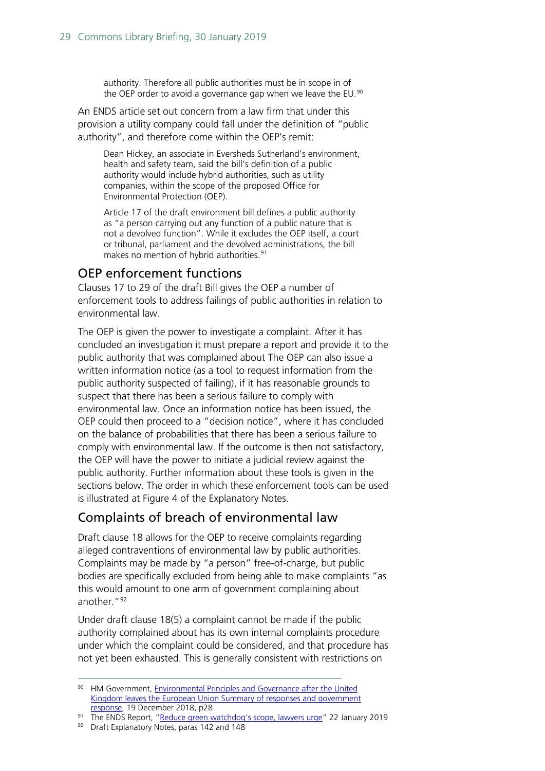> authority. Therefore all public authorities must be in scope in of the OEP order to avoid a governance gap when we leave the EU.[90]

An ENDS article set out concern from a law firm that under this provision a utility company could fall under the definition of "public authority", and therefore come within the OEP's remit:

> Dean Hickey, an associate in Eversheds Sutherland's environment, health and safety team, said the bill's definition of a public authority would include hybrid authorities, such as utility companies, within the scope of the proposed Office for Environmental Protection (OEP).
>
> Article 17 of the draft environment bill defines a public authority as "a person carrying out any function of a public nature that is not a devolved function". While it excludes the OEP itself, a court or tribunal, parliament and the devolved administrations, the bill makes no mention of hybrid authorities.[91]

## OEP enforcement functions

Clauses 17 to 29 of the draft Bill gives the OEP a number of enforcement tools to address failings of public authorities in relation to environmental law.

The OEP is given the power to investigate a complaint. After it has concluded an investigation it must prepare a report and provide it to the public authority that was complained about The OEP can also issue a written information notice (as a tool to request information from the public authority suspected of failing), if it has reasonable grounds to suspect that there has been a serious failure to comply with environmental law. Once an information notice has been issued, the OEP could then proceed to a "decision notice", where it has concluded on the balance of probabilities that there has been a serious failure to comply with environmental law. If the outcome is then not satisfactory, the OEP will have the power to initiate a judicial review against the public authority. Further information about these tools is given in the sections below. The order in which these enforcement tools can be used is illustrated at Figure 4 of the Explanatory Notes.

## Complaints of breach of environmental law

Draft clause 18 allows for the OEP to receive complaints regarding alleged contraventions of environmental law by public authorities. Complaints may be made by "a person" free-of-charge, but public bodies are specifically excluded from being able to make complaints "as this would amount to one arm of government complaining about another."[92]

Under draft clause 18(5) a complaint cannot be made if the public authority complained about has its own internal complaints procedure under which the complaint could be considered, and that procedure has not yet been exhausted. This is generally consistent with restrictions on

---

[90] HM Government, [Environmental Principles and Governance after the United Kingdom leaves the European Union Summary of responses and government response](), 19 December 2018, p28

[91] The ENDS Report, "[Reduce green watchdog's scope, lawyers urge]()" 22 January 2019

[92] Draft Explanatory Notes, paras 142 and 148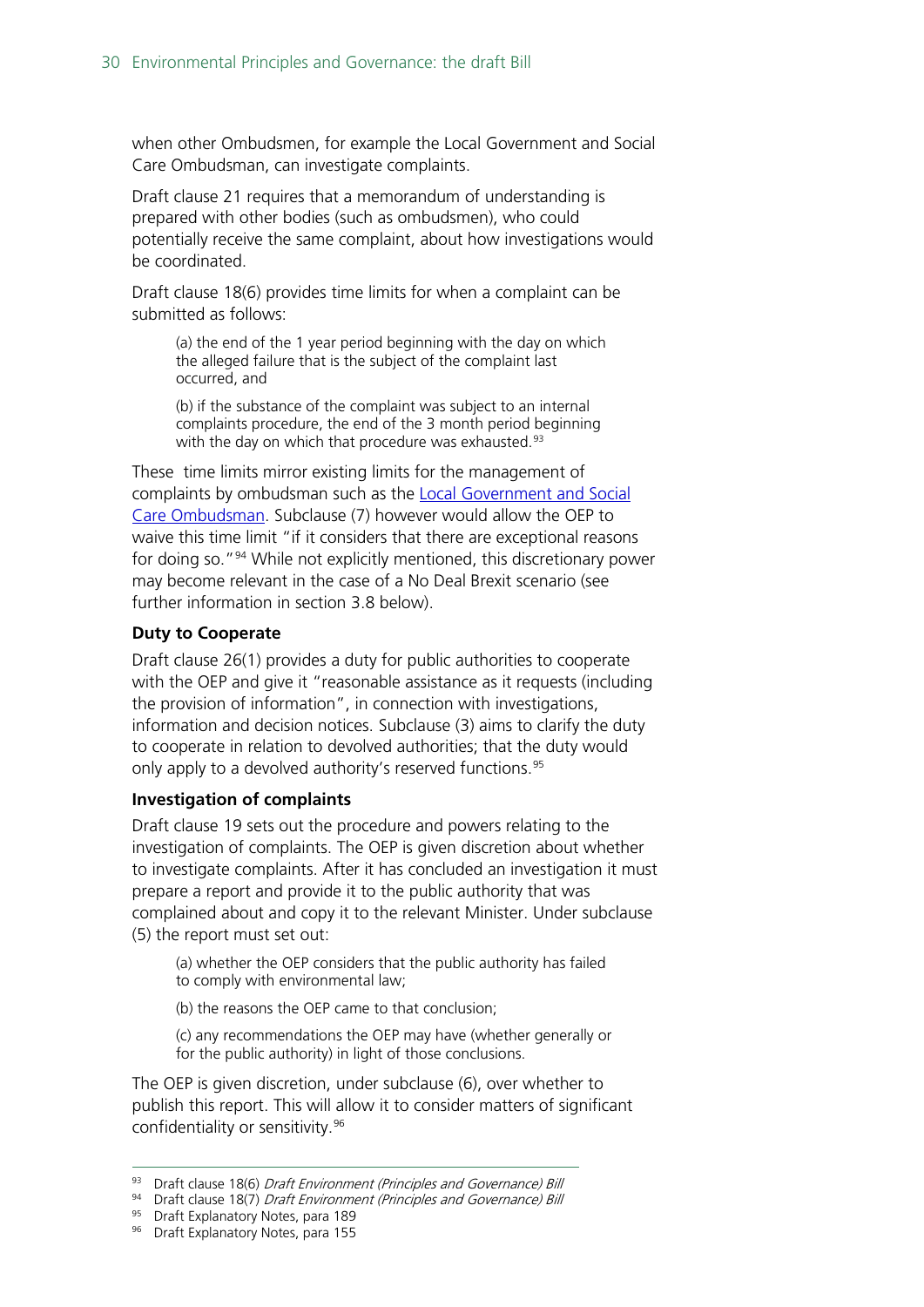when other Ombudsmen, for example the Local Government and Social Care Ombudsman, can investigate complaints.

Draft clause 21 requires that a memorandum of understanding is prepared with other bodies (such as ombudsmen), who could potentially receive the same complaint, about how investigations would be coordinated.

Draft clause 18(6) provides time limits for when a complaint can be submitted as follows:

> (a) the end of the 1 year period beginning with the day on which the alleged failure that is the subject of the complaint last occurred, and
>
> (b) if the substance of the complaint was subject to an internal complaints procedure, the end of the 3 month period beginning with the day on which that procedure was exhausted.[93]

These time limits mirror existing limits for the management of complaints by ombudsman such as the Local Government and Social Care Ombudsman. Subclause (7) however would allow the OEP to waive this time limit "if it considers that there are exceptional reasons for doing so."[94] While not explicitly mentioned, this discretionary power may become relevant in the case of a No Deal Brexit scenario (see further information in section 3.8 below).

**Duty to Cooperate**

Draft clause 26(1) provides a duty for public authorities to cooperate with the OEP and give it "reasonable assistance as it requests (including the provision of information", in connection with investigations, information and decision notices. Subclause (3) aims to clarify the duty to cooperate in relation to devolved authorities; that the duty would only apply to a devolved authority's reserved functions.[95]

**Investigation of complaints**

Draft clause 19 sets out the procedure and powers relating to the investigation of complaints. The OEP is given discretion about whether to investigate complaints. After it has concluded an investigation it must prepare a report and provide it to the public authority that was complained about and copy it to the relevant Minister. Under subclause (5) the report must set out:

> (a) whether the OEP considers that the public authority has failed to comply with environmental law;
>
> (b) the reasons the OEP came to that conclusion;
>
> (c) any recommendations the OEP may have (whether generally or for the public authority) in light of those conclusions.

The OEP is given discretion, under subclause (6), over whether to publish this report. This will allow it to consider matters of significant confidentiality or sensitivity.[96]

---

[93] Draft clause 18(6) *Draft Environment (Principles and Governance) Bill*

[94] Draft clause 18(7) *Draft Environment (Principles and Governance) Bill*

[95] Draft Explanatory Notes, para 189

[96] Draft Explanatory Notes, para 155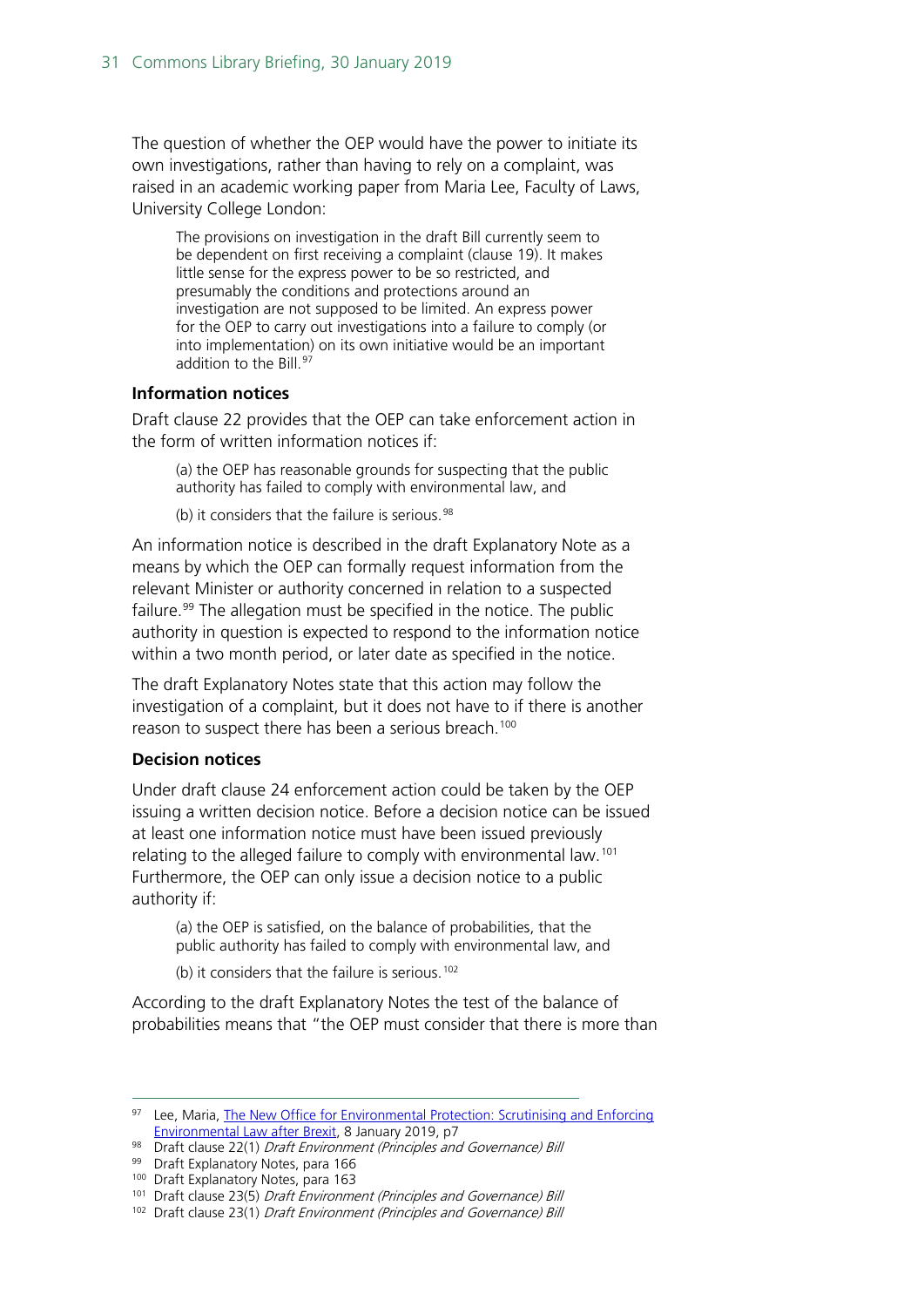The question of whether the OEP would have the power to initiate its own investigations, rather than having to rely on a complaint, was raised in an academic working paper from Maria Lee, Faculty of Laws, University College London:

> The provisions on investigation in the draft Bill currently seem to be dependent on first receiving a complaint (clause 19). It makes little sense for the express power to be so restricted, and presumably the conditions and protections around an investigation are not supposed to be limited. An express power for the OEP to carry out investigations into a failure to comply (or into implementation) on its own initiative would be an important addition to the Bill.[97]

**Information notices**

Draft clause 22 provides that the OEP can take enforcement action in the form of written information notices if:

> (a) the OEP has reasonable grounds for suspecting that the public authority has failed to comply with environmental law, and
>
> (b) it considers that the failure is serious.[98]

An information notice is described in the draft Explanatory Note as a means by which the OEP can formally request information from the relevant Minister or authority concerned in relation to a suspected failure.[99] The allegation must be specified in the notice. The public authority in question is expected to respond to the information notice within a two month period, or later date as specified in the notice.

The draft Explanatory Notes state that this action may follow the investigation of a complaint, but it does not have to if there is another reason to suspect there has been a serious breach.[100]

**Decision notices**

Under draft clause 24 enforcement action could be taken by the OEP issuing a written decision notice. Before a decision notice can be issued at least one information notice must have been issued previously relating to the alleged failure to comply with environmental law.[101] Furthermore, the OEP can only issue a decision notice to a public authority if:

> (a) the OEP is satisfied, on the balance of probabilities, that the public authority has failed to comply with environmental law, and
>
> (b) it considers that the failure is serious.[102]

According to the draft Explanatory Notes the test of the balance of probabilities means that "the OEP must consider that there is more than

---

[97] Lee, Maria, The New Office for Environmental Protection: Scrutinising and Enforcing Environmental Law after Brexit, 8 January 2019, p7

[98] Draft clause 22(1) *Draft Environment (Principles and Governance) Bill*

[99] Draft Explanatory Notes, para 166

[100] Draft Explanatory Notes, para 163

[101] Draft clause 23(5) *Draft Environment (Principles and Governance) Bill*

[102] Draft clause 23(1) *Draft Environment (Principles and Governance) Bill*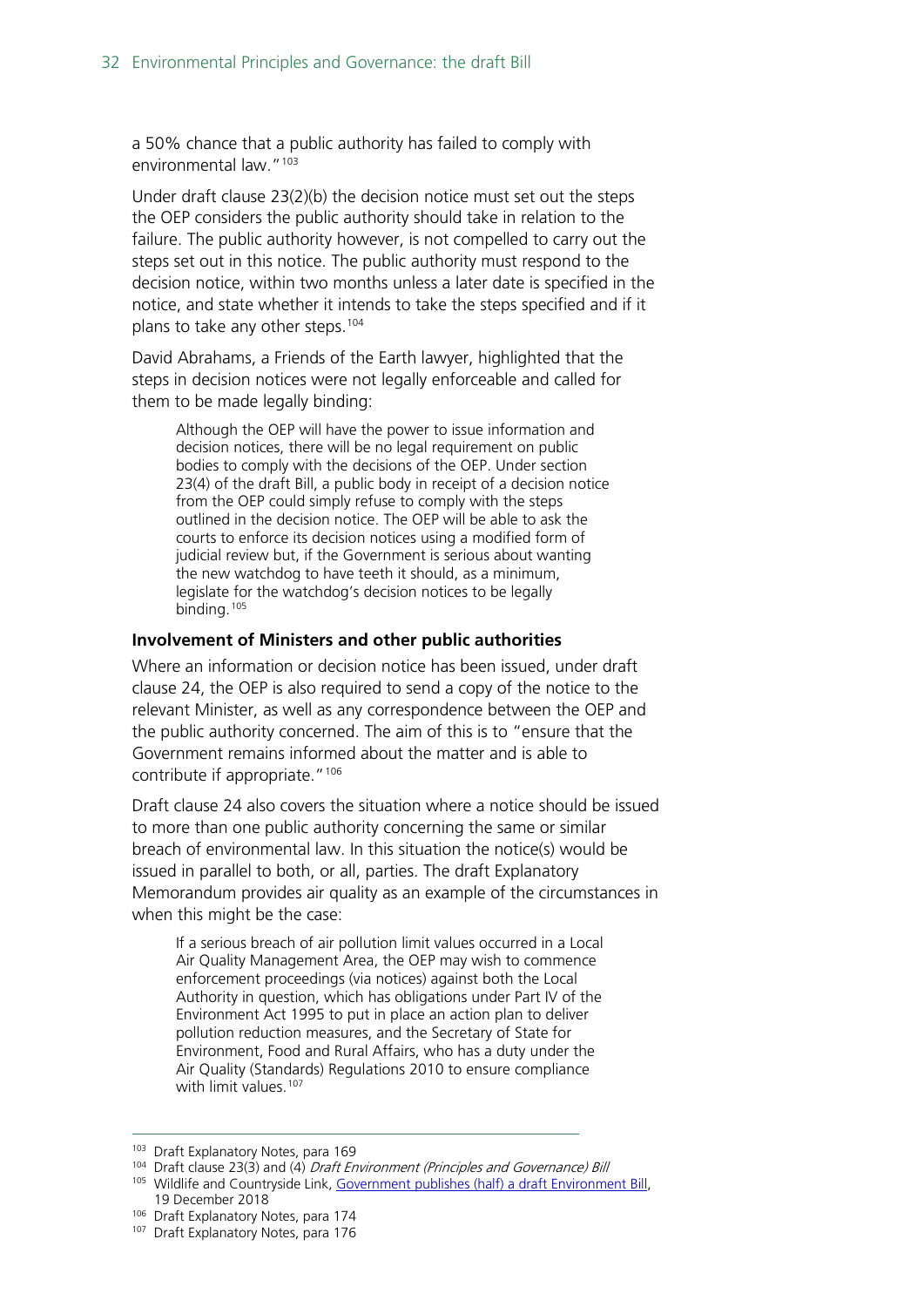a 50% chance that a public authority has failed to comply with environmental law."[103]

Under draft clause 23(2)(b) the decision notice must set out the steps the OEP considers the public authority should take in relation to the failure. The public authority however, is not compelled to carry out the steps set out in this notice. The public authority must respond to the decision notice, within two months unless a later date is specified in the notice, and state whether it intends to take the steps specified and if it plans to take any other steps.[104]

David Abrahams, a Friends of the Earth lawyer, highlighted that the steps in decision notices were not legally enforceable and called for them to be made legally binding:

> Although the OEP will have the power to issue information and decision notices, there will be no legal requirement on public bodies to comply with the decisions of the OEP. Under section 23(4) of the draft Bill, a public body in receipt of a decision notice from the OEP could simply refuse to comply with the steps outlined in the decision notice. The OEP will be able to ask the courts to enforce its decision notices using a modified form of judicial review but, if the Government is serious about wanting the new watchdog to have teeth it should, as a minimum, legislate for the watchdog's decision notices to be legally binding.[105]

### Involvement of Ministers and other public authorities

Where an information or decision notice has been issued, under draft clause 24, the OEP is also required to send a copy of the notice to the relevant Minister, as well as any correspondence between the OEP and the public authority concerned. The aim of this is to "ensure that the Government remains informed about the matter and is able to contribute if appropriate."[106]

Draft clause 24 also covers the situation where a notice should be issued to more than one public authority concerning the same or similar breach of environmental law. In this situation the notice(s) would be issued in parallel to both, or all, parties. The draft Explanatory Memorandum provides air quality as an example of the circumstances in when this might be the case:

> If a serious breach of air pollution limit values occurred in a Local Air Quality Management Area, the OEP may wish to commence enforcement proceedings (via notices) against both the Local Authority in question, which has obligations under Part IV of the Environment Act 1995 to put in place an action plan to deliver pollution reduction measures, and the Secretary of State for Environment, Food and Rural Affairs, who has a duty under the Air Quality (Standards) Regulations 2010 to ensure compliance with limit values.[107]

---

[103] Draft Explanatory Notes, para 169

[104] Draft clause 23(3) and (4) *Draft Environment (Principles and Governance) Bill*

[105] Wildlife and Countryside Link, Government publishes (half) a draft Environment Bill, 19 December 2018

[106] Draft Explanatory Notes, para 174

[107] Draft Explanatory Notes, para 176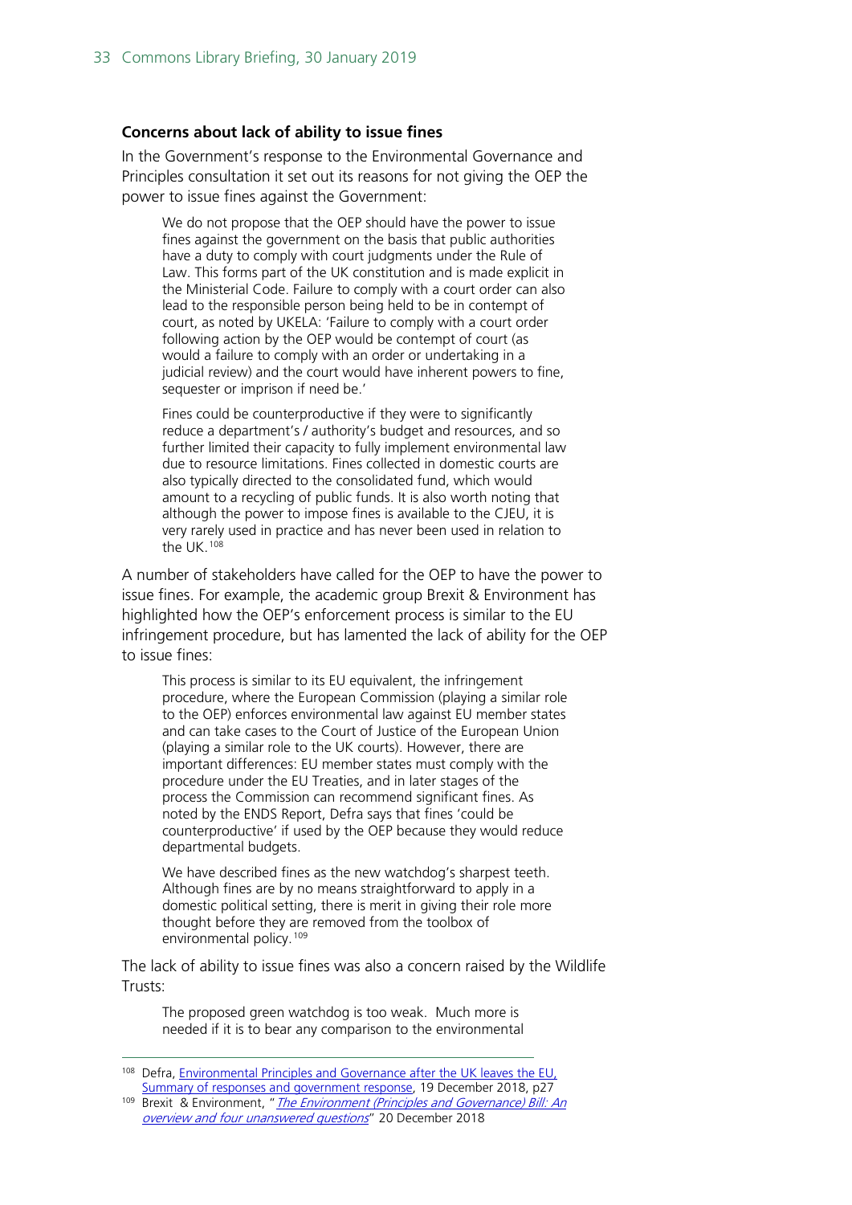**Concerns about lack of ability to issue fines**

In the Government's response to the Environmental Governance and Principles consultation it set out its reasons for not giving the OEP the power to issue fines against the Government:

> We do not propose that the OEP should have the power to issue fines against the government on the basis that public authorities have a duty to comply with court judgments under the Rule of Law. This forms part of the UK constitution and is made explicit in the Ministerial Code. Failure to comply with a court order can also lead to the responsible person being held to be in contempt of court, as noted by UKELA: 'Failure to comply with a court order following action by the OEP would be contempt of court (as would a failure to comply with an order or undertaking in a judicial review) and the court would have inherent powers to fine, sequester or imprison if need be.'
>
> Fines could be counterproductive if they were to significantly reduce a department's / authority's budget and resources, and so further limited their capacity to fully implement environmental law due to resource limitations. Fines collected in domestic courts are also typically directed to the consolidated fund, which would amount to a recycling of public funds. It is also worth noting that although the power to impose fines is available to the CJEU, it is very rarely used in practice and has never been used in relation to the UK.[108]

A number of stakeholders have called for the OEP to have the power to issue fines. For example, the academic group Brexit & Environment has highlighted how the OEP's enforcement process is similar to the EU infringement procedure, but has lamented the lack of ability for the OEP to issue fines:

> This process is similar to its EU equivalent, the infringement procedure, where the European Commission (playing a similar role to the OEP) enforces environmental law against EU member states and can take cases to the Court of Justice of the European Union (playing a similar role to the UK courts). However, there are important differences: EU member states must comply with the procedure under the EU Treaties, and in later stages of the process the Commission can recommend significant fines. As noted by the ENDS Report, Defra says that fines 'could be counterproductive' if used by the OEP because they would reduce departmental budgets.
>
> We have described fines as the new watchdog's sharpest teeth. Although fines are by no means straightforward to apply in a domestic political setting, there is merit in giving their role more thought before they are removed from the toolbox of environmental policy.[109]

The lack of ability to issue fines was also a concern raised by the Wildlife Trusts:

> The proposed green watchdog is too weak. Much more is needed if it is to bear any comparison to the environmental

---

[108] Defra, Environmental Principles and Governance after the UK leaves the EU, Summary of responses and government response, 19 December 2018, p27

[109] Brexit & Environment, "*The Environment (Principles and Governance) Bill: An overview and four unanswered questions*" 20 December 2018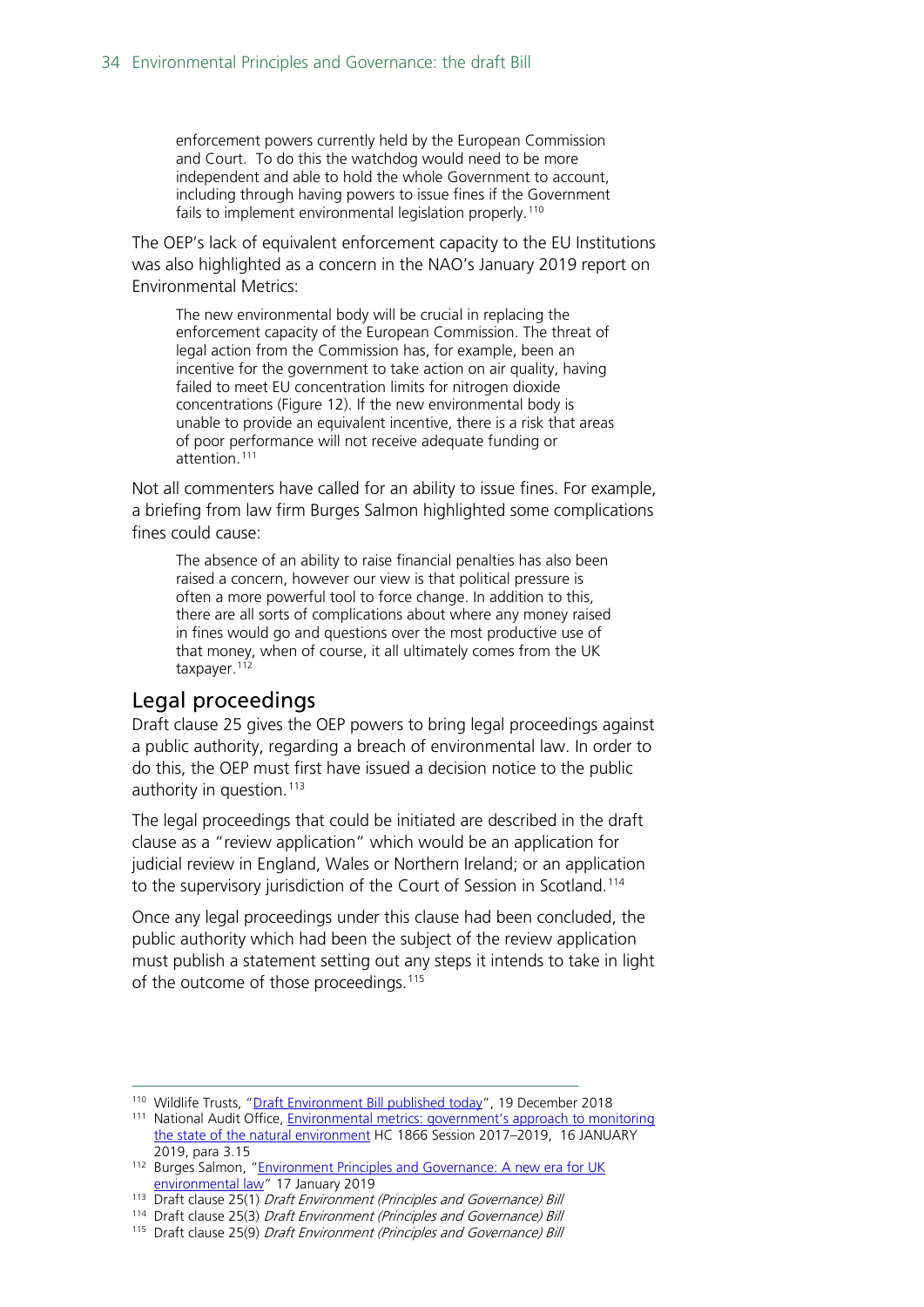> enforcement powers currently held by the European Commission and Court. To do this the watchdog would need to be more independent and able to hold the whole Government to account, including through having powers to issue fines if the Government fails to implement environmental legislation properly.[110]

The OEP's lack of equivalent enforcement capacity to the EU Institutions was also highlighted as a concern in the NAO's January 2019 report on Environmental Metrics:

> The new environmental body will be crucial in replacing the enforcement capacity of the European Commission. The threat of legal action from the Commission has, for example, been an incentive for the government to take action on air quality, having failed to meet EU concentration limits for nitrogen dioxide concentrations (Figure 12). If the new environmental body is unable to provide an equivalent incentive, there is a risk that areas of poor performance will not receive adequate funding or attention.[111]

Not all commenters have called for an ability to issue fines. For example, a briefing from law firm Burges Salmon highlighted some complications fines could cause:

> The absence of an ability to raise financial penalties has also been raised a concern, however our view is that political pressure is often a more powerful tool to force change. In addition to this, there are all sorts of complications about where any money raised in fines would go and questions over the most productive use of that money, when of course, it all ultimately comes from the UK taxpayer.[112]

## Legal proceedings

Draft clause 25 gives the OEP powers to bring legal proceedings against a public authority, regarding a breach of environmental law. In order to do this, the OEP must first have issued a decision notice to the public authority in question.[113]

The legal proceedings that could be initiated are described in the draft clause as a "review application" which would be an application for judicial review in England, Wales or Northern Ireland; or an application to the supervisory jurisdiction of the Court of Session in Scotland.[114]

Once any legal proceedings under this clause had been concluded, the public authority which had been the subject of the review application must publish a statement setting out any steps it intends to take in light of the outcome of those proceedings.[115]

---

[110] Wildlife Trusts, "Draft Environment Bill published today", 19 December 2018

[111] National Audit Office, Environmental metrics: government's approach to monitoring the state of the natural environment HC 1866 Session 2017–2019, 16 JANUARY 2019, para 3.15

[112] Burges Salmon, "Environment Principles and Governance: A new era for UK environmental law" 17 January 2019

[113] Draft clause 25(1) *Draft Environment (Principles and Governance) Bill*

[114] Draft clause 25(3) *Draft Environment (Principles and Governance) Bill*

[115] Draft clause 25(9) *Draft Environment (Principles and Governance) Bill*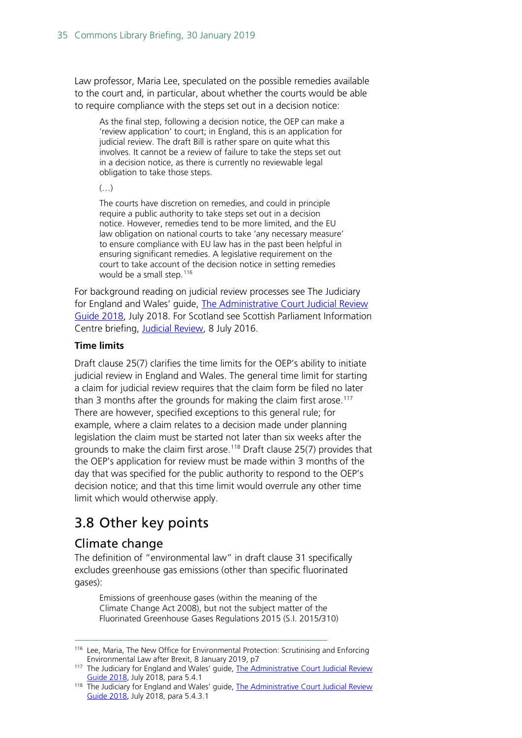Law professor, Maria Lee, speculated on the possible remedies available to the court and, in particular, about whether the courts would be able to require compliance with the steps set out in a decision notice:

> As the final step, following a decision notice, the OEP can make a 'review application' to court; in England, this is an application for judicial review. The draft Bill is rather spare on quite what this involves. It cannot be a review of failure to take the steps set out in a decision notice, as there is currently no reviewable legal obligation to take those steps.
>
> (…)
>
> The courts have discretion on remedies, and could in principle require a public authority to take steps set out in a decision notice. However, remedies tend to be more limited, and the EU law obligation on national courts to take 'any necessary measure' to ensure compliance with EU law has in the past been helpful in ensuring significant remedies. A legislative requirement on the court to take account of the decision notice in setting remedies would be a small step.[116]

For background reading on judicial review processes see The Judiciary for England and Wales' guide, The Administrative Court Judicial Review Guide 2018, July 2018. For Scotland see Scottish Parliament Information Centre briefing, Judicial Review, 8 July 2016.

**Time limits**

Draft clause 25(7) clarifies the time limits for the OEP's ability to initiate judicial review in England and Wales. The general time limit for starting a claim for judicial review requires that the claim form be filed no later than 3 months after the grounds for making the claim first arose.[117] There are however, specified exceptions to this general rule; for example, where a claim relates to a decision made under planning legislation the claim must be started not later than six weeks after the grounds to make the claim first arose.[118] Draft clause 25(7) provides that the OEP's application for review must be made within 3 months of the day that was specified for the public authority to respond to the OEP's decision notice; and that this time limit would overrule any other time limit which would otherwise apply.

## 3.8 Other key points

### Climate change

The definition of "environmental law" in draft clause 31 specifically excludes greenhouse gas emissions (other than specific fluorinated gases):

> Emissions of greenhouse gases (within the meaning of the Climate Change Act 2008), but not the subject matter of the Fluorinated Greenhouse Gases Regulations 2015 (S.I. 2015/310)

---

[116] Lee, Maria, The New Office for Environmental Protection: Scrutinising and Enforcing Environmental Law after Brexit, 8 January 2019, p7

[117] The Judiciary for England and Wales' guide, The Administrative Court Judicial Review Guide 2018, July 2018, para 5.4.1

[118] The Judiciary for England and Wales' guide, The Administrative Court Judicial Review Guide 2018, July 2018, para 5.4.3.1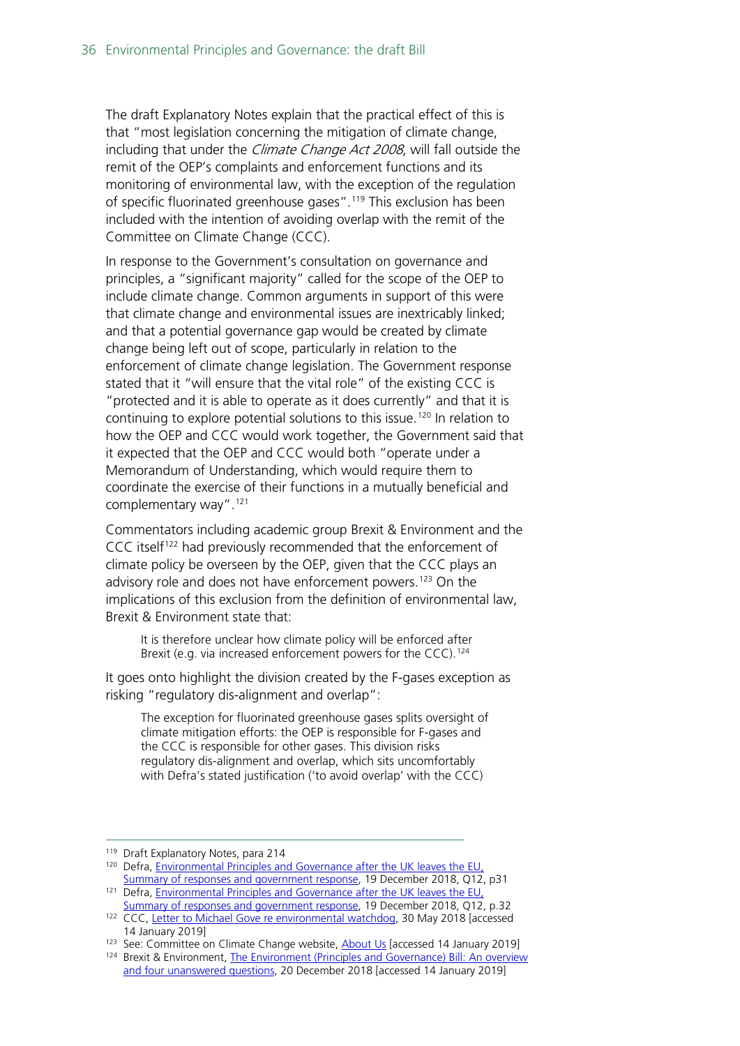The draft Explanatory Notes explain that the practical effect of this is that "most legislation concerning the mitigation of climate change, including that under the *Climate Change Act 2008*, will fall outside the remit of the OEP's complaints and enforcement functions and its monitoring of environmental law, with the exception of the regulation of specific fluorinated greenhouse gases".[119] This exclusion has been included with the intention of avoiding overlap with the remit of the Committee on Climate Change (CCC).

In response to the Government's consultation on governance and principles, a "significant majority" called for the scope of the OEP to include climate change. Common arguments in support of this were that climate change and environmental issues are inextricably linked; and that a potential governance gap would be created by climate change being left out of scope, particularly in relation to the enforcement of climate change legislation. The Government response stated that it "will ensure that the vital role" of the existing CCC is "protected and it is able to operate as it does currently" and that it is continuing to explore potential solutions to this issue.[120] In relation to how the OEP and CCC would work together, the Government said that it expected that the OEP and CCC would both "operate under a Memorandum of Understanding, which would require them to coordinate the exercise of their functions in a mutually beneficial and complementary way".[121]

Commentators including academic group Brexit & Environment and the CCC itself[122] had previously recommended that the enforcement of climate policy be overseen by the OEP, given that the CCC plays an advisory role and does not have enforcement powers.[123] On the implications of this exclusion from the definition of environmental law, Brexit & Environment state that:

> It is therefore unclear how climate policy will be enforced after Brexit (e.g. via increased enforcement powers for the CCC).[124]

It goes onto highlight the division created by the F-gases exception as risking "regulatory dis-alignment and overlap":

> The exception for fluorinated greenhouse gases splits oversight of climate mitigation efforts: the OEP is responsible for F-gases and the CCC is responsible for other gases. This division risks regulatory dis-alignment and overlap, which sits uncomfortably with Defra's stated justification ('to avoid overlap' with the CCC)

---

119 Draft Explanatory Notes, para 214

120 Defra, Environmental Principles and Governance after the UK leaves the EU, Summary of responses and government response, 19 December 2018, Q12, p31

121 Defra, Environmental Principles and Governance after the UK leaves the EU, Summary of responses and government response, 19 December 2018, Q12, p.32

122 CCC, Letter to Michael Gove re environmental watchdog, 30 May 2018 [accessed 14 January 2019]

123 See: Committee on Climate Change website, About Us [accessed 14 January 2019]

124 Brexit & Environment, The Environment (Principles and Governance) Bill: An overview and four unanswered questions, 20 December 2018 [accessed 14 January 2019]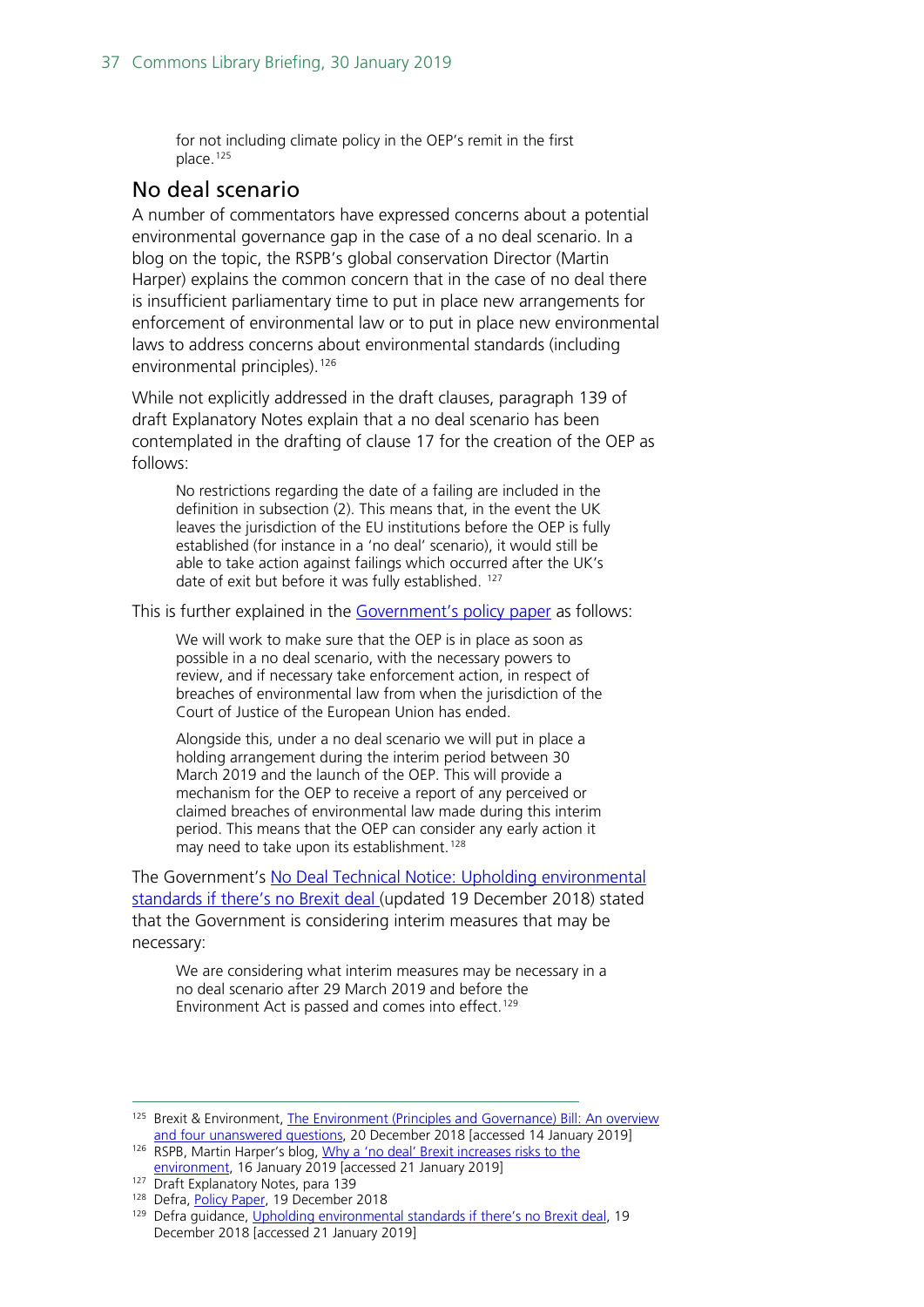> for not including climate policy in the OEP's remit in the first place.[125]

## No deal scenario

A number of commentators have expressed concerns about a potential environmental governance gap in the case of a no deal scenario. In a blog on the topic, the RSPB's global conservation Director (Martin Harper) explains the common concern that in the case of no deal there is insufficient parliamentary time to put in place new arrangements for enforcement of environmental law or to put in place new environmental laws to address concerns about environmental standards (including environmental principles).[126]

While not explicitly addressed in the draft clauses, paragraph 139 of draft Explanatory Notes explain that a no deal scenario has been contemplated in the drafting of clause 17 for the creation of the OEP as follows:

> No restrictions regarding the date of a failing are included in the definition in subsection (2). This means that, in the event the UK leaves the jurisdiction of the EU institutions before the OEP is fully established (for instance in a 'no deal' scenario), it would still be able to take action against failings which occurred after the UK's date of exit but before it was fully established. [127]

This is further explained in the Government's policy paper as follows:

> We will work to make sure that the OEP is in place as soon as possible in a no deal scenario, with the necessary powers to review, and if necessary take enforcement action, in respect of breaches of environmental law from when the jurisdiction of the Court of Justice of the European Union has ended.
>
> Alongside this, under a no deal scenario we will put in place a holding arrangement during the interim period between 30 March 2019 and the launch of the OEP. This will provide a mechanism for the OEP to receive a report of any perceived or claimed breaches of environmental law made during this interim period. This means that the OEP can consider any early action it may need to take upon its establishment.[128]

The Government's No Deal Technical Notice: Upholding environmental standards if there's no Brexit deal (updated 19 December 2018) stated that the Government is considering interim measures that may be necessary:

> We are considering what interim measures may be necessary in a no deal scenario after 29 March 2019 and before the Environment Act is passed and comes into effect.[129]

---

[125] Brexit & Environment, The Environment (Principles and Governance) Bill: An overview and four unanswered questions, 20 December 2018 [accessed 14 January 2019]

[126] RSPB, Martin Harper's blog, Why a 'no deal' Brexit increases risks to the environment, 16 January 2019 [accessed 21 January 2019]

[127] Draft Explanatory Notes, para 139

[128] Defra, Policy Paper, 19 December 2018

[129] Defra guidance, Upholding environmental standards if there's no Brexit deal, 19 December 2018 [accessed 21 January 2019]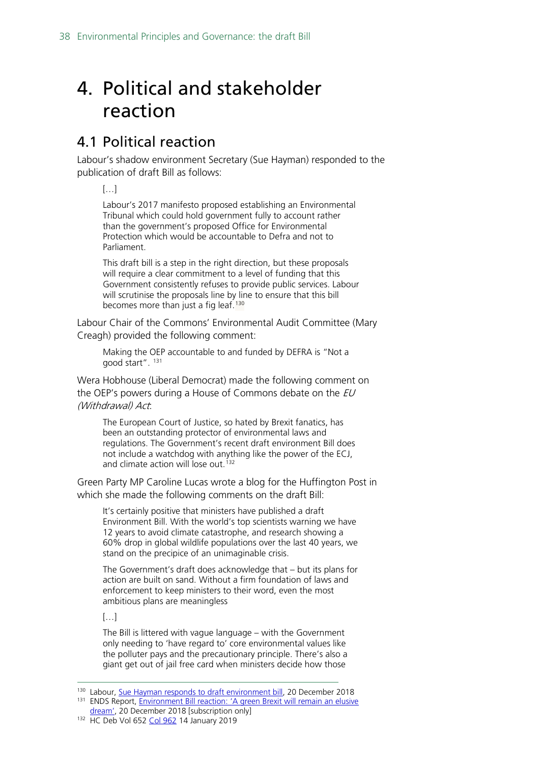# 4. Political and stakeholder reaction

## 4.1 Political reaction

Labour's shadow environment Secretary (Sue Hayman) responded to the publication of draft Bill as follows:

> […]
>
> Labour's 2017 manifesto proposed establishing an Environmental Tribunal which could hold government fully to account rather than the government's proposed Office for Environmental Protection which would be accountable to Defra and not to Parliament.
>
> This draft bill is a step in the right direction, but these proposals will require a clear commitment to a level of funding that this Government consistently refuses to provide public services. Labour will scrutinise the proposals line by line to ensure that this bill becomes more than just a fig leaf.[130]

Labour Chair of the Commons' Environmental Audit Committee (Mary Creagh) provided the following comment:

> Making the OEP accountable to and funded by DEFRA is "Not a good start". [131]

Wera Hobhouse (Liberal Democrat) made the following comment on the OEP's powers during a House of Commons debate on the *EU (Withdrawal) Act*:

> The European Court of Justice, so hated by Brexit fanatics, has been an outstanding protector of environmental laws and regulations. The Government's recent draft environment Bill does not include a watchdog with anything like the power of the ECJ, and climate action will lose out.[132]

Green Party MP Caroline Lucas wrote a blog for the Huffington Post in which she made the following comments on the draft Bill:

> It's certainly positive that ministers have published a draft Environment Bill. With the world's top scientists warning we have 12 years to avoid climate catastrophe, and research showing a 60% drop in global wildlife populations over the last 40 years, we stand on the precipice of an unimaginable crisis.
>
> The Government's draft does acknowledge that – but its plans for action are built on sand. Without a firm foundation of laws and enforcement to keep ministers to their word, even the most ambitious plans are meaningless
>
> […]
>
> The Bill is littered with vague language – with the Government only needing to 'have regard to' core environmental values like the polluter pays and the precautionary principle. There's also a giant get out of jail free card when ministers decide how those

---

[130] Labour, Sue Hayman responds to draft environment bill, 20 December 2018

[131] ENDS Report, Environment Bill reaction: 'A green Brexit will remain an elusive dream', 20 December 2018 [subscription only]

[132] HC Deb Vol 652 Col 962 14 January 2019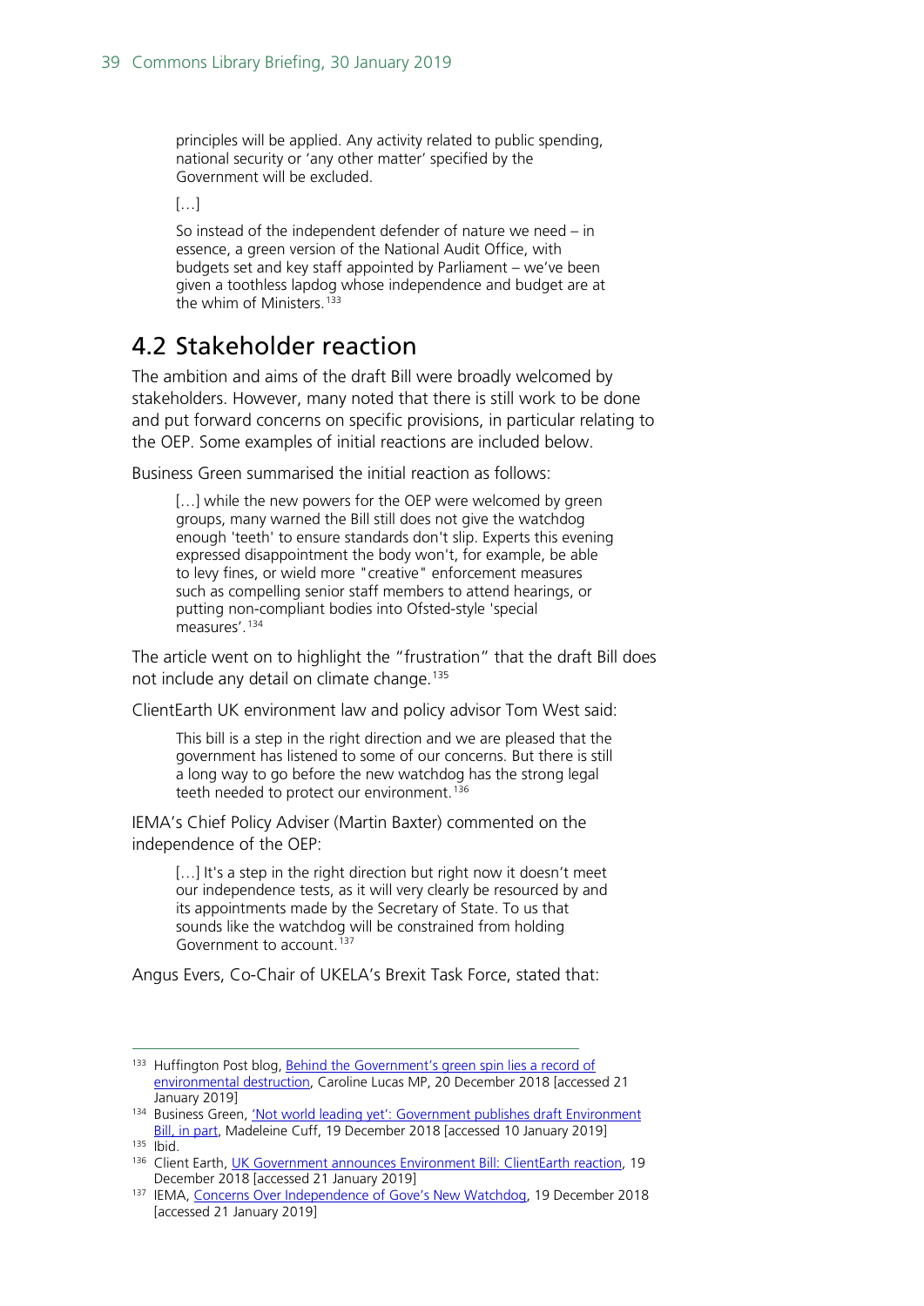> principles will be applied. Any activity related to public spending, national security or 'any other matter' specified by the Government will be excluded.
>
> […]
>
> So instead of the independent defender of nature we need – in essence, a green version of the National Audit Office, with budgets set and key staff appointed by Parliament – we've been given a toothless lapdog whose independence and budget are at the whim of Ministers.[133]

## 4.2 Stakeholder reaction

The ambition and aims of the draft Bill were broadly welcomed by stakeholders. However, many noted that there is still work to be done and put forward concerns on specific provisions, in particular relating to the OEP. Some examples of initial reactions are included below.

Business Green summarised the initial reaction as follows:

> […] while the new powers for the OEP were welcomed by green groups, many warned the Bill still does not give the watchdog enough 'teeth' to ensure standards don't slip. Experts this evening expressed disappointment the body won't, for example, be able to levy fines, or wield more "creative" enforcement measures such as compelling senior staff members to attend hearings, or putting non-compliant bodies into Ofsted-style 'special measures'.[134]

The article went on to highlight the "frustration" that the draft Bill does not include any detail on climate change.[135]

ClientEarth UK environment law and policy advisor Tom West said:

> This bill is a step in the right direction and we are pleased that the government has listened to some of our concerns. But there is still a long way to go before the new watchdog has the strong legal teeth needed to protect our environment.[136]

IEMA's Chief Policy Adviser (Martin Baxter) commented on the independence of the OEP:

> […] It's a step in the right direction but right now it doesn't meet our independence tests, as it will very clearly be resourced by and its appointments made by the Secretary of State. To us that sounds like the watchdog will be constrained from holding Government to account.[137]

Angus Evers, Co-Chair of UKELA's Brexit Task Force, stated that:

---

[133] Huffington Post blog, Behind the Government's green spin lies a record of environmental destruction, Caroline Lucas MP, 20 December 2018 [accessed 21 January 2019]

[134] Business Green, 'Not world leading yet': Government publishes draft Environment Bill, in part, Madeleine Cuff, 19 December 2018 [accessed 10 January 2019]

[135] Ibid.

[136] Client Earth, UK Government announces Environment Bill: ClientEarth reaction, 19 December 2018 [accessed 21 January 2019]

[137] IEMA, Concerns Over Independence of Gove's New Watchdog, 19 December 2018 [accessed 21 January 2019]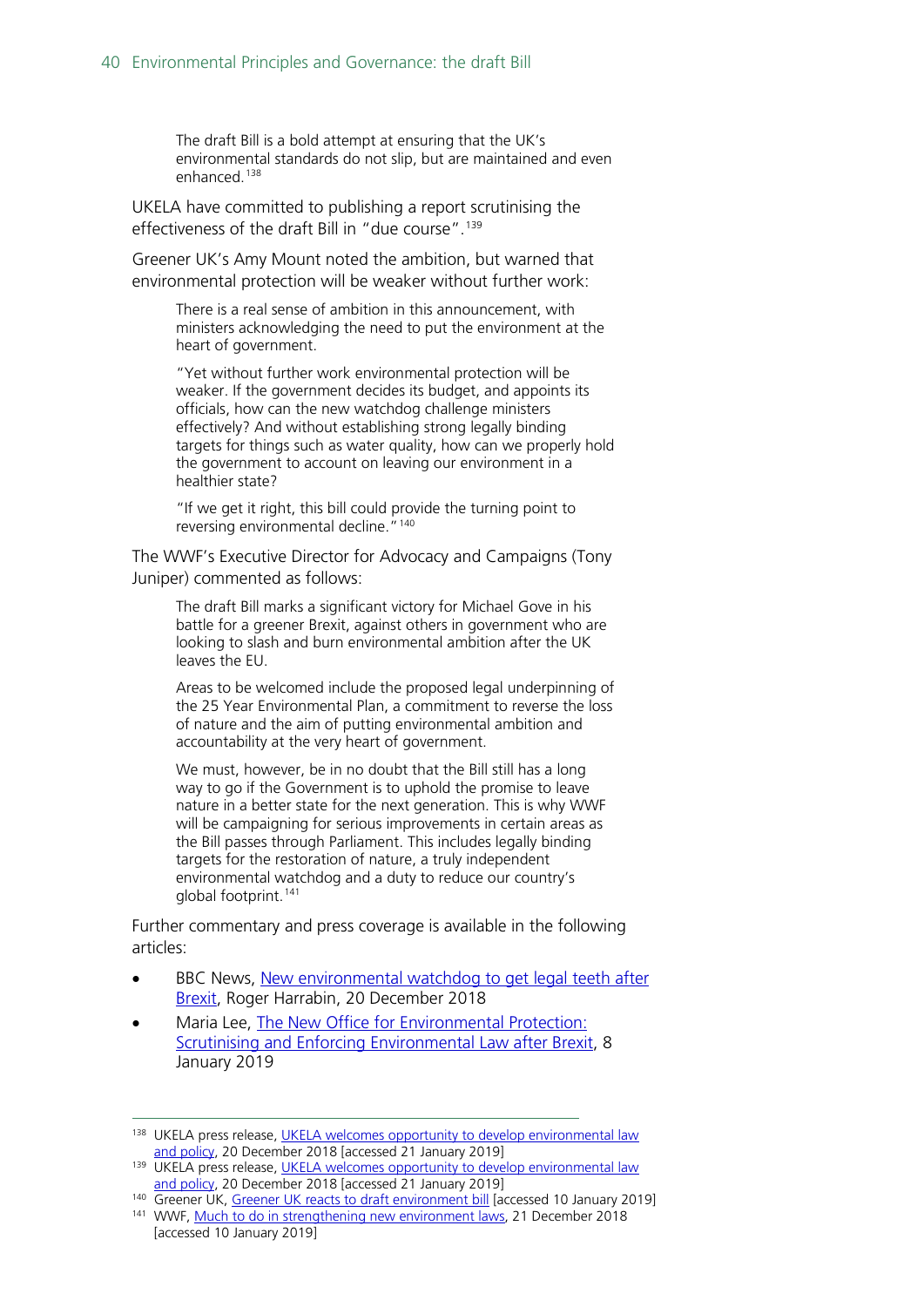> The draft Bill is a bold attempt at ensuring that the UK's environmental standards do not slip, but are maintained and even enhanced.[138]

UKELA have committed to publishing a report scrutinising the effectiveness of the draft Bill in "due course".[139]

Greener UK's Amy Mount noted the ambition, but warned that environmental protection will be weaker without further work:

> There is a real sense of ambition in this announcement, with ministers acknowledging the need to put the environment at the heart of government.
>
> "Yet without further work environmental protection will be weaker. If the government decides its budget, and appoints its officials, how can the new watchdog challenge ministers effectively? And without establishing strong legally binding targets for things such as water quality, how can we properly hold the government to account on leaving our environment in a healthier state?
>
> "If we get it right, this bill could provide the turning point to reversing environmental decline."[140]

The WWF's Executive Director for Advocacy and Campaigns (Tony Juniper) commented as follows:

> The draft Bill marks a significant victory for Michael Gove in his battle for a greener Brexit, against others in government who are looking to slash and burn environmental ambition after the UK leaves the EU.
>
> Areas to be welcomed include the proposed legal underpinning of the 25 Year Environmental Plan, a commitment to reverse the loss of nature and the aim of putting environmental ambition and accountability at the very heart of government.
>
> We must, however, be in no doubt that the Bill still has a long way to go if the Government is to uphold the promise to leave nature in a better state for the next generation. This is why WWF will be campaigning for serious improvements in certain areas as the Bill passes through Parliament. This includes legally binding targets for the restoration of nature, a truly independent environmental watchdog and a duty to reduce our country's global footprint.[141]

Further commentary and press coverage is available in the following articles:

- BBC News, New environmental watchdog to get legal teeth after Brexit, Roger Harrabin, 20 December 2018
- Maria Lee, The New Office for Environmental Protection: Scrutinising and Enforcing Environmental Law after Brexit, 8 January 2019

---

[138] UKELA press release, UKELA welcomes opportunity to develop environmental law and policy, 20 December 2018 [accessed 21 January 2019]

[139] UKELA press release, UKELA welcomes opportunity to develop environmental law and policy, 20 December 2018 [accessed 21 January 2019]

[140] Greener UK, Greener UK reacts to draft environment bill [accessed 10 January 2019]

[141] WWF, Much to do in strengthening new environment laws, 21 December 2018 [accessed 10 January 2019]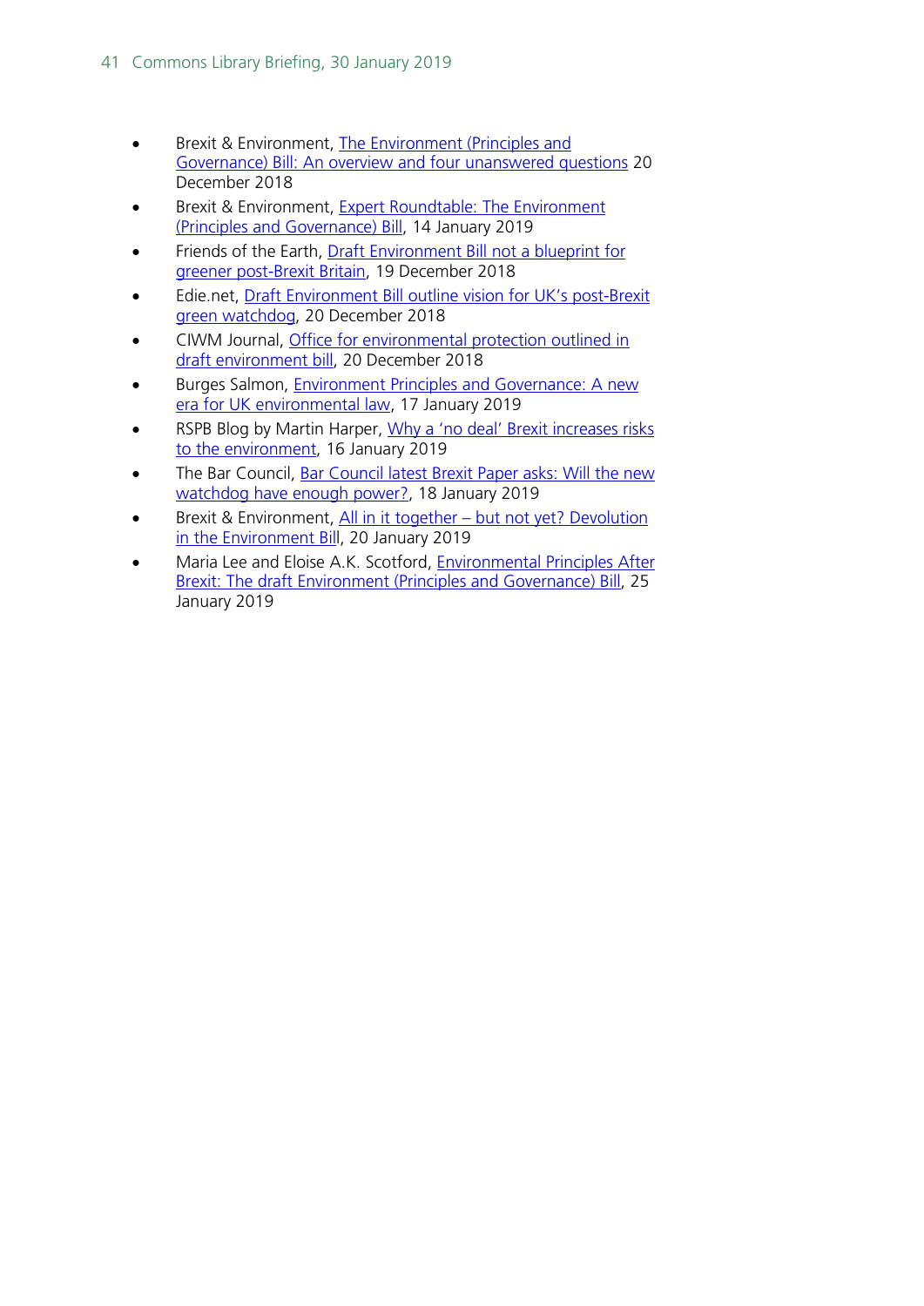- Brexit & Environment, The Environment (Principles and Governance) Bill: An overview and four unanswered questions 20 December 2018
- Brexit & Environment, Expert Roundtable: The Environment (Principles and Governance) Bill, 14 January 2019
- Friends of the Earth, Draft Environment Bill not a blueprint for greener post-Brexit Britain, 19 December 2018
- Edie.net, Draft Environment Bill outline vision for UK's post-Brexit green watchdog, 20 December 2018
- CIWM Journal, Office for environmental protection outlined in draft environment bill, 20 December 2018
- Burges Salmon, Environment Principles and Governance: A new era for UK environmental law, 17 January 2019
- RSPB Blog by Martin Harper, Why a 'no deal' Brexit increases risks to the environment, 16 January 2019
- The Bar Council, Bar Council latest Brexit Paper asks: Will the new watchdog have enough power?, 18 January 2019
- Brexit & Environment, All in it together – but not yet? Devolution in the Environment Bill, 20 January 2019
- Maria Lee and Eloise A.K. Scotford, Environmental Principles After Brexit: The draft Environment (Principles and Governance) Bill, 25 January 2019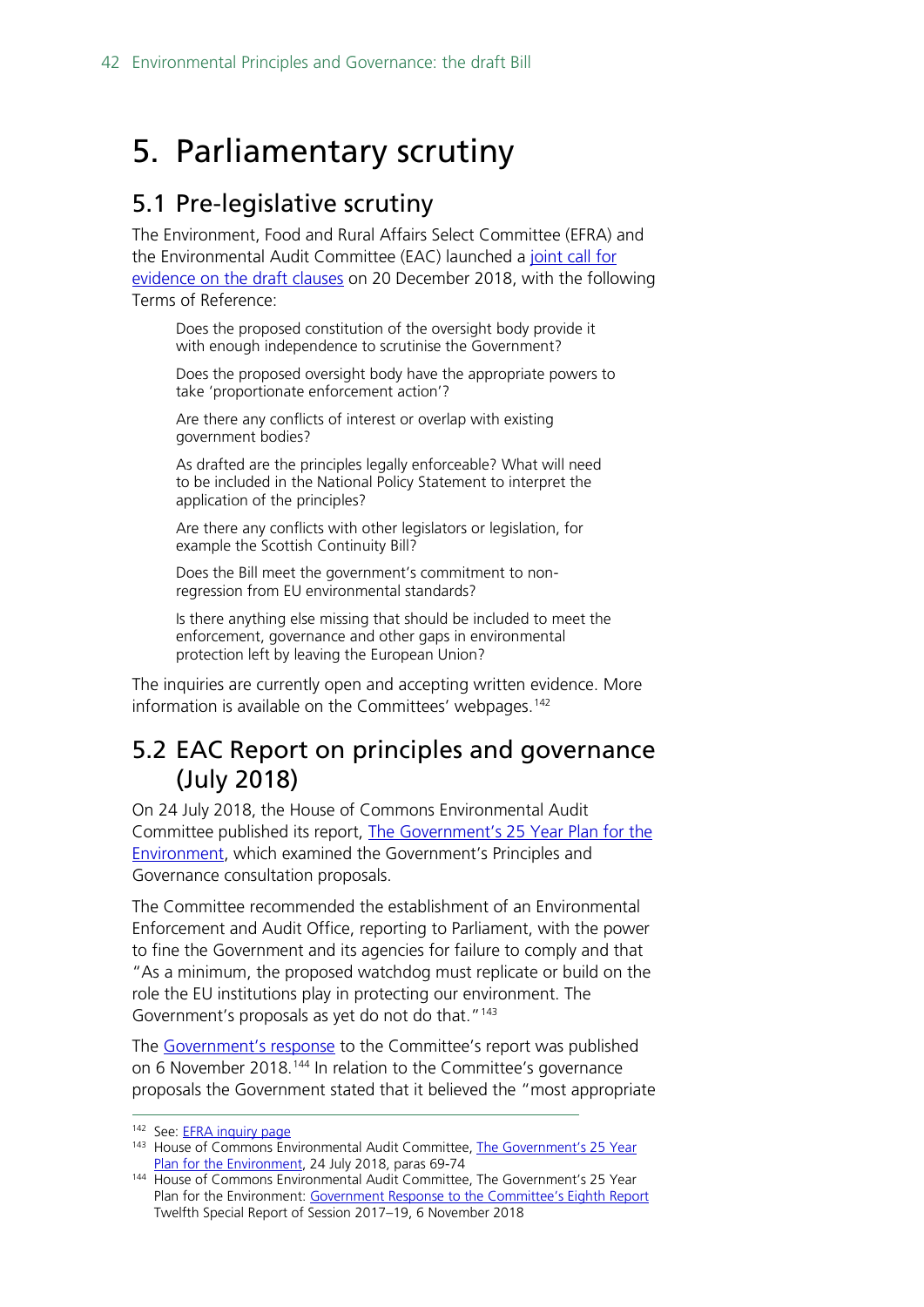# 5. Parliamentary scrutiny

## 5.1 Pre-legislative scrutiny

The Environment, Food and Rural Affairs Select Committee (EFRA) and the Environmental Audit Committee (EAC) launched a joint call for evidence on the draft clauses on 20 December 2018, with the following Terms of Reference:

> Does the proposed constitution of the oversight body provide it with enough independence to scrutinise the Government?
>
> Does the proposed oversight body have the appropriate powers to take 'proportionate enforcement action'?
>
> Are there any conflicts of interest or overlap with existing government bodies?
>
> As drafted are the principles legally enforceable? What will need to be included in the National Policy Statement to interpret the application of the principles?
>
> Are there any conflicts with other legislators or legislation, for example the Scottish Continuity Bill?
>
> Does the Bill meet the government's commitment to non-regression from EU environmental standards?
>
> Is there anything else missing that should be included to meet the enforcement, governance and other gaps in environmental protection left by leaving the European Union?

The inquiries are currently open and accepting written evidence. More information is available on the Committees' webpages.[142]

## 5.2 EAC Report on principles and governance (July 2018)

On 24 July 2018, the House of Commons Environmental Audit Committee published its report, The Government's 25 Year Plan for the Environment, which examined the Government's Principles and Governance consultation proposals.

The Committee recommended the establishment of an Environmental Enforcement and Audit Office, reporting to Parliament, with the power to fine the Government and its agencies for failure to comply and that "As a minimum, the proposed watchdog must replicate or build on the role the EU institutions play in protecting our environment. The Government's proposals as yet do not do that."[143]

The Government's response to the Committee's report was published on 6 November 2018.[144] In relation to the Committee's governance proposals the Government stated that it believed the "most appropriate

---

[142] See: EFRA inquiry page

[143] House of Commons Environmental Audit Committee, The Government's 25 Year Plan for the Environment, 24 July 2018, paras 69-74

[144] House of Commons Environmental Audit Committee, The Government's 25 Year Plan for the Environment: Government Response to the Committee's Eighth Report Twelfth Special Report of Session 2017–19, 6 November 2018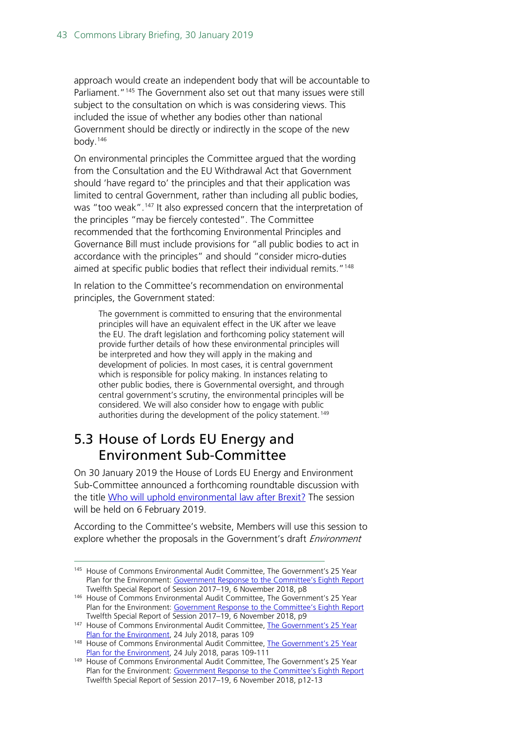approach would create an independent body that will be accountable to Parliament."[145] The Government also set out that many issues were still subject to the consultation on which is was considering views. This included the issue of whether any bodies other than national Government should be directly or indirectly in the scope of the new body.[146]

On environmental principles the Committee argued that the wording from the Consultation and the EU Withdrawal Act that Government should 'have regard to' the principles and that their application was limited to central Government, rather than including all public bodies, was "too weak".[147] It also expressed concern that the interpretation of the principles "may be fiercely contested". The Committee recommended that the forthcoming Environmental Principles and Governance Bill must include provisions for "all public bodies to act in accordance with the principles" and should "consider micro-duties aimed at specific public bodies that reflect their individual remits."[148]

In relation to the Committee's recommendation on environmental principles, the Government stated:

> The government is committed to ensuring that the environmental principles will have an equivalent effect in the UK after we leave the EU. The draft legislation and forthcoming policy statement will provide further details of how these environmental principles will be interpreted and how they will apply in the making and development of policies. In most cases, it is central government which is responsible for policy making. In instances relating to other public bodies, there is Governmental oversight, and through central government's scrutiny, the environmental principles will be considered. We will also consider how to engage with public authorities during the development of the policy statement.[149]

## 5.3 House of Lords EU Energy and Environment Sub-Committee

On 30 January 2019 the House of Lords EU Energy and Environment Sub-Committee announced a forthcoming roundtable discussion with the title Who will uphold environmental law after Brexit? The session will be held on 6 February 2019.

According to the Committee's website, Members will use this session to explore whether the proposals in the Government's draft *Environment*

---

[145] House of Commons Environmental Audit Committee, The Government's 25 Year Plan for the Environment: Government Response to the Committee's Eighth Report Twelfth Special Report of Session 2017–19, 6 November 2018, p8

[146] House of Commons Environmental Audit Committee, The Government's 25 Year Plan for the Environment: Government Response to the Committee's Eighth Report Twelfth Special Report of Session 2017–19, 6 November 2018, p9

[147] House of Commons Environmental Audit Committee, The Government's 25 Year Plan for the Environment, 24 July 2018, paras 109

[148] House of Commons Environmental Audit Committee, The Government's 25 Year Plan for the Environment, 24 July 2018, paras 109-111

[149] House of Commons Environmental Audit Committee, The Government's 25 Year Plan for the Environment: Government Response to the Committee's Eighth Report Twelfth Special Report of Session 2017–19, 6 November 2018, p12-13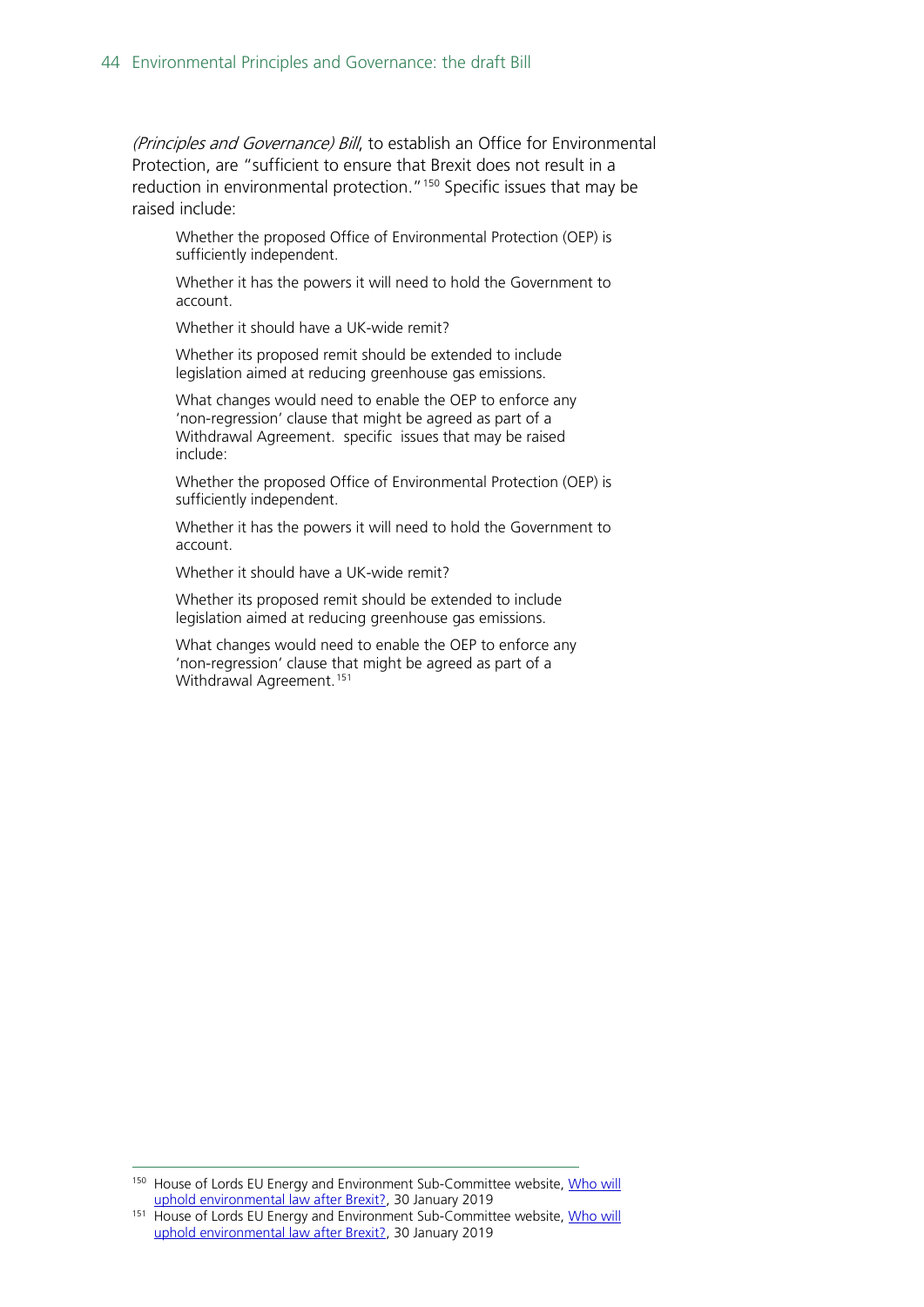*(Principles and Governance) Bill*, to establish an Office for Environmental Protection, are "sufficient to ensure that Brexit does not result in a reduction in environmental protection."[150] Specific issues that may be raised include:

> Whether the proposed Office of Environmental Protection (OEP) is sufficiently independent.
>
> Whether it has the powers it will need to hold the Government to account.
>
> Whether it should have a UK-wide remit?
>
> Whether its proposed remit should be extended to include legislation aimed at reducing greenhouse gas emissions.
>
> What changes would need to enable the OEP to enforce any 'non-regression' clause that might be agreed as part of a Withdrawal Agreement. specific issues that may be raised include:
>
> Whether the proposed Office of Environmental Protection (OEP) is sufficiently independent.
>
> Whether it has the powers it will need to hold the Government to account.
>
> Whether it should have a UK-wide remit?
>
> Whether its proposed remit should be extended to include legislation aimed at reducing greenhouse gas emissions.
>
> What changes would need to enable the OEP to enforce any 'non-regression' clause that might be agreed as part of a Withdrawal Agreement.[151]

---

[150] House of Lords EU Energy and Environment Sub-Committee website, Who will uphold environmental law after Brexit?, 30 January 2019

[151] House of Lords EU Energy and Environment Sub-Committee website, Who will uphold environmental law after Brexit?, 30 January 2019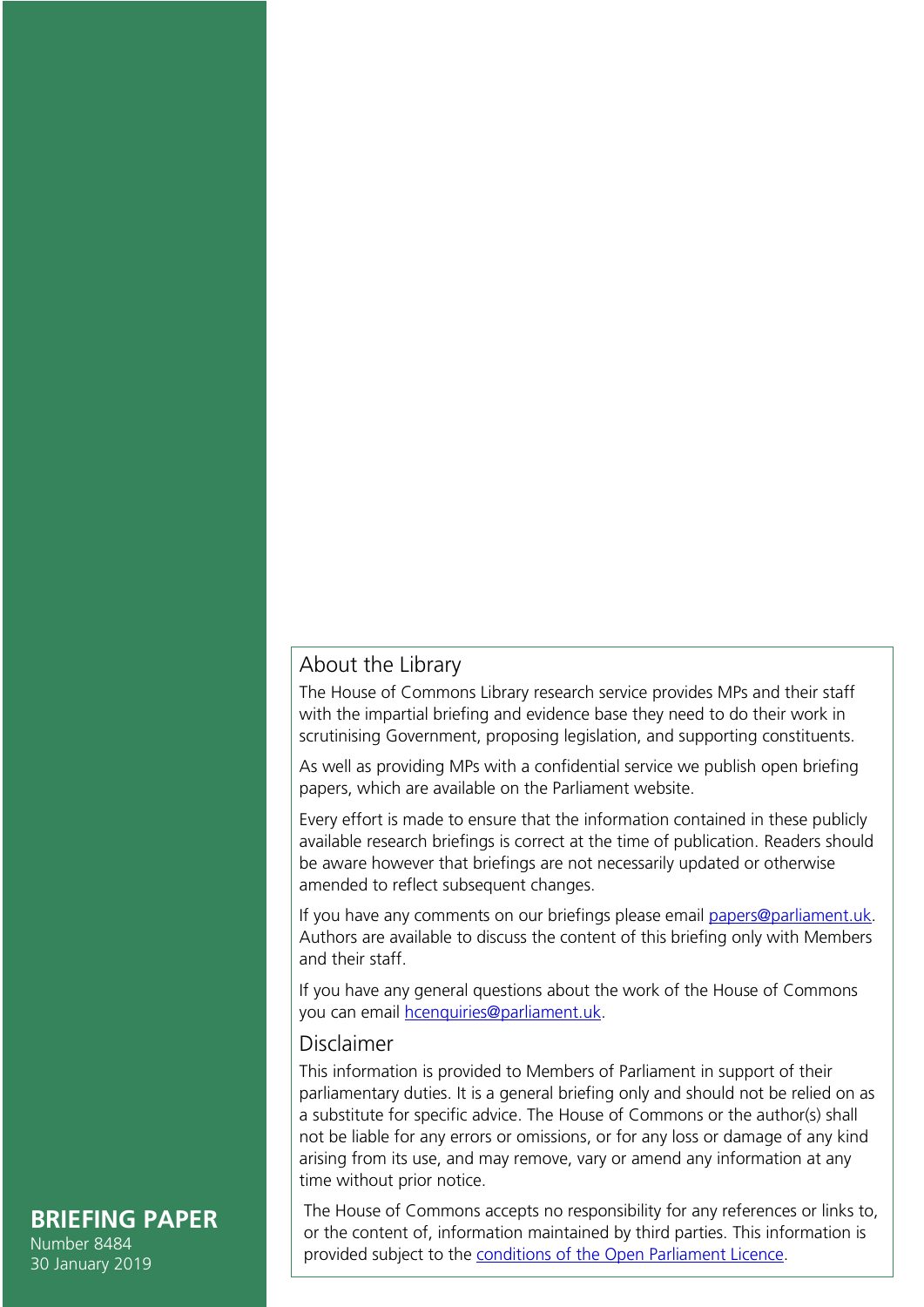## About the Library

The House of Commons Library research service provides MPs and their staff with the impartial briefing and evidence base they need to do their work in scrutinising Government, proposing legislation, and supporting constituents.

As well as providing MPs with a confidential service we publish open briefing papers, which are available on the Parliament website.

Every effort is made to ensure that the information contained in these publicly available research briefings is correct at the time of publication. Readers should be aware however that briefings are not necessarily updated or otherwise amended to reflect subsequent changes.

If you have any comments on our briefings please email [papers@parliament.uk](mailto:papers@parliament.uk). Authors are available to discuss the content of this briefing only with Members and their staff.

If you have any general questions about the work of the House of Commons you can email [hcenquiries@parliament.uk](mailto:hcenquiries@parliament.uk).

## Disclaimer

This information is provided to Members of Parliament in support of their parliamentary duties. It is a general briefing only and should not be relied on as a substitute for specific advice. The House of Commons or the author(s) shall not be liable for any errors or omissions, or for any loss or damage of any kind arising from its use, and may remove, vary or amend any information at any time without prior notice.

The House of Commons accepts no responsibility for any references or links to, or the content of, information maintained by third parties. This information is provided subject to the conditions of the Open Parliament Licence.

**BRIEFING PAPER**

Number 8484

30 January 2019